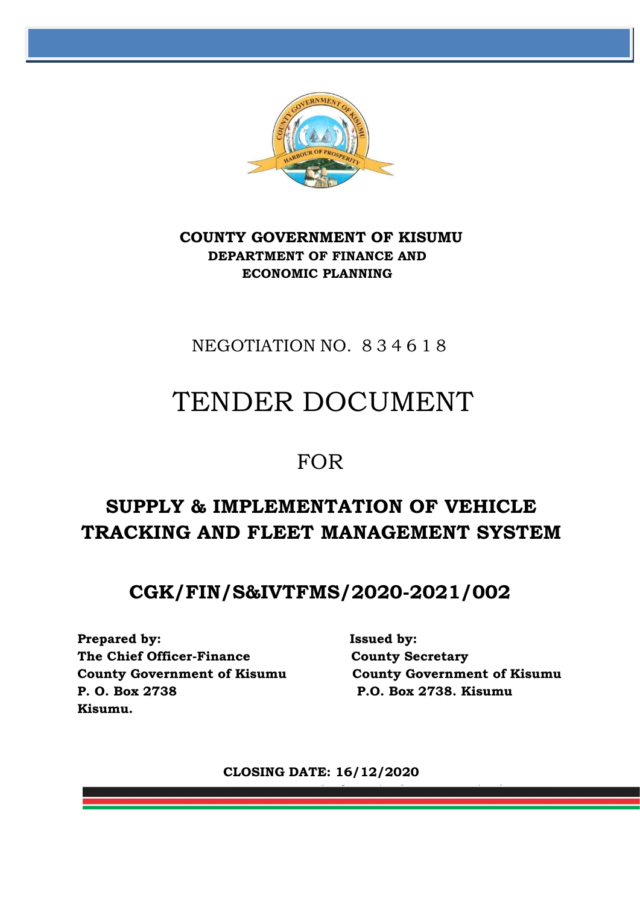**COUNTY GOVERNMENT OF KISUMU**
**DEPARTMENT OF FINANCE AND ECONOMIC PLANNING**

NEGOTIATION NO. 8 3 4 6 1 8

# TENDER DOCUMENT

FOR

## SUPPLY & IMPLEMENTATION OF VEHICLE TRACKING AND FLEET MANAGEMENT SYSTEM

## CGK/FIN/S&IVTFMS/2020-2021/002

**Prepared by:**
**The Chief Officer-Finance**
**County Government of Kisumu**
**P. O. Box 2738**
**Kisumu.**

**Issued by:**
**County Secretary**
**County Government of Kisumu**
**P.O. Box 2738. Kisumu**

**CLOSING DATE: 16/12/2020**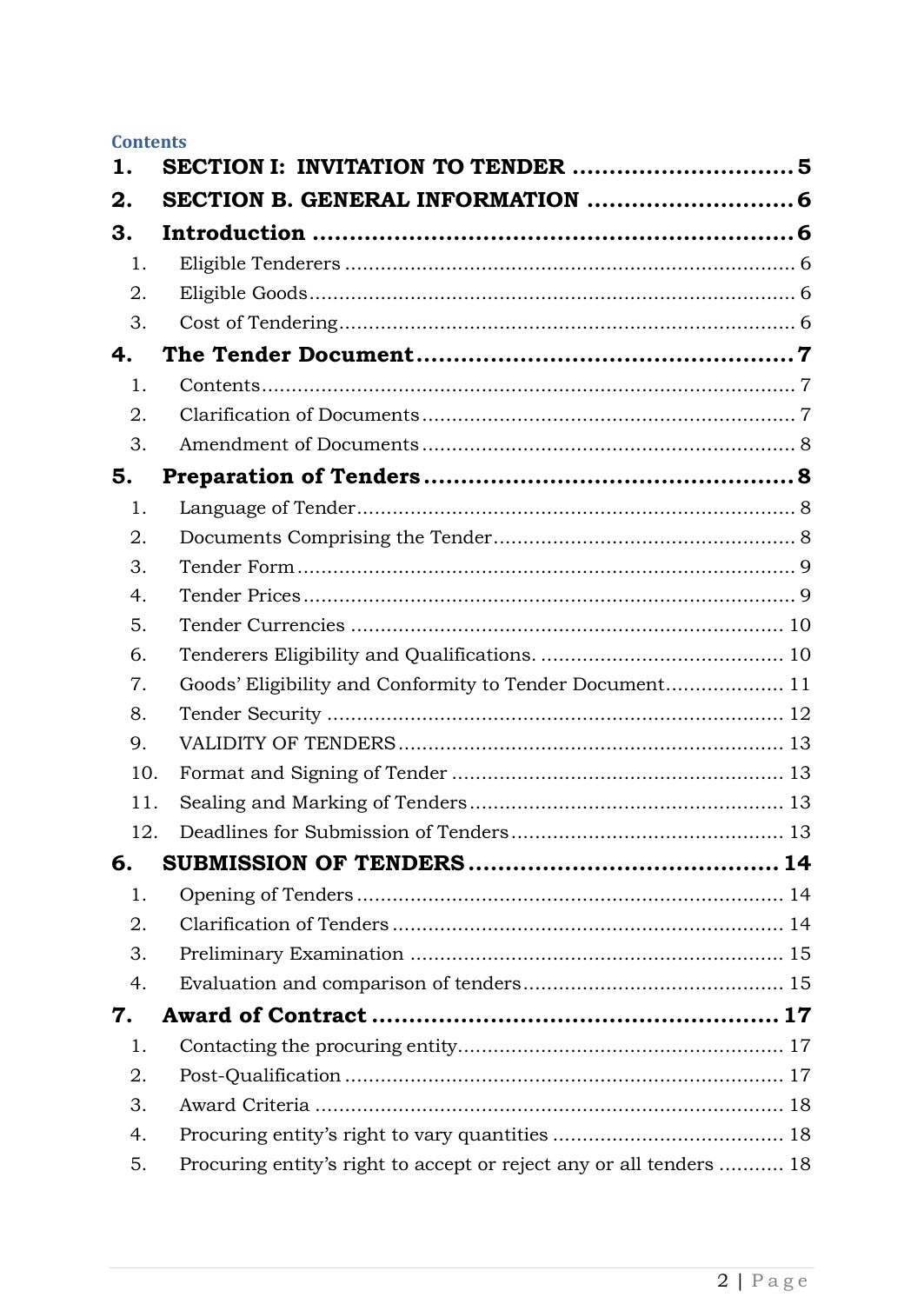**Contents**

1. **SECTION I: INVITATION TO TENDER** .............................. 5
2. **SECTION B. GENERAL INFORMATION** ............................ 6
3. **Introduction** ................................................................ 6
    1. Eligible Tenderers ............................................................ 6
    2. Eligible Goods ................................................................. 6
    3. Cost of Tendering ............................................................ 6
4. **The Tender Document** .................................................. 7
    1. Contents .......................................................................... 7
    2. Clarification of Documents .............................................. 7
    3. Amendment of Documents ............................................... 8
5. **Preparation of Tenders** ................................................. 8
    1. Language of Tender .......................................................... 8
    2. Documents Comprising the Tender ................................... 8
    3. Tender Form .................................................................... 9
    4. Tender Prices ................................................................... 9
    5. Tender Currencies ......................................................... 10
    6. Tenderers Eligibility and Qualifications. ......................... 10
    7. Goods' Eligibility and Conformity to Tender Document .................... 11
    8. Tender Security ............................................................. 12
    9. VALIDITY OF TENDERS ................................................ 13
    10. Format and Signing of Tender ....................................... 13
    11. Sealing and Marking of Tenders .................................... 13
    12. Deadlines for Submission of Tenders .............................. 13
6. **SUBMISSION OF TENDERS** ......................................... 14
    1. Opening of Tenders ........................................................ 14
    2. Clarification of Tenders ................................................. 14
    3. Preliminary Examination ............................................... 15
    4. Evaluation and comparison of tenders ............................ 15
7. **Award of Contract** ...................................................... 17
    1. Contacting the procuring entity ...................................... 17
    2. Post-Qualification .......................................................... 17
    3. Award Criteria ............................................................... 18
    4. Procuring entity's right to vary quantities ....................... 18
    5. Procuring entity's right to accept or reject any or all tenders ........... 18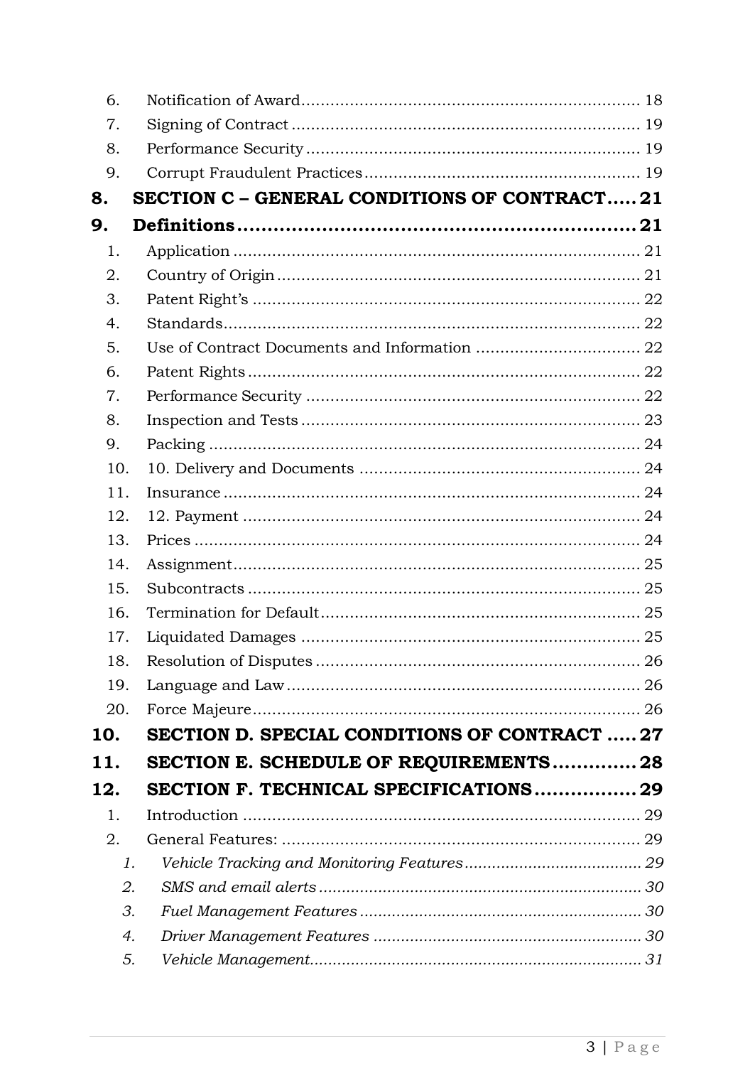6. Notification of Award ..................................................................... 18
7. Signing of Contract ....................................................................... 19
8. Performance Security .................................................................... 19
9. Corrupt Fraudulent Practices ........................................................ 19

**8. SECTION C – GENERAL CONDITIONS OF CONTRACT ..... 21**

**9. Definitions ................................................................. 21**

1. Application ................................................................................... 21
2. Country of Origin .......................................................................... 21
3. Patent Right's ............................................................................... 22
4. Standards ...................................................................................... 22
5. Use of Contract Documents and Information ................................. 22
6. Patent Rights ................................................................................ 22
7. Performance Security .................................................................... 22
8. Inspection and Tests ..................................................................... 23
9. Packing ......................................................................................... 24
10. 10. Delivery and Documents ......................................................... 24
11. Insurance ..................................................................................... 24
12. 12. Payment .................................................................................. 24
13. Prices ........................................................................................... 24
14. Assignment ................................................................................... 25
15. Subcontracts ................................................................................ 25
16. Termination for Default ................................................................. 25
17. Liquidated Damages ..................................................................... 25
18. Resolution of Disputes .................................................................. 26
19. Language and Law ........................................................................ 26
20. Force Majeure ............................................................................... 26

**10. SECTION D. SPECIAL CONDITIONS OF CONTRACT ..... 27**

**11. SECTION E. SCHEDULE OF REQUIREMENTS ............. 28**

**12. SECTION F. TECHNICAL SPECIFICATIONS ................ 29**

1. Introduction .................................................................................. 29
2. General Features: .......................................................................... 29
   1. *Vehicle Tracking and Monitoring Features ...................................... 29*
   2. *SMS and email alerts ..................................................................... 30*
   3. *Fuel Management Features ............................................................ 30*
   4. *Driver Management Features ......................................................... 30*
   5. *Vehicle Management ...................................................................... 31*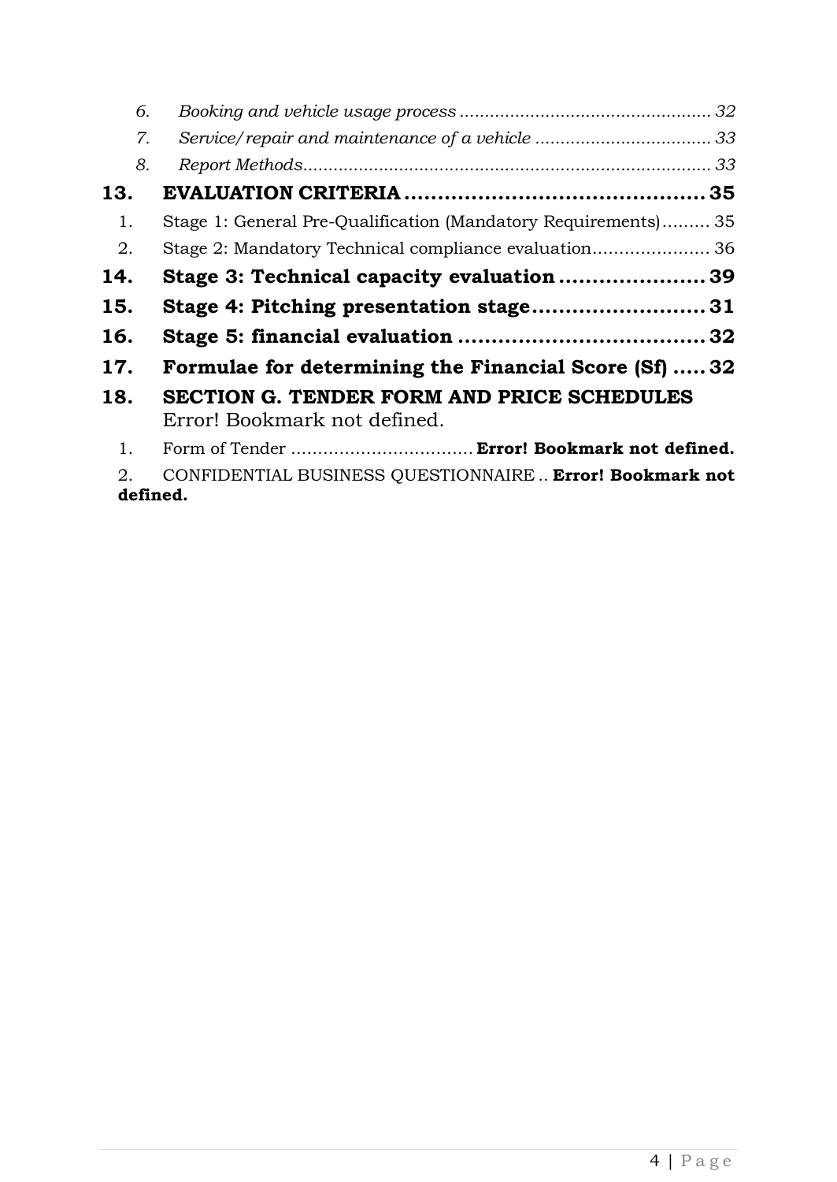6. *Booking and vehicle usage process ................................................. 32*
7. *Service/repair and maintenance of a vehicle .................................. 33*
8. *Report Methods................................................................................ 33*

**13. EVALUATION CRITERIA ............................................. 35**

1. Stage 1: General Pre-Qualification (Mandatory Requirements)......... 35
2. Stage 2: Mandatory Technical compliance evaluation...................... 36

**14. Stage 3: Technical capacity evaluation ...................... 39**

**15. Stage 4: Pitching presentation stage.......................... 31**

**16. Stage 5: financial evaluation ..................................... 32**

**17. Formulae for determining the Financial Score (Sf) ..... 32**

**18. SECTION G. TENDER FORM AND PRICE SCHEDULES** Error! Bookmark not defined.

1. Form of Tender .................................. **Error! Bookmark not defined.**
2. CONFIDENTIAL BUSINESS QUESTIONNAIRE .. **Error! Bookmark not defined.**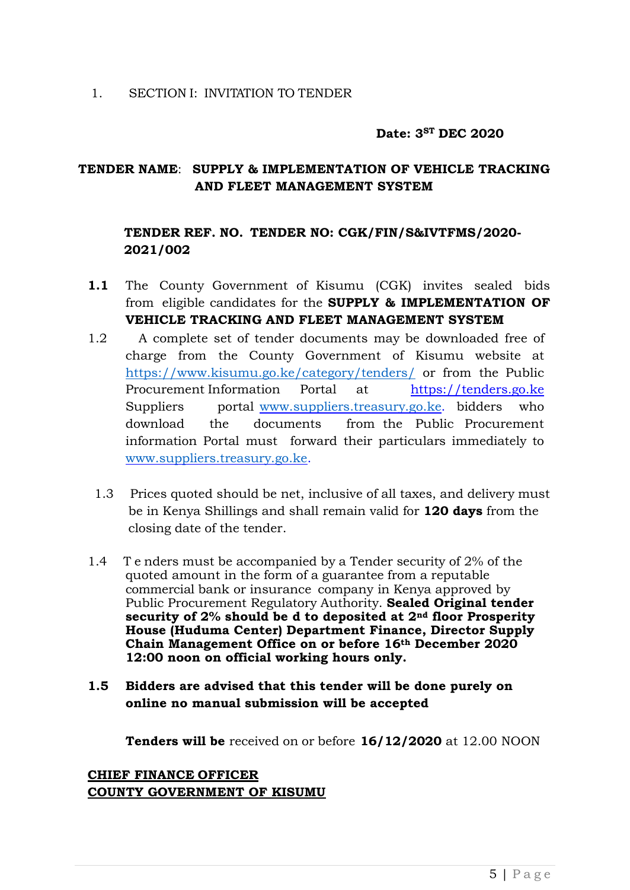1. SECTION I: INVITATION TO TENDER

**Date: 3ST DEC 2020**

**TENDER NAME**: **SUPPLY & IMPLEMENTATION OF VEHICLE TRACKING AND FLEET MANAGEMENT SYSTEM**

**TENDER REF. NO. TENDER NO: CGK/FIN/S&IVTFMS/2020-2021/002**

**1.1** The County Government of Kisumu (CGK) invites sealed bids from eligible candidates for the **SUPPLY & IMPLEMENTATION OF VEHICLE TRACKING AND FLEET MANAGEMENT SYSTEM**

1.2 A complete set of tender documents may be downloaded free of charge from the County Government of Kisumu website at https://www.kisumu.go.ke/category/tenders/ or from the Public Procurement Information Portal at https://tenders.go.ke Suppliers portal www.suppliers.treasury.go.ke. bidders who download the documents from the Public Procurement information Portal must forward their particulars immediately to www.suppliers.treasury.go.ke.

1.3 Prices quoted should be net, inclusive of all taxes, and delivery must be in Kenya Shillings and shall remain valid for **120 days** from the closing date of the tender.

1.4 T e nders must be accompanied by a Tender security of 2% of the quoted amount in the form of a guarantee from a reputable commercial bank or insurance company in Kenya approved by Public Procurement Regulatory Authority. **Sealed Original tender security of 2% should be d to deposited at 2nd floor Prosperity House (Huduma Center) Department Finance, Director Supply Chain Management Office on or before 16th December 2020 12:00 noon on official working hours only.**

**1.5 Bidders are advised that this tender will be done purely on online no manual submission will be accepted**

**Tenders will be** received on or before **16/12/2020** at 12.00 NOON

**CHIEF FINANCE OFFICER**
**COUNTY GOVERNMENT OF KISUMU**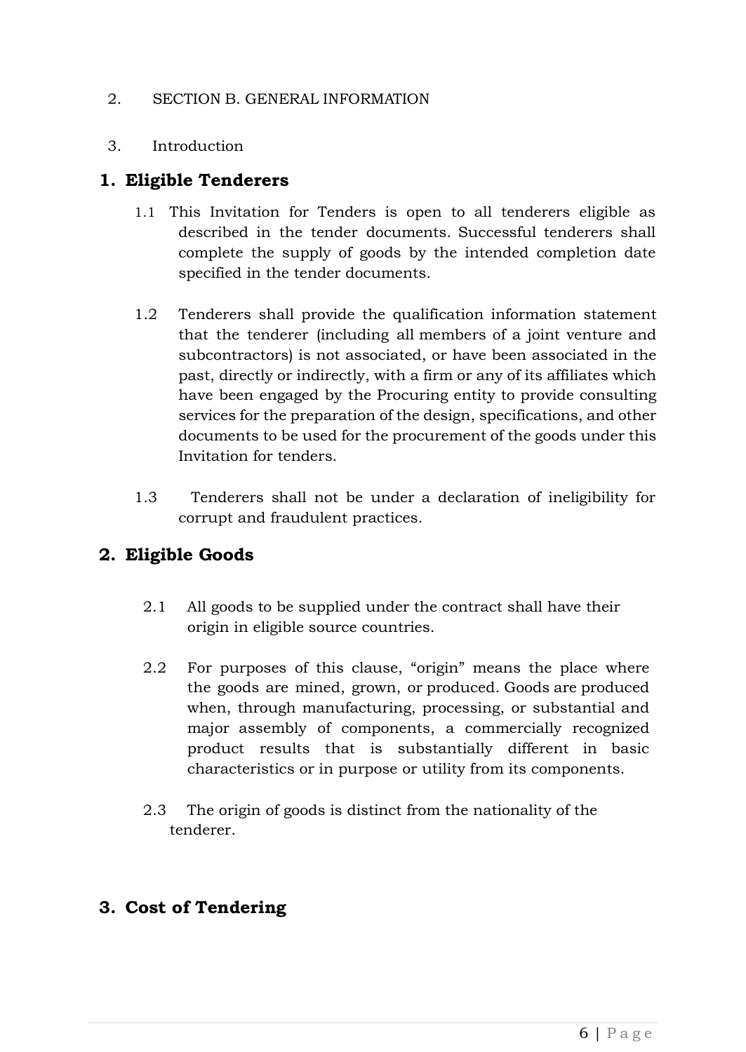2. SECTION B. GENERAL INFORMATION

3. Introduction

## 1. Eligible Tenderers

1.1 This Invitation for Tenders is open to all tenderers eligible as described in the tender documents. Successful tenderers shall complete the supply of goods by the intended completion date specified in the tender documents.

1.2 Tenderers shall provide the qualification information statement that the tenderer (including all members of a joint venture and subcontractors) is not associated, or have been associated in the past, directly or indirectly, with a firm or any of its affiliates which have been engaged by the Procuring entity to provide consulting services for the preparation of the design, specifications, and other documents to be used for the procurement of the goods under this Invitation for tenders.

1.3 Tenderers shall not be under a declaration of ineligibility for corrupt and fraudulent practices.

## 2. Eligible Goods

2.1 All goods to be supplied under the contract shall have their origin in eligible source countries.

2.2 For purposes of this clause, "origin" means the place where the goods are mined, grown, or produced. Goods are produced when, through manufacturing, processing, or substantial and major assembly of components, a commercially recognized product results that is substantially different in basic characteristics or in purpose or utility from its components.

2.3 The origin of goods is distinct from the nationality of the tenderer.

## 3. Cost of Tendering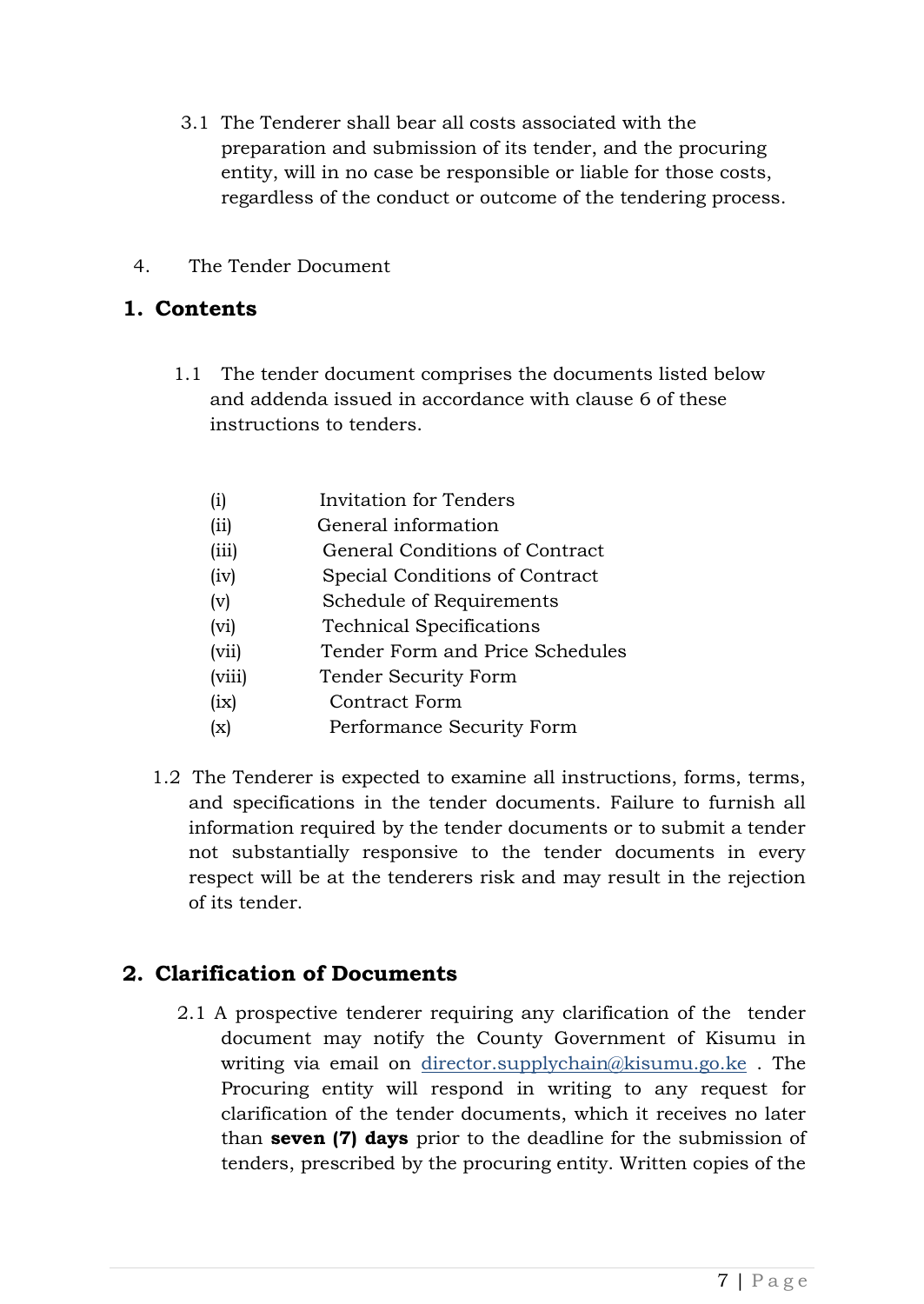3.1 The Tenderer shall bear all costs associated with the preparation and submission of its tender, and the procuring entity, will in no case be responsible or liable for those costs, regardless of the conduct or outcome of the tendering process.

4. The Tender Document

## 1. Contents

1.1 The tender document comprises the documents listed below and addenda issued in accordance with clause 6 of these instructions to tenders.

(i) Invitation for Tenders
(ii) General information
(iii) General Conditions of Contract
(iv) Special Conditions of Contract
(v) Schedule of Requirements
(vi) Technical Specifications
(vii) Tender Form and Price Schedules
(viii) Tender Security Form
(ix) Contract Form
(x) Performance Security Form

1.2 The Tenderer is expected to examine all instructions, forms, terms, and specifications in the tender documents. Failure to furnish all information required by the tender documents or to submit a tender not substantially responsive to the tender documents in every respect will be at the tenderers risk and may result in the rejection of its tender.

## 2. Clarification of Documents

2.1 A prospective tenderer requiring any clarification of the tender document may notify the County Government of Kisumu in writing via email on director.supplychain@kisumu.go.ke . The Procuring entity will respond in writing to any request for clarification of the tender documents, which it receives no later than **seven (7) days** prior to the deadline for the submission of tenders, prescribed by the procuring entity. Written copies of the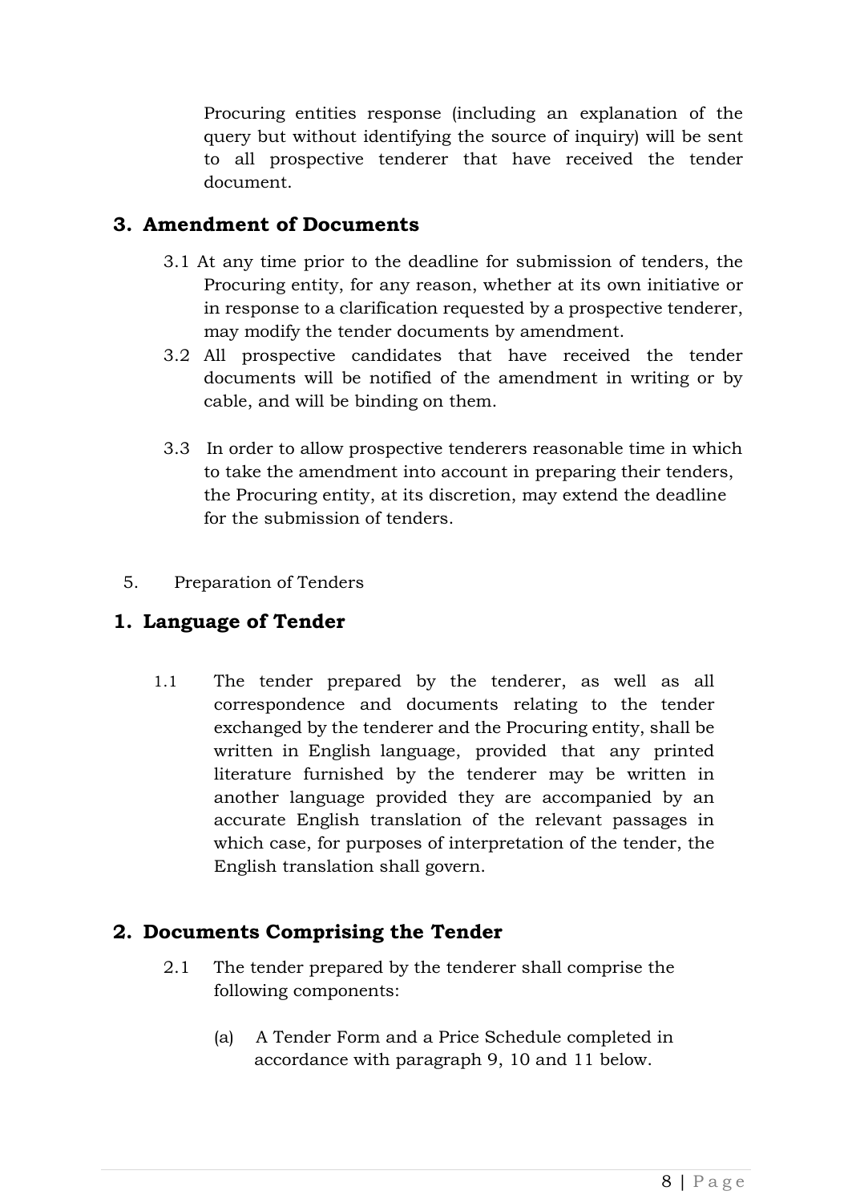Procuring entities response (including an explanation of the query but without identifying the source of inquiry) will be sent to all prospective tenderer that have received the tender document.

## 3. Amendment of Documents

3.1 At any time prior to the deadline for submission of tenders, the Procuring entity, for any reason, whether at its own initiative or in response to a clarification requested by a prospective tenderer, may modify the tender documents by amendment.

3.2 All prospective candidates that have received the tender documents will be notified of the amendment in writing or by cable, and will be binding on them.

3.3 In order to allow prospective tenderers reasonable time in which to take the amendment into account in preparing their tenders, the Procuring entity, at its discretion, may extend the deadline for the submission of tenders.

5. Preparation of Tenders

## 1. Language of Tender

1.1 The tender prepared by the tenderer, as well as all correspondence and documents relating to the tender exchanged by the tenderer and the Procuring entity, shall be written in English language, provided that any printed literature furnished by the tenderer may be written in another language provided they are accompanied by an accurate English translation of the relevant passages in which case, for purposes of interpretation of the tender, the English translation shall govern.

## 2. Documents Comprising the Tender

2.1 The tender prepared by the tenderer shall comprise the following components:

(a) A Tender Form and a Price Schedule completed in accordance with paragraph 9, 10 and 11 below.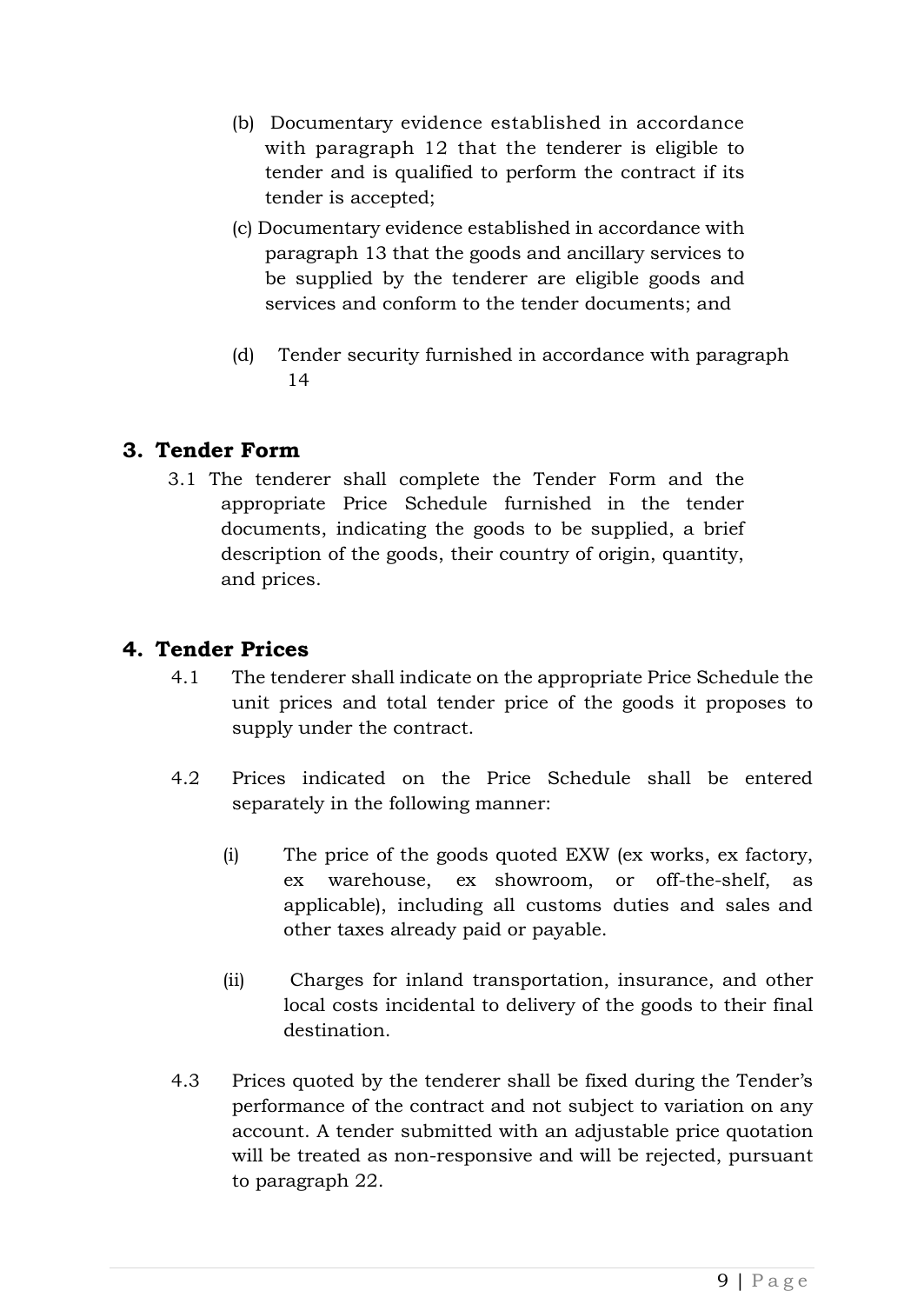(b) Documentary evidence established in accordance with paragraph 12 that the tenderer is eligible to tender and is qualified to perform the contract if its tender is accepted;

(c) Documentary evidence established in accordance with paragraph 13 that the goods and ancillary services to be supplied by the tenderer are eligible goods and services and conform to the tender documents; and

(d) Tender security furnished in accordance with paragraph 14

## 3. Tender Form

3.1 The tenderer shall complete the Tender Form and the appropriate Price Schedule furnished in the tender documents, indicating the goods to be supplied, a brief description of the goods, their country of origin, quantity, and prices.

## 4. Tender Prices

4.1 The tenderer shall indicate on the appropriate Price Schedule the unit prices and total tender price of the goods it proposes to supply under the contract.

4.2 Prices indicated on the Price Schedule shall be entered separately in the following manner:

(i) The price of the goods quoted EXW (ex works, ex factory, ex warehouse, ex showroom, or off-the-shelf, as applicable), including all customs duties and sales and other taxes already paid or payable.

(ii) Charges for inland transportation, insurance, and other local costs incidental to delivery of the goods to their final destination.

4.3 Prices quoted by the tenderer shall be fixed during the Tender's performance of the contract and not subject to variation on any account. A tender submitted with an adjustable price quotation will be treated as non-responsive and will be rejected, pursuant to paragraph 22.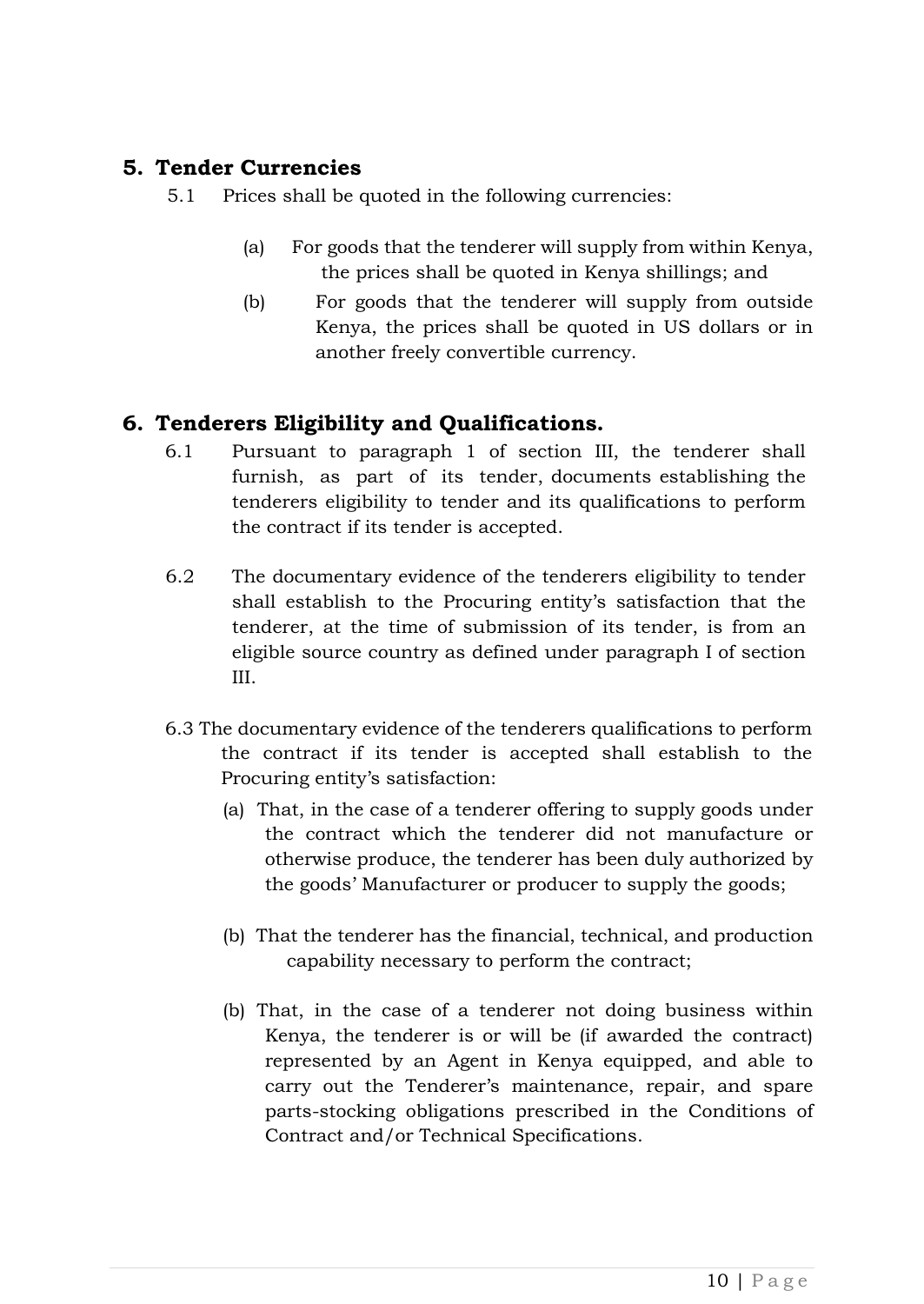## 5. Tender Currencies

5.1 Prices shall be quoted in the following currencies:

(a) For goods that the tenderer will supply from within Kenya, the prices shall be quoted in Kenya shillings; and

(b) For goods that the tenderer will supply from outside Kenya, the prices shall be quoted in US dollars or in another freely convertible currency.

## 6. Tenderers Eligibility and Qualifications.

6.1 Pursuant to paragraph 1 of section III, the tenderer shall furnish, as part of its tender, documents establishing the tenderers eligibility to tender and its qualifications to perform the contract if its tender is accepted.

6.2 The documentary evidence of the tenderers eligibility to tender shall establish to the Procuring entity's satisfaction that the tenderer, at the time of submission of its tender, is from an eligible source country as defined under paragraph I of section III.

6.3 The documentary evidence of the tenderers qualifications to perform the contract if its tender is accepted shall establish to the Procuring entity's satisfaction:

(a) That, in the case of a tenderer offering to supply goods under the contract which the tenderer did not manufacture or otherwise produce, the tenderer has been duly authorized by the goods' Manufacturer or producer to supply the goods;

(b) That the tenderer has the financial, technical, and production capability necessary to perform the contract;

(b) That, in the case of a tenderer not doing business within Kenya, the tenderer is or will be (if awarded the contract) represented by an Agent in Kenya equipped, and able to carry out the Tenderer's maintenance, repair, and spare parts-stocking obligations prescribed in the Conditions of Contract and/or Technical Specifications.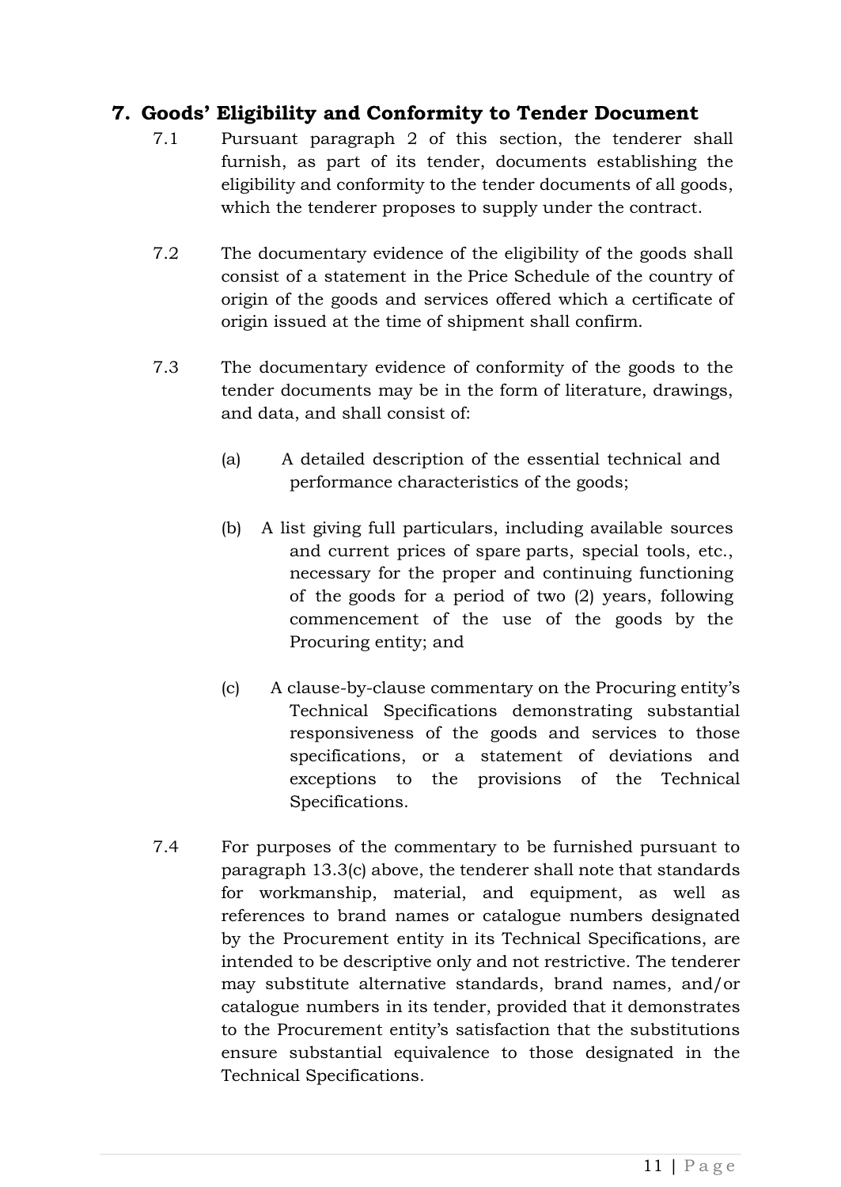## 7. Goods' Eligibility and Conformity to Tender Document

7.1 Pursuant paragraph 2 of this section, the tenderer shall furnish, as part of its tender, documents establishing the eligibility and conformity to the tender documents of all goods, which the tenderer proposes to supply under the contract.

7.2 The documentary evidence of the eligibility of the goods shall consist of a statement in the Price Schedule of the country of origin of the goods and services offered which a certificate of origin issued at the time of shipment shall confirm.

7.3 The documentary evidence of conformity of the goods to the tender documents may be in the form of literature, drawings, and data, and shall consist of:

(a) A detailed description of the essential technical and performance characteristics of the goods;

(b) A list giving full particulars, including available sources and current prices of spare parts, special tools, etc., necessary for the proper and continuing functioning of the goods for a period of two (2) years, following commencement of the use of the goods by the Procuring entity; and

(c) A clause-by-clause commentary on the Procuring entity's Technical Specifications demonstrating substantial responsiveness of the goods and services to those specifications, or a statement of deviations and exceptions to the provisions of the Technical Specifications.

7.4 For purposes of the commentary to be furnished pursuant to paragraph 13.3(c) above, the tenderer shall note that standards for workmanship, material, and equipment, as well as references to brand names or catalogue numbers designated by the Procurement entity in its Technical Specifications, are intended to be descriptive only and not restrictive. The tenderer may substitute alternative standards, brand names, and/or catalogue numbers in its tender, provided that it demonstrates to the Procurement entity's satisfaction that the substitutions ensure substantial equivalence to those designated in the Technical Specifications.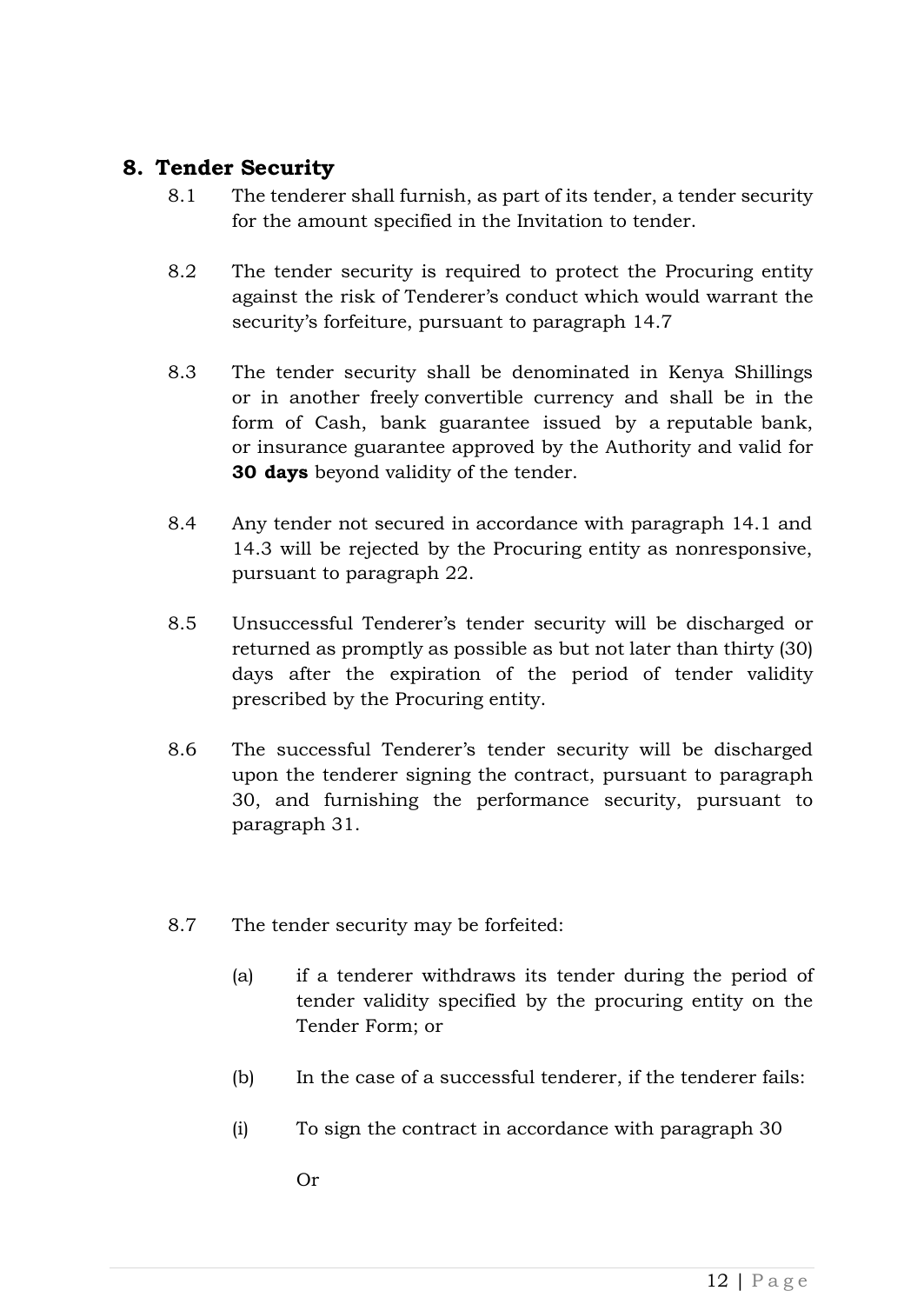## 8. Tender Security

8.1 The tenderer shall furnish, as part of its tender, a tender security for the amount specified in the Invitation to tender.

8.2 The tender security is required to protect the Procuring entity against the risk of Tenderer's conduct which would warrant the security's forfeiture, pursuant to paragraph 14.7

8.3 The tender security shall be denominated in Kenya Shillings or in another freely convertible currency and shall be in the form of Cash, bank guarantee issued by a reputable bank, or insurance guarantee approved by the Authority and valid for **30 days** beyond validity of the tender.

8.4 Any tender not secured in accordance with paragraph 14.1 and 14.3 will be rejected by the Procuring entity as nonresponsive, pursuant to paragraph 22.

8.5 Unsuccessful Tenderer's tender security will be discharged or returned as promptly as possible as but not later than thirty (30) days after the expiration of the period of tender validity prescribed by the Procuring entity.

8.6 The successful Tenderer's tender security will be discharged upon the tenderer signing the contract, pursuant to paragraph 30, and furnishing the performance security, pursuant to paragraph 31.

8.7 The tender security may be forfeited:

(a) if a tenderer withdraws its tender during the period of tender validity specified by the procuring entity on the Tender Form; or

(b) In the case of a successful tenderer, if the tenderer fails:

(i) To sign the contract in accordance with paragraph 30

Or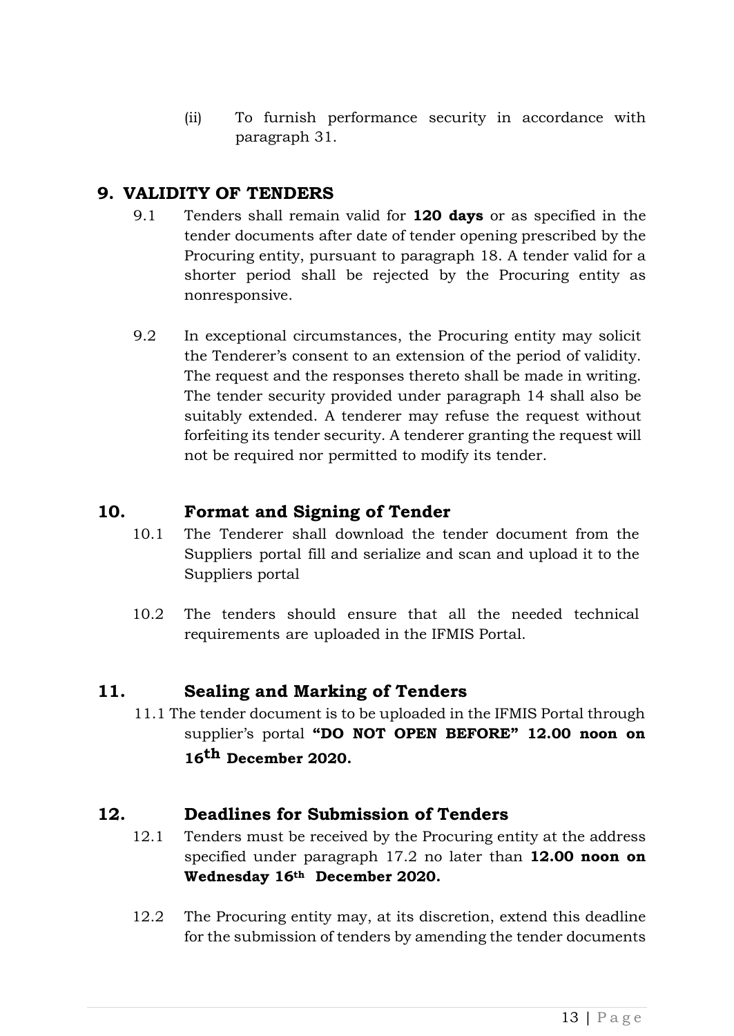(ii) To furnish performance security in accordance with paragraph 31.

## 9. VALIDITY OF TENDERS

9.1 Tenders shall remain valid for **120 days** or as specified in the tender documents after date of tender opening prescribed by the Procuring entity, pursuant to paragraph 18. A tender valid for a shorter period shall be rejected by the Procuring entity as nonresponsive.

9.2 In exceptional circumstances, the Procuring entity may solicit the Tenderer's consent to an extension of the period of validity. The request and the responses thereto shall be made in writing. The tender security provided under paragraph 14 shall also be suitably extended. A tenderer may refuse the request without forfeiting its tender security. A tenderer granting the request will not be required nor permitted to modify its tender.

## 10. Format and Signing of Tender

10.1 The Tenderer shall download the tender document from the Suppliers portal fill and serialize and scan and upload it to the Suppliers portal

10.2 The tenders should ensure that all the needed technical requirements are uploaded in the IFMIS Portal.

## 11. Sealing and Marking of Tenders

11.1 The tender document is to be uploaded in the IFMIS Portal through supplier's portal **"DO NOT OPEN BEFORE" 12.00 noon on 16th December 2020.**

## 12. Deadlines for Submission of Tenders

12.1 Tenders must be received by the Procuring entity at the address specified under paragraph 17.2 no later than **12.00 noon on Wednesday 16th December 2020.**

12.2 The Procuring entity may, at its discretion, extend this deadline for the submission of tenders by amending the tender documents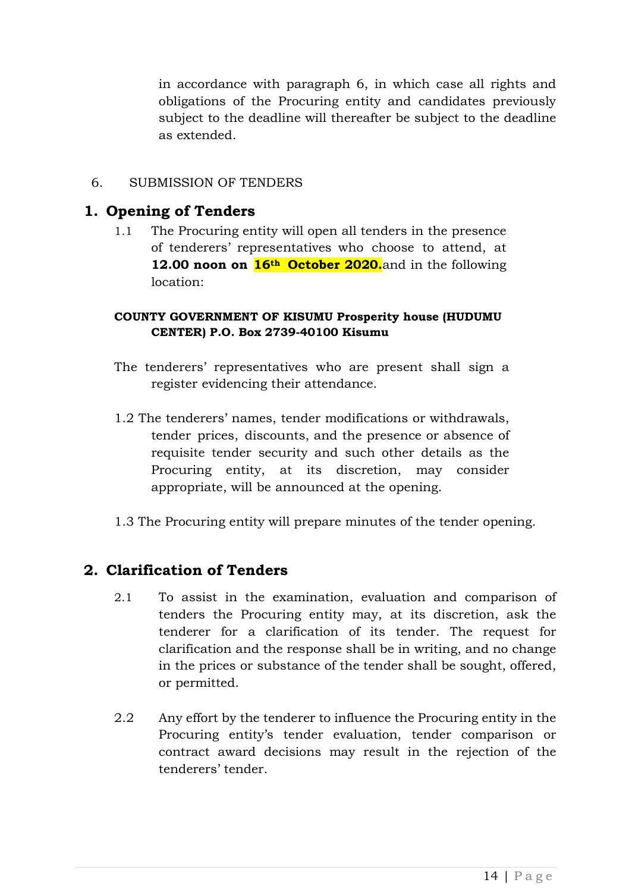in accordance with paragraph 6, in which case all rights and obligations of the Procuring entity and candidates previously subject to the deadline will thereafter be subject to the deadline as extended.

6. SUBMISSION OF TENDERS

## 1. Opening of Tenders

1.1 The Procuring entity will open all tenders in the presence of tenderers' representatives who choose to attend, at **12.00 noon on 16th October 2020.**and in the following location:

**COUNTY GOVERNMENT OF KISUMU Prosperity house (HUDUMU CENTER) P.O. Box 2739-40100 Kisumu**

The tenderers' representatives who are present shall sign a register evidencing their attendance.

1.2 The tenderers' names, tender modifications or withdrawals, tender prices, discounts, and the presence or absence of requisite tender security and such other details as the Procuring entity, at its discretion, may consider appropriate, will be announced at the opening.

1.3 The Procuring entity will prepare minutes of the tender opening.

## 2. Clarification of Tenders

2.1 To assist in the examination, evaluation and comparison of tenders the Procuring entity may, at its discretion, ask the tenderer for a clarification of its tender. The request for clarification and the response shall be in writing, and no change in the prices or substance of the tender shall be sought, offered, or permitted.

2.2 Any effort by the tenderer to influence the Procuring entity in the Procuring entity's tender evaluation, tender comparison or contract award decisions may result in the rejection of the tenderers' tender.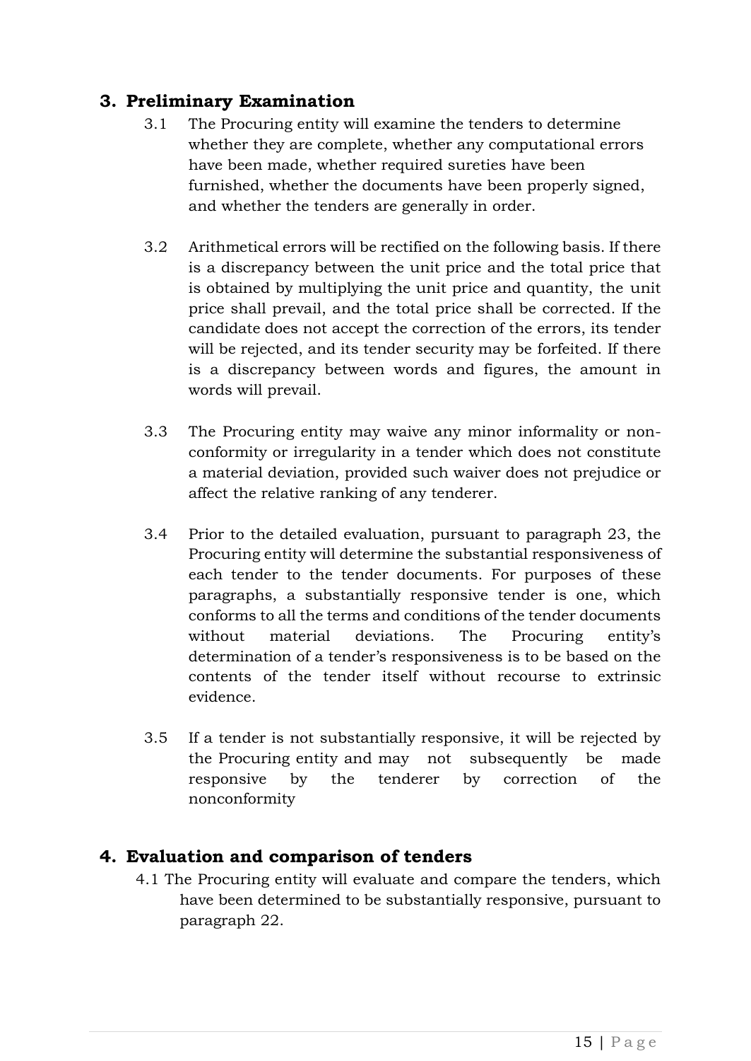## 3. Preliminary Examination

3.1 The Procuring entity will examine the tenders to determine whether they are complete, whether any computational errors have been made, whether required sureties have been furnished, whether the documents have been properly signed, and whether the tenders are generally in order.

3.2 Arithmetical errors will be rectified on the following basis. If there is a discrepancy between the unit price and the total price that is obtained by multiplying the unit price and quantity, the unit price shall prevail, and the total price shall be corrected. If the candidate does not accept the correction of the errors, its tender will be rejected, and its tender security may be forfeited. If there is a discrepancy between words and figures, the amount in words will prevail.

3.3 The Procuring entity may waive any minor informality or non-conformity or irregularity in a tender which does not constitute a material deviation, provided such waiver does not prejudice or affect the relative ranking of any tenderer.

3.4 Prior to the detailed evaluation, pursuant to paragraph 23, the Procuring entity will determine the substantial responsiveness of each tender to the tender documents. For purposes of these paragraphs, a substantially responsive tender is one, which conforms to all the terms and conditions of the tender documents without material deviations. The Procuring entity's determination of a tender's responsiveness is to be based on the contents of the tender itself without recourse to extrinsic evidence.

3.5 If a tender is not substantially responsive, it will be rejected by the Procuring entity and may not subsequently be made responsive by the tenderer by correction of the nonconformity

## 4. Evaluation and comparison of tenders

4.1 The Procuring entity will evaluate and compare the tenders, which have been determined to be substantially responsive, pursuant to paragraph 22.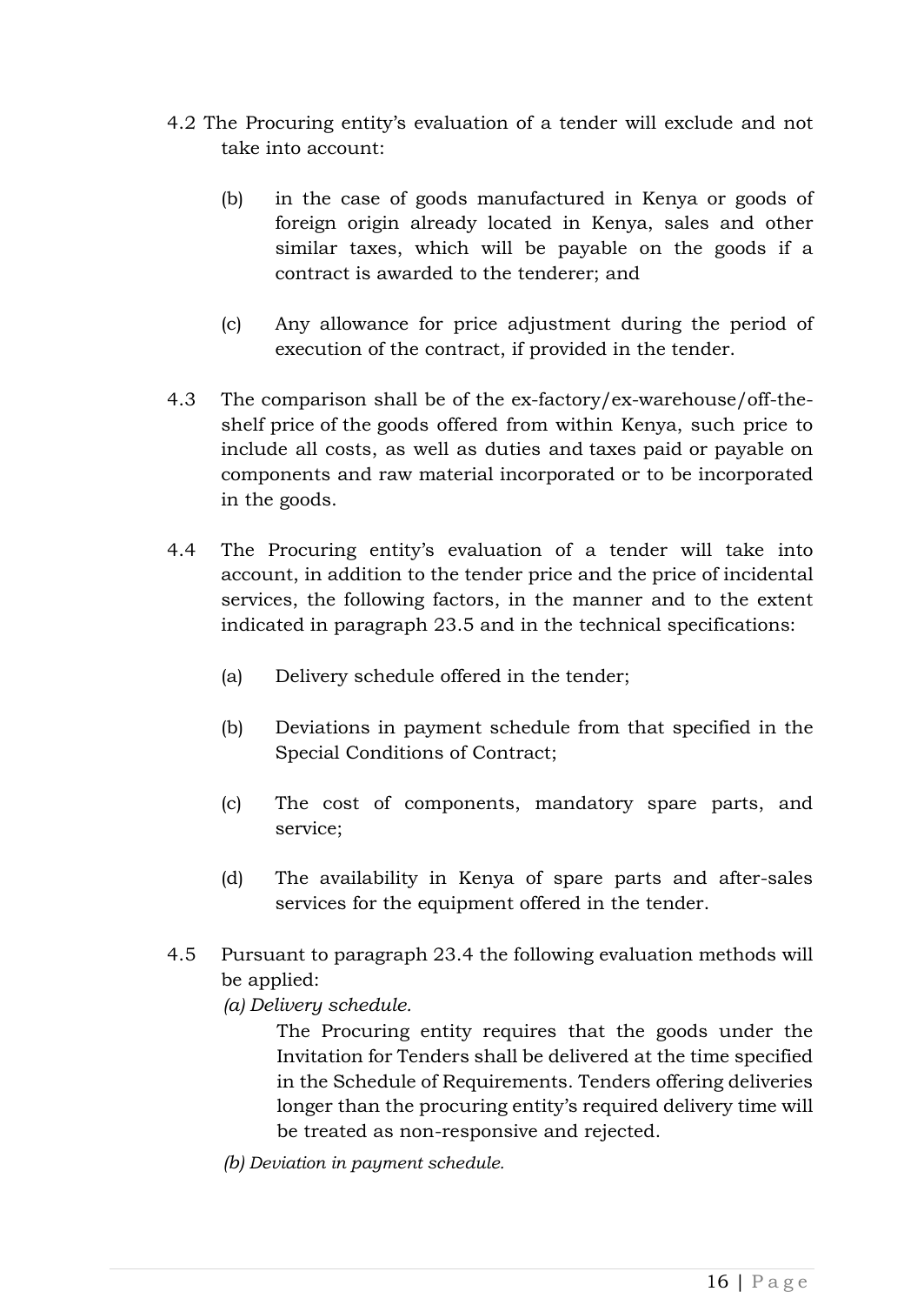4.2 The Procuring entity's evaluation of a tender will exclude and not take into account:

(b) in the case of goods manufactured in Kenya or goods of foreign origin already located in Kenya, sales and other similar taxes, which will be payable on the goods if a contract is awarded to the tenderer; and

(c) Any allowance for price adjustment during the period of execution of the contract, if provided in the tender.

4.3 The comparison shall be of the ex-factory/ex-warehouse/off-the-shelf price of the goods offered from within Kenya, such price to include all costs, as well as duties and taxes paid or payable on components and raw material incorporated or to be incorporated in the goods.

4.4 The Procuring entity's evaluation of a tender will take into account, in addition to the tender price and the price of incidental services, the following factors, in the manner and to the extent indicated in paragraph 23.5 and in the technical specifications:

(a) Delivery schedule offered in the tender;

(b) Deviations in payment schedule from that specified in the Special Conditions of Contract;

(c) The cost of components, mandatory spare parts, and service;

(d) The availability in Kenya of spare parts and after-sales services for the equipment offered in the tender.

4.5 Pursuant to paragraph 23.4 the following evaluation methods will be applied:

*(a) Delivery schedule.*

The Procuring entity requires that the goods under the Invitation for Tenders shall be delivered at the time specified in the Schedule of Requirements. Tenders offering deliveries longer than the procuring entity's required delivery time will be treated as non-responsive and rejected.

*(b) Deviation in payment schedule.*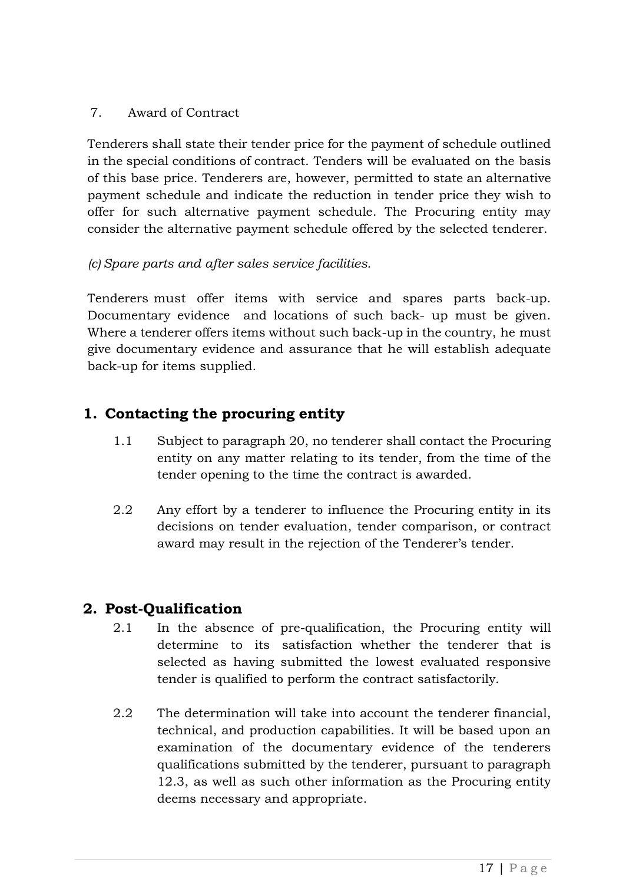7. Award of Contract

Tenderers shall state their tender price for the payment of schedule outlined in the special conditions of contract. Tenders will be evaluated on the basis of this base price. Tenderers are, however, permitted to state an alternative payment schedule and indicate the reduction in tender price they wish to offer for such alternative payment schedule. The Procuring entity may consider the alternative payment schedule offered by the selected tenderer.

*(c) Spare parts and after sales service facilities.*

Tenderers must offer items with service and spares parts back-up. Documentary evidence and locations of such back- up must be given. Where a tenderer offers items without such back-up in the country, he must give documentary evidence and assurance that he will establish adequate back-up for items supplied.

## 1. Contacting the procuring entity

1.1 Subject to paragraph 20, no tenderer shall contact the Procuring entity on any matter relating to its tender, from the time of the tender opening to the time the contract is awarded.

2.2 Any effort by a tenderer to influence the Procuring entity in its decisions on tender evaluation, tender comparison, or contract award may result in the rejection of the Tenderer's tender.

## 2. Post-Qualification

2.1 In the absence of pre-qualification, the Procuring entity will determine to its satisfaction whether the tenderer that is selected as having submitted the lowest evaluated responsive tender is qualified to perform the contract satisfactorily.

2.2 The determination will take into account the tenderer financial, technical, and production capabilities. It will be based upon an examination of the documentary evidence of the tenderers qualifications submitted by the tenderer, pursuant to paragraph 12.3, as well as such other information as the Procuring entity deems necessary and appropriate.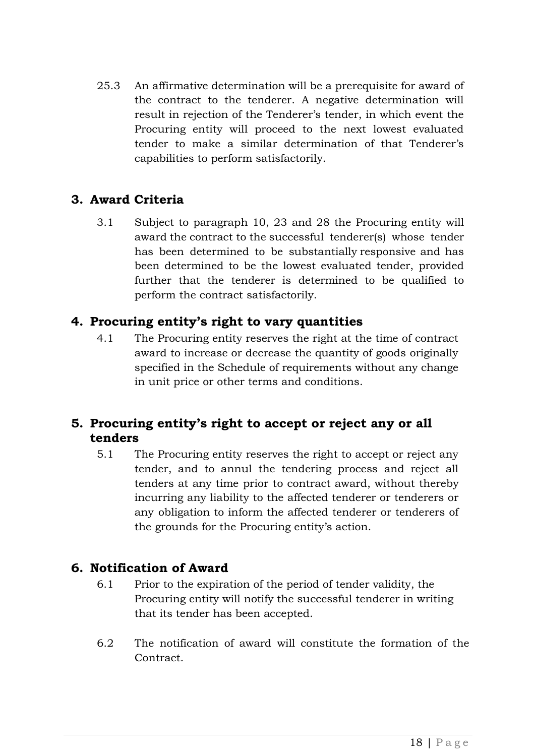25.3 An affirmative determination will be a prerequisite for award of the contract to the tenderer. A negative determination will result in rejection of the Tenderer's tender, in which event the Procuring entity will proceed to the next lowest evaluated tender to make a similar determination of that Tenderer's capabilities to perform satisfactorily.

## 3. Award Criteria

3.1 Subject to paragraph 10, 23 and 28 the Procuring entity will award the contract to the successful tenderer(s) whose tender has been determined to be substantially responsive and has been determined to be the lowest evaluated tender, provided further that the tenderer is determined to be qualified to perform the contract satisfactorily.

## 4. Procuring entity's right to vary quantities

4.1 The Procuring entity reserves the right at the time of contract award to increase or decrease the quantity of goods originally specified in the Schedule of requirements without any change in unit price or other terms and conditions.

## 5. Procuring entity's right to accept or reject any or all tenders

5.1 The Procuring entity reserves the right to accept or reject any tender, and to annul the tendering process and reject all tenders at any time prior to contract award, without thereby incurring any liability to the affected tenderer or tenderers or any obligation to inform the affected tenderer or tenderers of the grounds for the Procuring entity's action.

## 6. Notification of Award

6.1 Prior to the expiration of the period of tender validity, the Procuring entity will notify the successful tenderer in writing that its tender has been accepted.

6.2 The notification of award will constitute the formation of the Contract.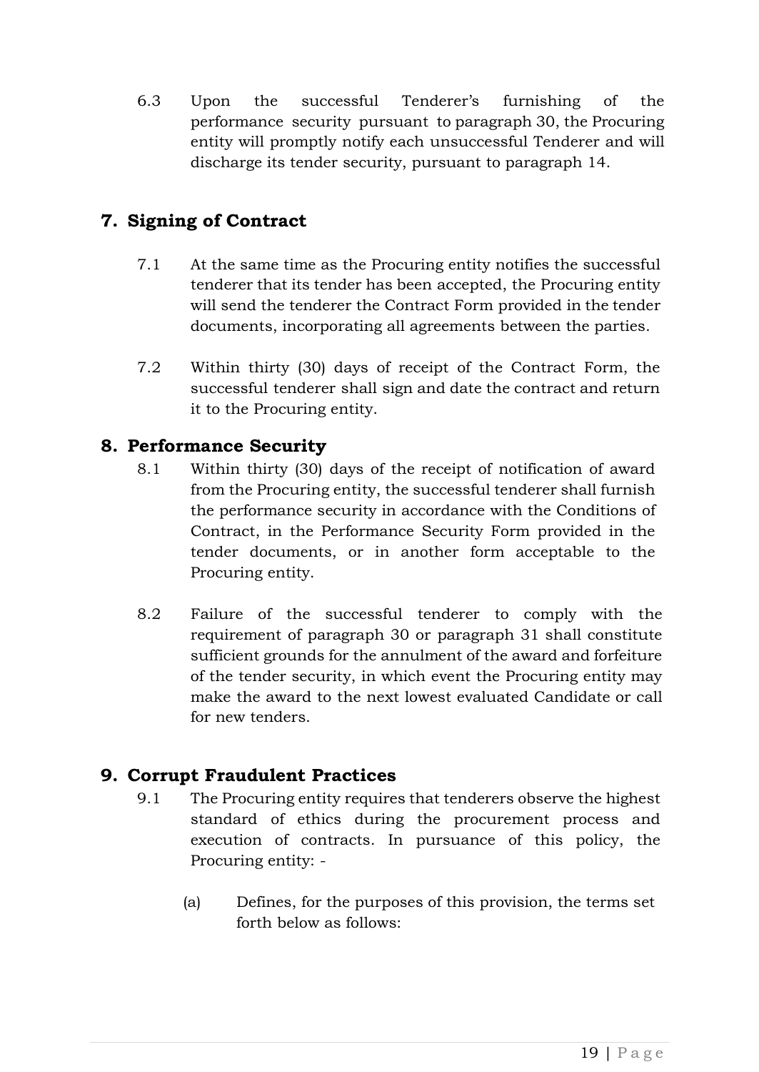6.3 Upon the successful Tenderer's furnishing of the performance security pursuant to paragraph 30, the Procuring entity will promptly notify each unsuccessful Tenderer and will discharge its tender security, pursuant to paragraph 14.

## 7. Signing of Contract

7.1 At the same time as the Procuring entity notifies the successful tenderer that its tender has been accepted, the Procuring entity will send the tenderer the Contract Form provided in the tender documents, incorporating all agreements between the parties.

7.2 Within thirty (30) days of receipt of the Contract Form, the successful tenderer shall sign and date the contract and return it to the Procuring entity.

## 8. Performance Security

8.1 Within thirty (30) days of the receipt of notification of award from the Procuring entity, the successful tenderer shall furnish the performance security in accordance with the Conditions of Contract, in the Performance Security Form provided in the tender documents, or in another form acceptable to the Procuring entity.

8.2 Failure of the successful tenderer to comply with the requirement of paragraph 30 or paragraph 31 shall constitute sufficient grounds for the annulment of the award and forfeiture of the tender security, in which event the Procuring entity may make the award to the next lowest evaluated Candidate or call for new tenders.

## 9. Corrupt Fraudulent Practices

9.1 The Procuring entity requires that tenderers observe the highest standard of ethics during the procurement process and execution of contracts. In pursuance of this policy, the Procuring entity: -

(a) Defines, for the purposes of this provision, the terms set forth below as follows: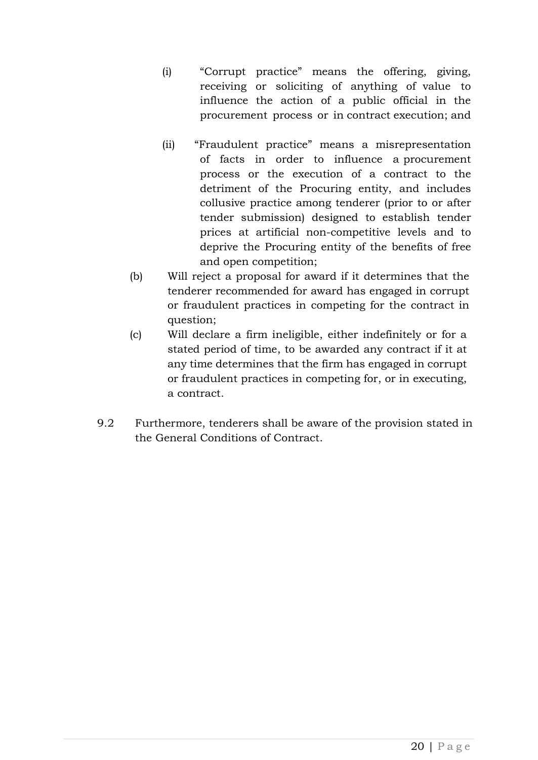(i) "Corrupt practice" means the offering, giving, receiving or soliciting of anything of value to influence the action of a public official in the procurement process or in contract execution; and

(ii) "Fraudulent practice" means a misrepresentation of facts in order to influence a procurement process or the execution of a contract to the detriment of the Procuring entity, and includes collusive practice among tenderer (prior to or after tender submission) designed to establish tender prices at artificial non-competitive levels and to deprive the Procuring entity of the benefits of free and open competition;

(b) Will reject a proposal for award if it determines that the tenderer recommended for award has engaged in corrupt or fraudulent practices in competing for the contract in question;

(c) Will declare a firm ineligible, either indefinitely or for a stated period of time, to be awarded any contract if it at any time determines that the firm has engaged in corrupt or fraudulent practices in competing for, or in executing, a contract.

9.2 Furthermore, tenderers shall be aware of the provision stated in the General Conditions of Contract.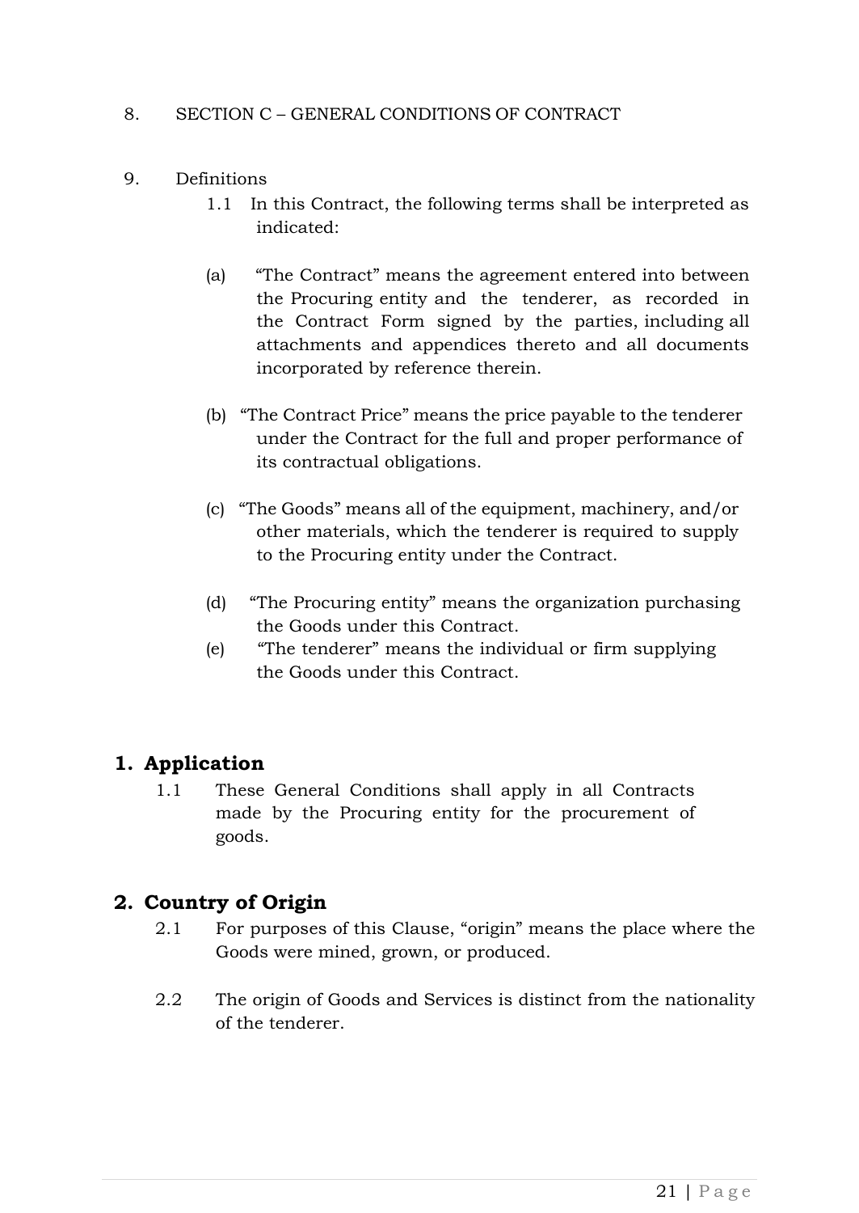8. SECTION C – GENERAL CONDITIONS OF CONTRACT

9. Definitions

1.1 In this Contract, the following terms shall be interpreted as indicated:

(a) "The Contract" means the agreement entered into between the Procuring entity and the tenderer, as recorded in the Contract Form signed by the parties, including all attachments and appendices thereto and all documents incorporated by reference therein.

(b) "The Contract Price" means the price payable to the tenderer under the Contract for the full and proper performance of its contractual obligations.

(c) "The Goods" means all of the equipment, machinery, and/or other materials, which the tenderer is required to supply to the Procuring entity under the Contract.

(d) "The Procuring entity" means the organization purchasing the Goods under this Contract.

(e) "The tenderer" means the individual or firm supplying the Goods under this Contract.

## 1. Application

1.1 These General Conditions shall apply in all Contracts made by the Procuring entity for the procurement of goods.

## 2. Country of Origin

2.1 For purposes of this Clause, "origin" means the place where the Goods were mined, grown, or produced.

2.2 The origin of Goods and Services is distinct from the nationality of the tenderer.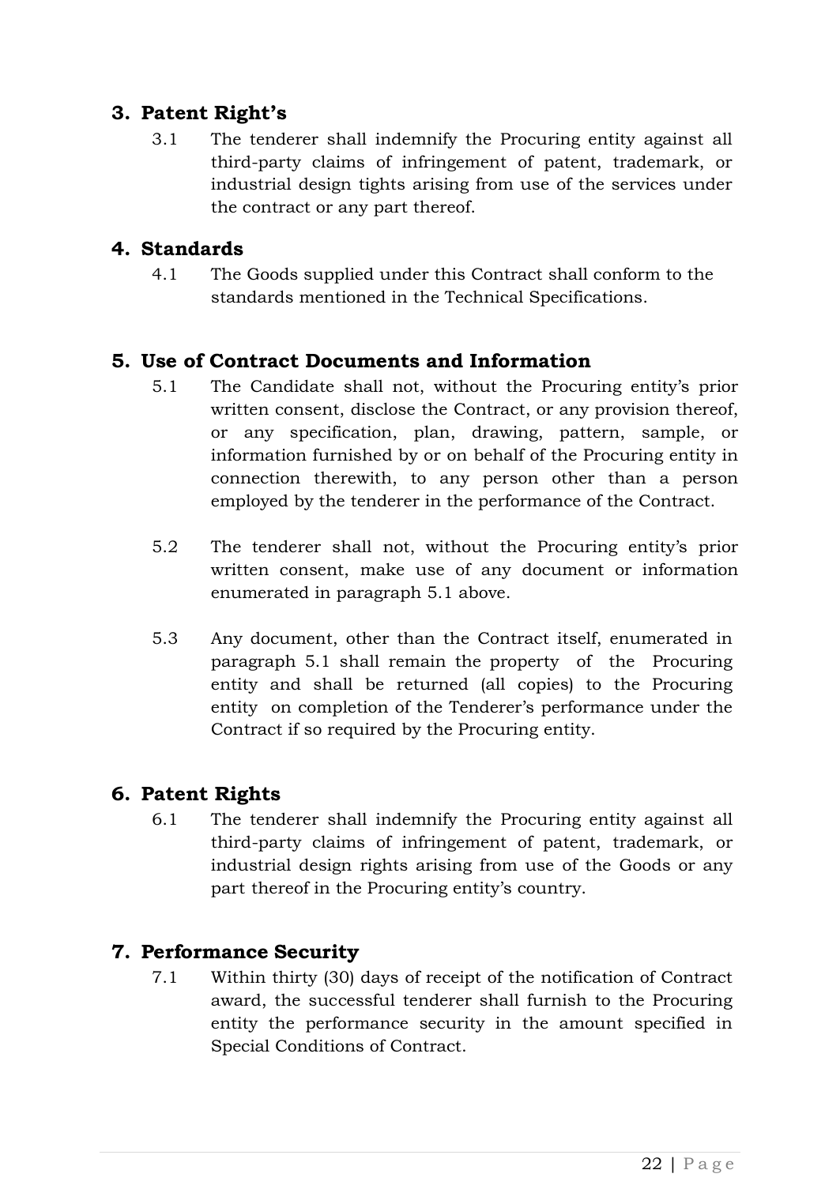## 3. Patent Right's

3.1 The tenderer shall indemnify the Procuring entity against all third-party claims of infringement of patent, trademark, or industrial design tights arising from use of the services under the contract or any part thereof.

## 4. Standards

4.1 The Goods supplied under this Contract shall conform to the standards mentioned in the Technical Specifications.

## 5. Use of Contract Documents and Information

5.1 The Candidate shall not, without the Procuring entity's prior written consent, disclose the Contract, or any provision thereof, or any specification, plan, drawing, pattern, sample, or information furnished by or on behalf of the Procuring entity in connection therewith, to any person other than a person employed by the tenderer in the performance of the Contract.

5.2 The tenderer shall not, without the Procuring entity's prior written consent, make use of any document or information enumerated in paragraph 5.1 above.

5.3 Any document, other than the Contract itself, enumerated in paragraph 5.1 shall remain the property of the Procuring entity and shall be returned (all copies) to the Procuring entity on completion of the Tenderer's performance under the Contract if so required by the Procuring entity.

## 6. Patent Rights

6.1 The tenderer shall indemnify the Procuring entity against all third-party claims of infringement of patent, trademark, or industrial design rights arising from use of the Goods or any part thereof in the Procuring entity's country.

## 7. Performance Security

7.1 Within thirty (30) days of receipt of the notification of Contract award, the successful tenderer shall furnish to the Procuring entity the performance security in the amount specified in Special Conditions of Contract.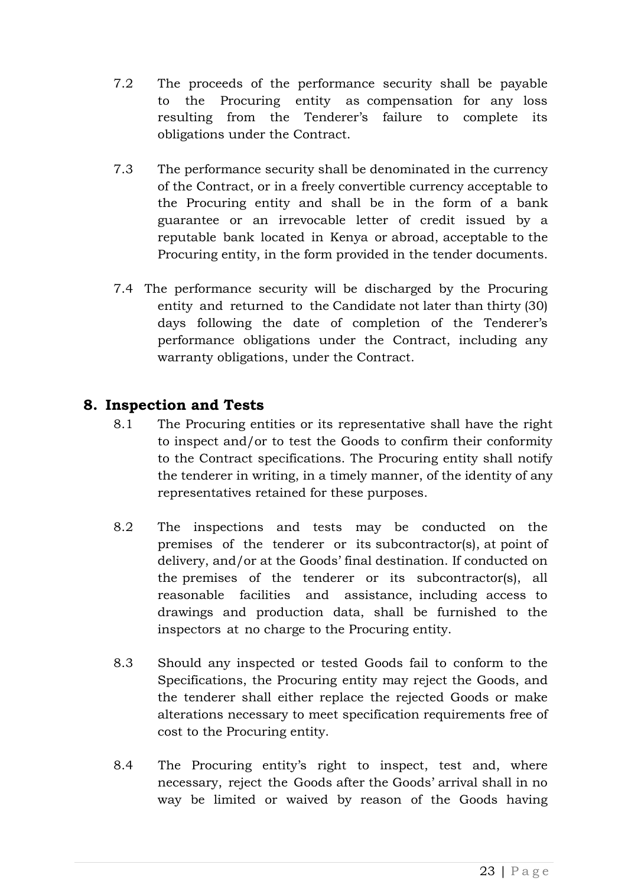7.2 The proceeds of the performance security shall be payable to the Procuring entity as compensation for any loss resulting from the Tenderer's failure to complete its obligations under the Contract.

7.3 The performance security shall be denominated in the currency of the Contract, or in a freely convertible currency acceptable to the Procuring entity and shall be in the form of a bank guarantee or an irrevocable letter of credit issued by a reputable bank located in Kenya or abroad, acceptable to the Procuring entity, in the form provided in the tender documents.

7.4 The performance security will be discharged by the Procuring entity and returned to the Candidate not later than thirty (30) days following the date of completion of the Tenderer's performance obligations under the Contract, including any warranty obligations, under the Contract.

## 8. Inspection and Tests

8.1 The Procuring entities or its representative shall have the right to inspect and/or to test the Goods to confirm their conformity to the Contract specifications. The Procuring entity shall notify the tenderer in writing, in a timely manner, of the identity of any representatives retained for these purposes.

8.2 The inspections and tests may be conducted on the premises of the tenderer or its subcontractor(s), at point of delivery, and/or at the Goods' final destination. If conducted on the premises of the tenderer or its subcontractor(s), all reasonable facilities and assistance, including access to drawings and production data, shall be furnished to the inspectors at no charge to the Procuring entity.

8.3 Should any inspected or tested Goods fail to conform to the Specifications, the Procuring entity may reject the Goods, and the tenderer shall either replace the rejected Goods or make alterations necessary to meet specification requirements free of cost to the Procuring entity.

8.4 The Procuring entity's right to inspect, test and, where necessary, reject the Goods after the Goods' arrival shall in no way be limited or waived by reason of the Goods having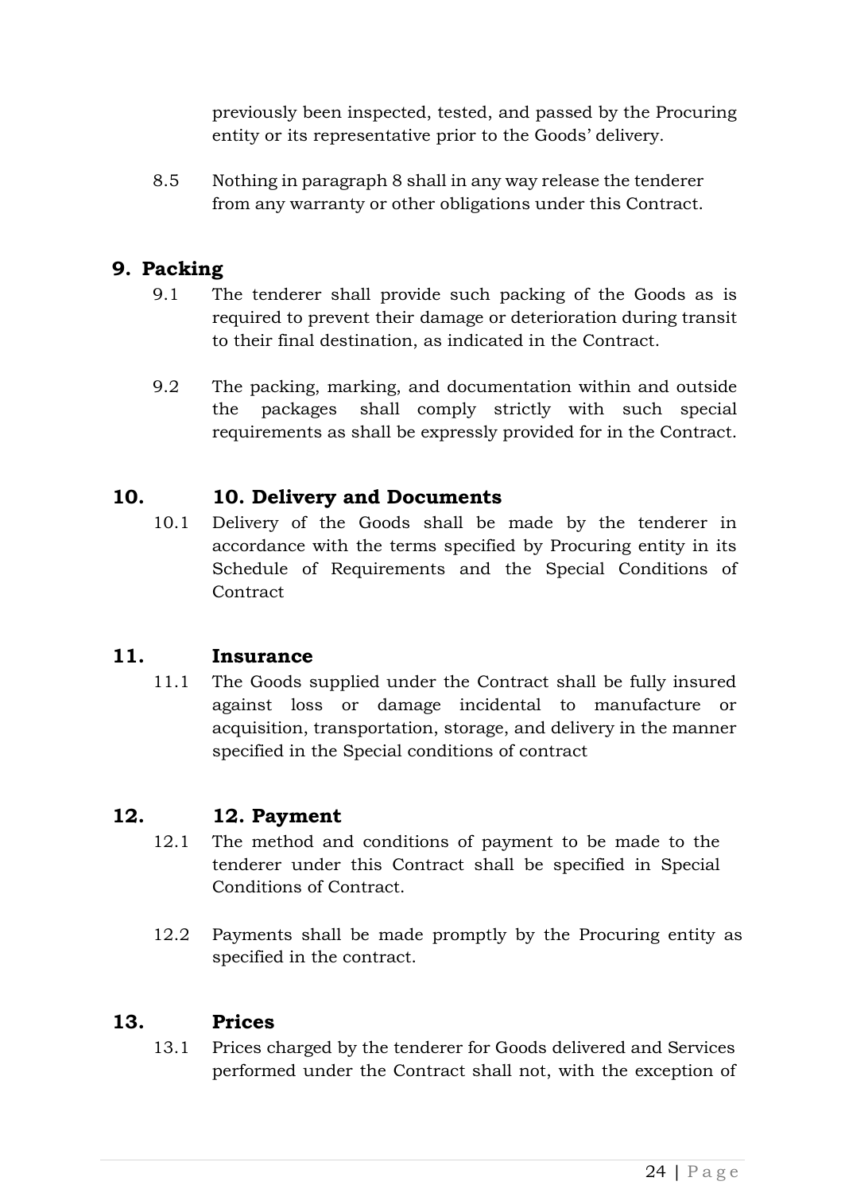previously been inspected, tested, and passed by the Procuring entity or its representative prior to the Goods' delivery.

8.5 Nothing in paragraph 8 shall in any way release the tenderer from any warranty or other obligations under this Contract.

## 9. Packing

9.1 The tenderer shall provide such packing of the Goods as is required to prevent their damage or deterioration during transit to their final destination, as indicated in the Contract.

9.2 The packing, marking, and documentation within and outside the packages shall comply strictly with such special requirements as shall be expressly provided for in the Contract.

## 10. 10. Delivery and Documents

10.1 Delivery of the Goods shall be made by the tenderer in accordance with the terms specified by Procuring entity in its Schedule of Requirements and the Special Conditions of Contract

## 11. Insurance

11.1 The Goods supplied under the Contract shall be fully insured against loss or damage incidental to manufacture or acquisition, transportation, storage, and delivery in the manner specified in the Special conditions of contract

## 12. 12. Payment

12.1 The method and conditions of payment to be made to the tenderer under this Contract shall be specified in Special Conditions of Contract.

12.2 Payments shall be made promptly by the Procuring entity as specified in the contract.

## 13. Prices

13.1 Prices charged by the tenderer for Goods delivered and Services performed under the Contract shall not, with the exception of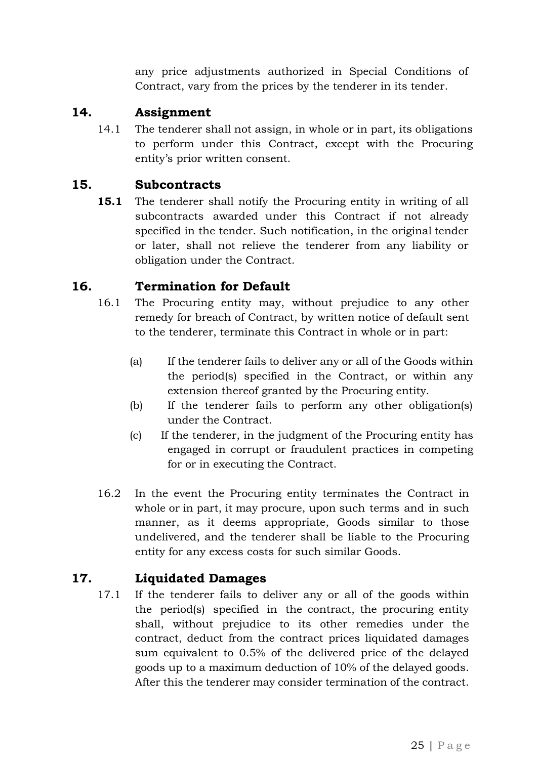any price adjustments authorized in Special Conditions of Contract, vary from the prices by the tenderer in its tender.

## 14. Assignment

14.1 The tenderer shall not assign, in whole or in part, its obligations to perform under this Contract, except with the Procuring entity's prior written consent.

## 15. Subcontracts

**15.1** The tenderer shall notify the Procuring entity in writing of all subcontracts awarded under this Contract if not already specified in the tender. Such notification, in the original tender or later, shall not relieve the tenderer from any liability or obligation under the Contract.

## 16. Termination for Default

16.1 The Procuring entity may, without prejudice to any other remedy for breach of Contract, by written notice of default sent to the tenderer, terminate this Contract in whole or in part:

(a) If the tenderer fails to deliver any or all of the Goods within the period(s) specified in the Contract, or within any extension thereof granted by the Procuring entity.

(b) If the tenderer fails to perform any other obligation(s) under the Contract.

(c) If the tenderer, in the judgment of the Procuring entity has engaged in corrupt or fraudulent practices in competing for or in executing the Contract.

16.2 In the event the Procuring entity terminates the Contract in whole or in part, it may procure, upon such terms and in such manner, as it deems appropriate, Goods similar to those undelivered, and the tenderer shall be liable to the Procuring entity for any excess costs for such similar Goods.

## 17. Liquidated Damages

17.1 If the tenderer fails to deliver any or all of the goods within the period(s) specified in the contract, the procuring entity shall, without prejudice to its other remedies under the contract, deduct from the contract prices liquidated damages sum equivalent to 0.5% of the delivered price of the delayed goods up to a maximum deduction of 10% of the delayed goods. After this the tenderer may consider termination of the contract.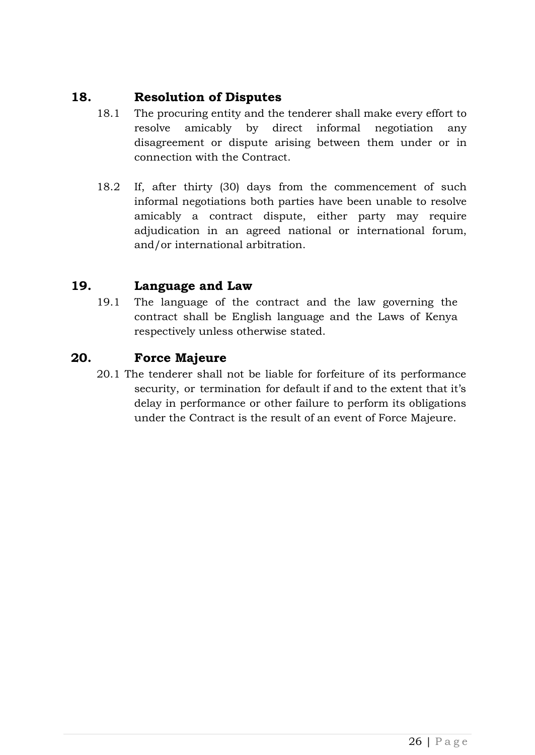## 18. Resolution of Disputes

18.1 The procuring entity and the tenderer shall make every effort to resolve amicably by direct informal negotiation any disagreement or dispute arising between them under or in connection with the Contract.

18.2 If, after thirty (30) days from the commencement of such informal negotiations both parties have been unable to resolve amicably a contract dispute, either party may require adjudication in an agreed national or international forum, and/or international arbitration.

## 19. Language and Law

19.1 The language of the contract and the law governing the contract shall be English language and the Laws of Kenya respectively unless otherwise stated.

## 20. Force Majeure

20.1 The tenderer shall not be liable for forfeiture of its performance security, or termination for default if and to the extent that it's delay in performance or other failure to perform its obligations under the Contract is the result of an event of Force Majeure.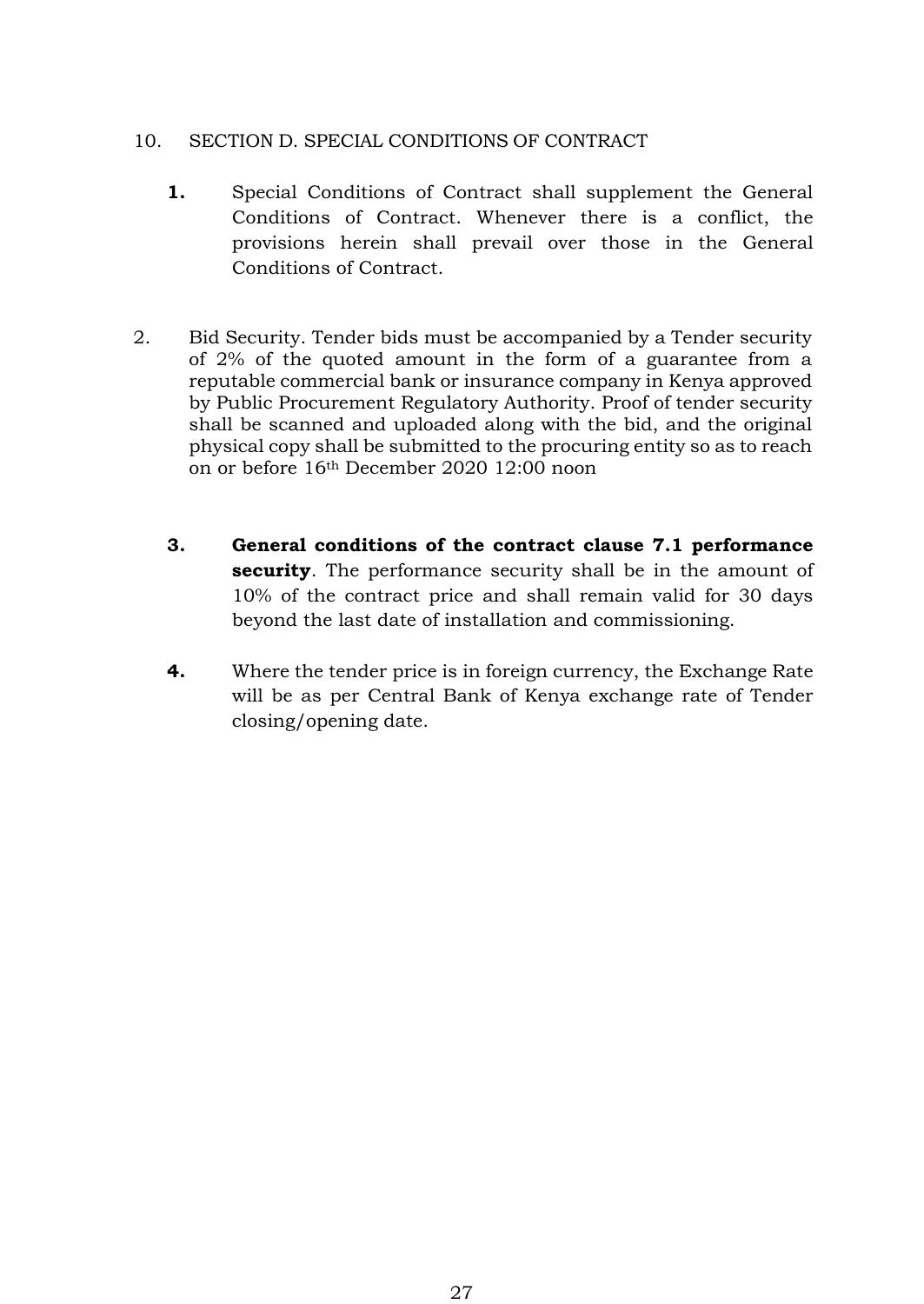## 10. SECTION D. SPECIAL CONDITIONS OF CONTRACT

**1.** Special Conditions of Contract shall supplement the General Conditions of Contract. Whenever there is a conflict, the provisions herein shall prevail over those in the General Conditions of Contract.

2. Bid Security. Tender bids must be accompanied by a Tender security of 2% of the quoted amount in the form of a guarantee from a reputable commercial bank or insurance company in Kenya approved by Public Procurement Regulatory Authority. Proof of tender security shall be scanned and uploaded along with the bid, and the original physical copy shall be submitted to the procuring entity so as to reach on or before 16th December 2020 12:00 noon

**3.** **General conditions of the contract clause 7.1 performance security**. The performance security shall be in the amount of 10% of the contract price and shall remain valid for 30 days beyond the last date of installation and commissioning.

**4.** Where the tender price is in foreign currency, the Exchange Rate will be as per Central Bank of Kenya exchange rate of Tender closing/opening date.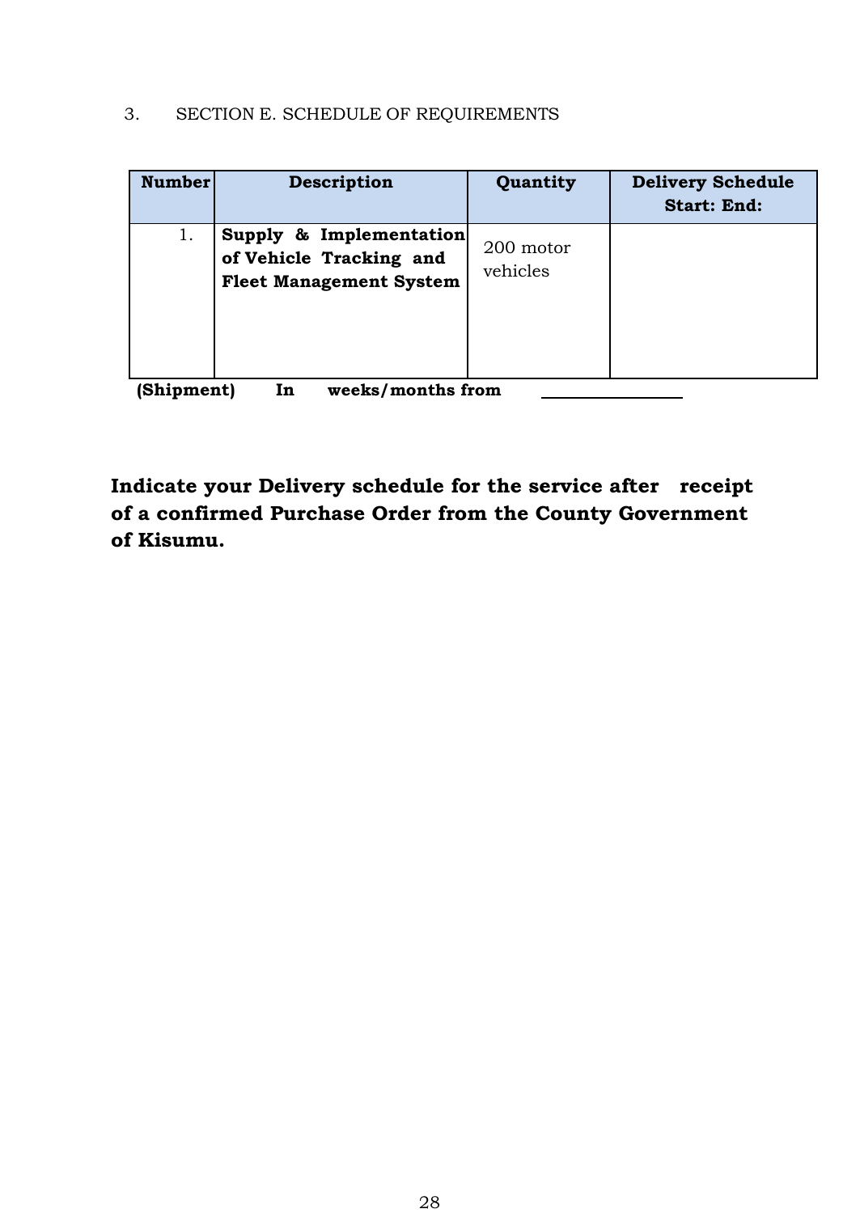3. SECTION E. SCHEDULE OF REQUIREMENTS

| Number | Description | Quantity | Delivery Schedule Start: End: |
|---|---|---|---|
| 1. | **Supply & Implementation of Vehicle Tracking and Fleet Management System** | 200 motor vehicles | |

**(Shipment) In weeks/months from** ________________

**Indicate your Delivery schedule for the service after receipt of a confirmed Purchase Order from the County Government of Kisumu.**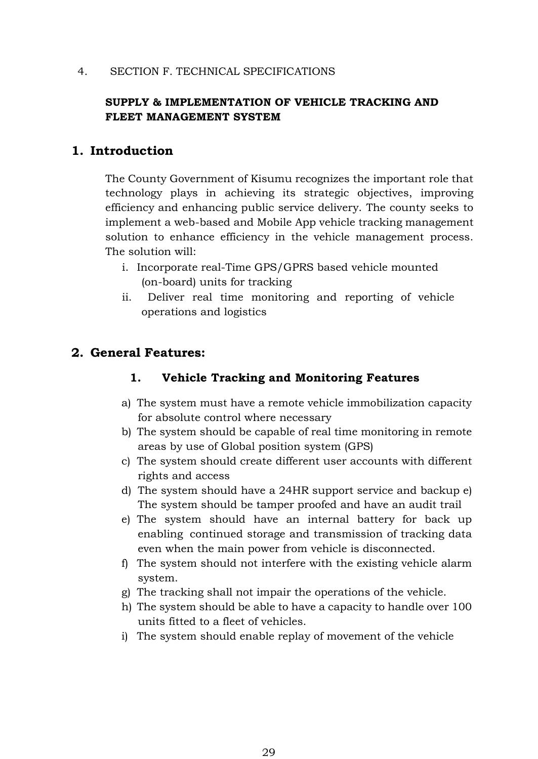4. SECTION F. TECHNICAL SPECIFICATIONS

**SUPPLY & IMPLEMENTATION OF VEHICLE TRACKING AND FLEET MANAGEMENT SYSTEM**

## 1. Introduction

The County Government of Kisumu recognizes the important role that technology plays in achieving its strategic objectives, improving efficiency and enhancing public service delivery. The county seeks to implement a web-based and Mobile App vehicle tracking management solution to enhance efficiency in the vehicle management process. The solution will:

i. Incorporate real-Time GPS/GPRS based vehicle mounted (on-board) units for tracking
ii. Deliver real time monitoring and reporting of vehicle operations and logistics

## 2. General Features:

### 1. Vehicle Tracking and Monitoring Features

a) The system must have a remote vehicle immobilization capacity for absolute control where necessary
b) The system should be capable of real time monitoring in remote areas by use of Global position system (GPS)
c) The system should create different user accounts with different rights and access
d) The system should have a 24HR support service and backup e) The system should be tamper proofed and have an audit trail
e) The system should have an internal battery for back up enabling continued storage and transmission of tracking data even when the main power from vehicle is disconnected.
f) The system should not interfere with the existing vehicle alarm system.
g) The tracking shall not impair the operations of the vehicle.
h) The system should be able to have a capacity to handle over 100 units fitted to a fleet of vehicles.
i) The system should enable replay of movement of the vehicle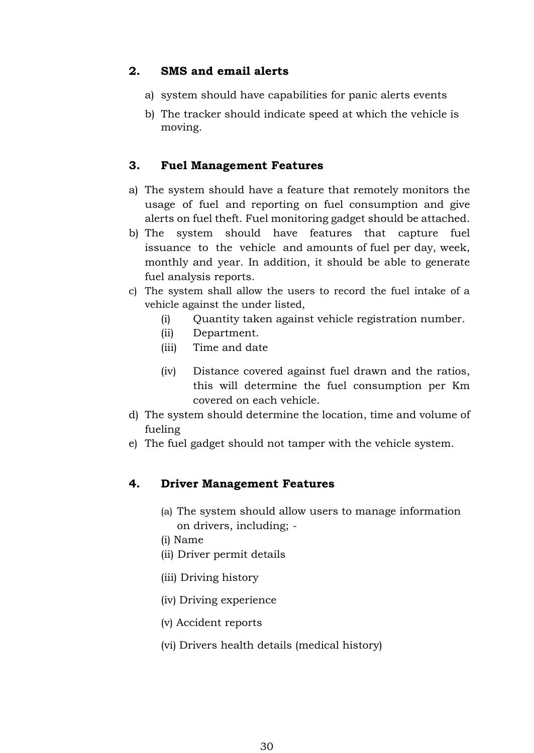### 2. SMS and email alerts

a) system should have capabilities for panic alerts events

b) The tracker should indicate speed at which the vehicle is moving.

### 3. Fuel Management Features

a) The system should have a feature that remotely monitors the usage of fuel and reporting on fuel consumption and give alerts on fuel theft. Fuel monitoring gadget should be attached.

b) The system should have features that capture fuel issuance to the vehicle and amounts of fuel per day, week, monthly and year. In addition, it should be able to generate fuel analysis reports.

c) The system shall allow the users to record the fuel intake of a vehicle against the under listed,

   (i) Quantity taken against vehicle registration number.

   (ii) Department.

   (iii) Time and date

   (iv) Distance covered against fuel drawn and the ratios, this will determine the fuel consumption per Km covered on each vehicle.

d) The system should determine the location, time and volume of fueling

e) The fuel gadget should not tamper with the vehicle system.

### 4. Driver Management Features

(a) The system should allow users to manage information on drivers, including; -

(i) Name

(ii) Driver permit details

(iii) Driving history

(iv) Driving experience

(v) Accident reports

(vi) Drivers health details (medical history)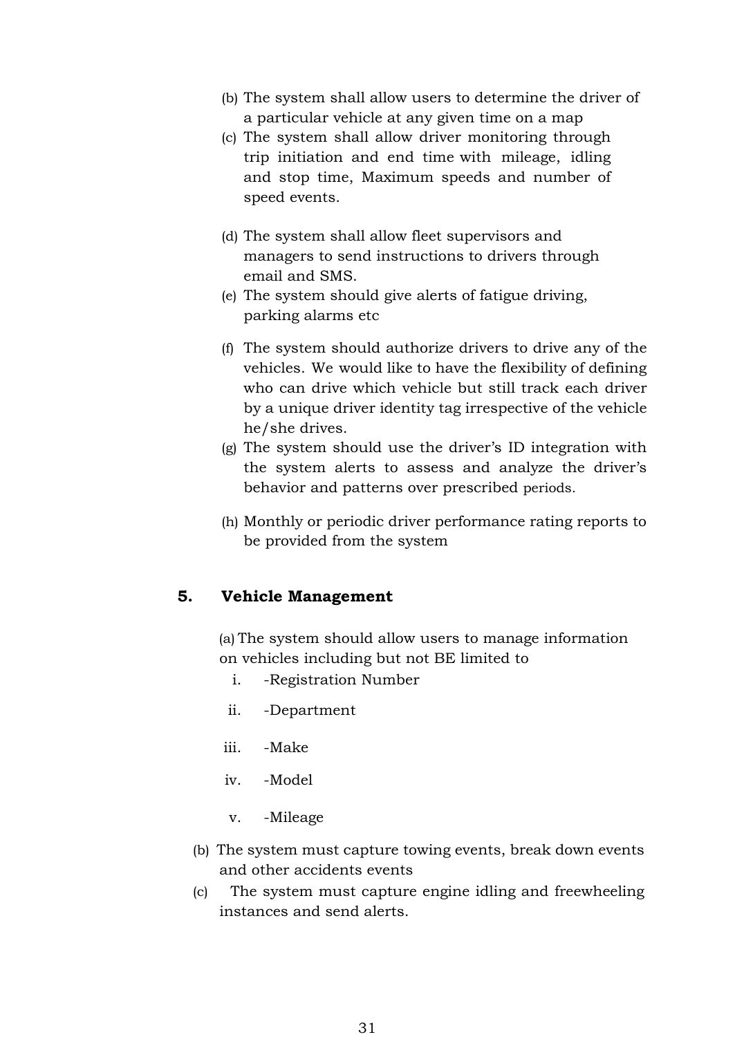(b) The system shall allow users to determine the driver of a particular vehicle at any given time on a map

(c) The system shall allow driver monitoring through trip initiation and end time with mileage, idling and stop time, Maximum speeds and number of speed events.

(d) The system shall allow fleet supervisors and managers to send instructions to drivers through email and SMS.

(e) The system should give alerts of fatigue driving, parking alarms etc

(f) The system should authorize drivers to drive any of the vehicles. We would like to have the flexibility of defining who can drive which vehicle but still track each driver by a unique driver identity tag irrespective of the vehicle he/she drives.

(g) The system should use the driver's ID integration with the system alerts to assess and analyze the driver's behavior and patterns over prescribed periods.

(h) Monthly or periodic driver performance rating reports to be provided from the system

## 5. Vehicle Management

(a) The system should allow users to manage information on vehicles including but not BE limited to

i. -Registration Number

ii. -Department

iii. -Make

iv. -Model

v. -Mileage

(b) The system must capture towing events, break down events and other accidents events

(c) The system must capture engine idling and freewheeling instances and send alerts.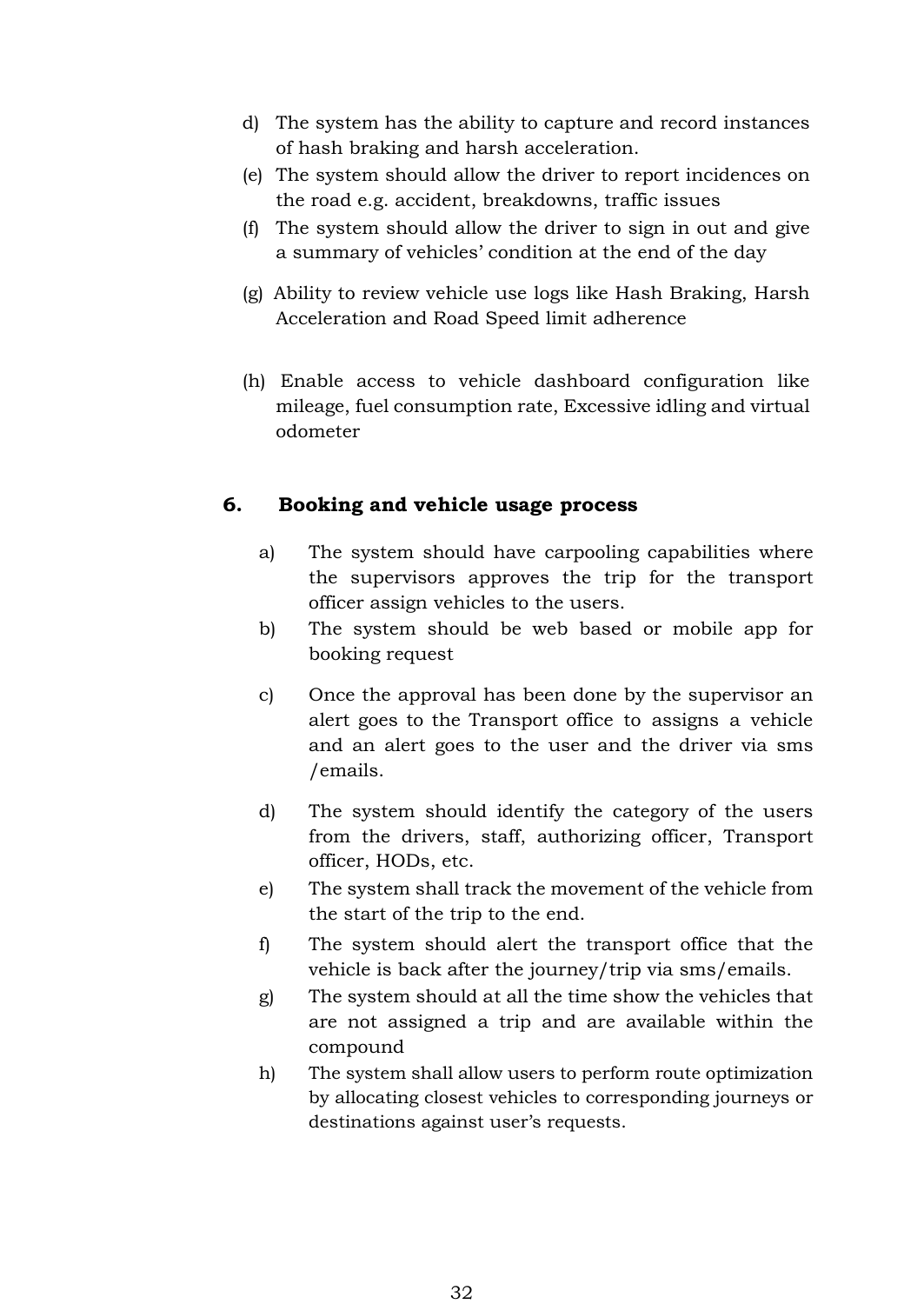d) The system has the ability to capture and record instances of hash braking and harsh acceleration.

(e) The system should allow the driver to report incidences on the road e.g. accident, breakdowns, traffic issues

(f) The system should allow the driver to sign in out and give a summary of vehicles' condition at the end of the day

(g) Ability to review vehicle use logs like Hash Braking, Harsh Acceleration and Road Speed limit adherence

(h) Enable access to vehicle dashboard configuration like mileage, fuel consumption rate, Excessive idling and virtual odometer

## 6. Booking and vehicle usage process

a) The system should have carpooling capabilities where the supervisors approves the trip for the transport officer assign vehicles to the users.

b) The system should be web based or mobile app for booking request

c) Once the approval has been done by the supervisor an alert goes to the Transport office to assigns a vehicle and an alert goes to the user and the driver via sms /emails.

d) The system should identify the category of the users from the drivers, staff, authorizing officer, Transport officer, HODs, etc.

e) The system shall track the movement of the vehicle from the start of the trip to the end.

f) The system should alert the transport office that the vehicle is back after the journey/trip via sms/emails.

g) The system should at all the time show the vehicles that are not assigned a trip and are available within the compound

h) The system shall allow users to perform route optimization by allocating closest vehicles to corresponding journeys or destinations against user's requests.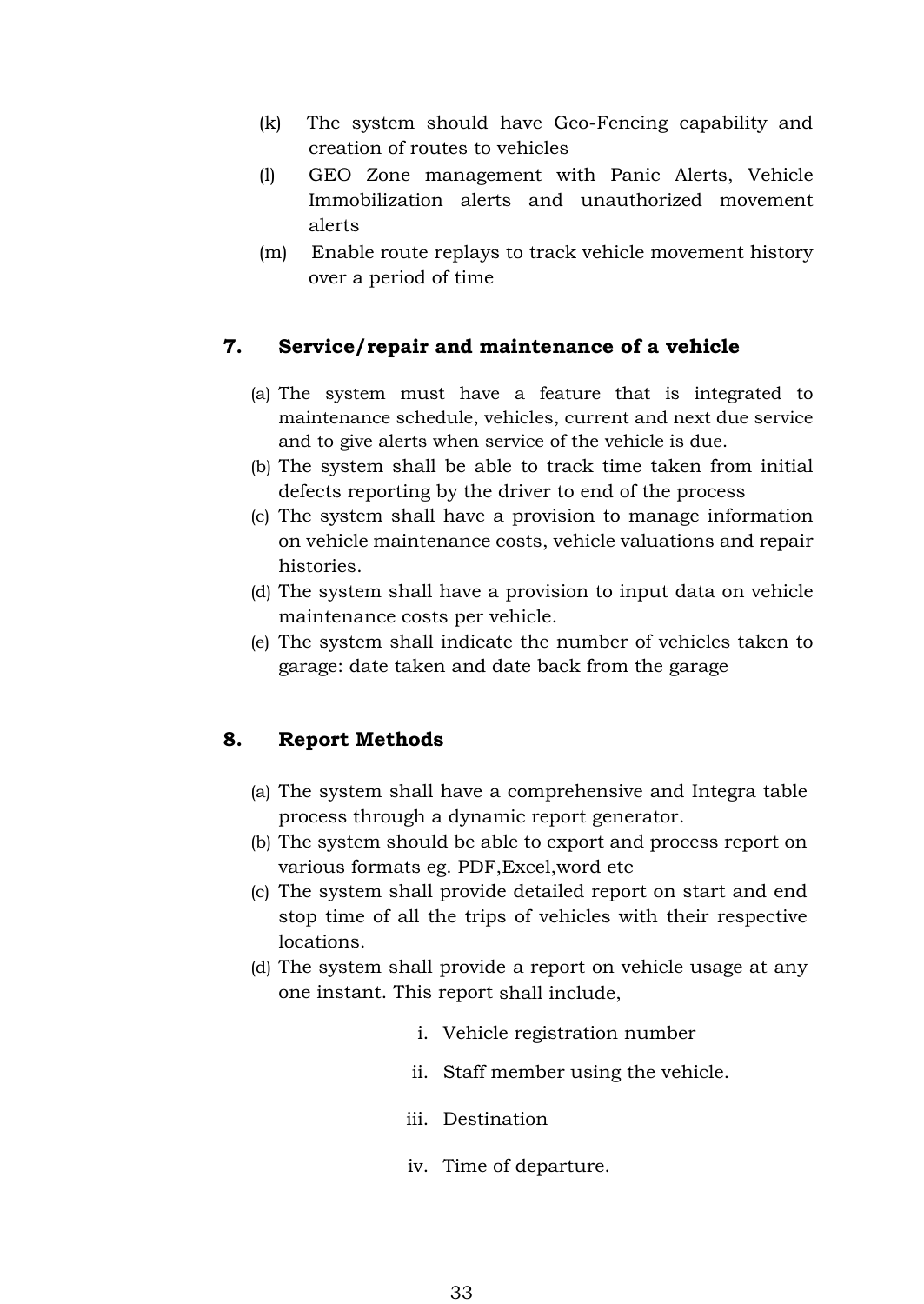(k) The system should have Geo-Fencing capability and creation of routes to vehicles

(l) GEO Zone management with Panic Alerts, Vehicle Immobilization alerts and unauthorized movement alerts

(m) Enable route replays to track vehicle movement history over a period of time

## 7. Service/repair and maintenance of a vehicle

(a) The system must have a feature that is integrated to maintenance schedule, vehicles, current and next due service and to give alerts when service of the vehicle is due.

(b) The system shall be able to track time taken from initial defects reporting by the driver to end of the process

(c) The system shall have a provision to manage information on vehicle maintenance costs, vehicle valuations and repair histories.

(d) The system shall have a provision to input data on vehicle maintenance costs per vehicle.

(e) The system shall indicate the number of vehicles taken to garage: date taken and date back from the garage

## 8. Report Methods

(a) The system shall have a comprehensive and Integra table process through a dynamic report generator.

(b) The system should be able to export and process report on various formats eg. PDF,Excel,word etc

(c) The system shall provide detailed report on start and end stop time of all the trips of vehicles with their respective locations.

(d) The system shall provide a report on vehicle usage at any one instant. This report shall include,

i. Vehicle registration number

ii. Staff member using the vehicle.

iii. Destination

iv. Time of departure.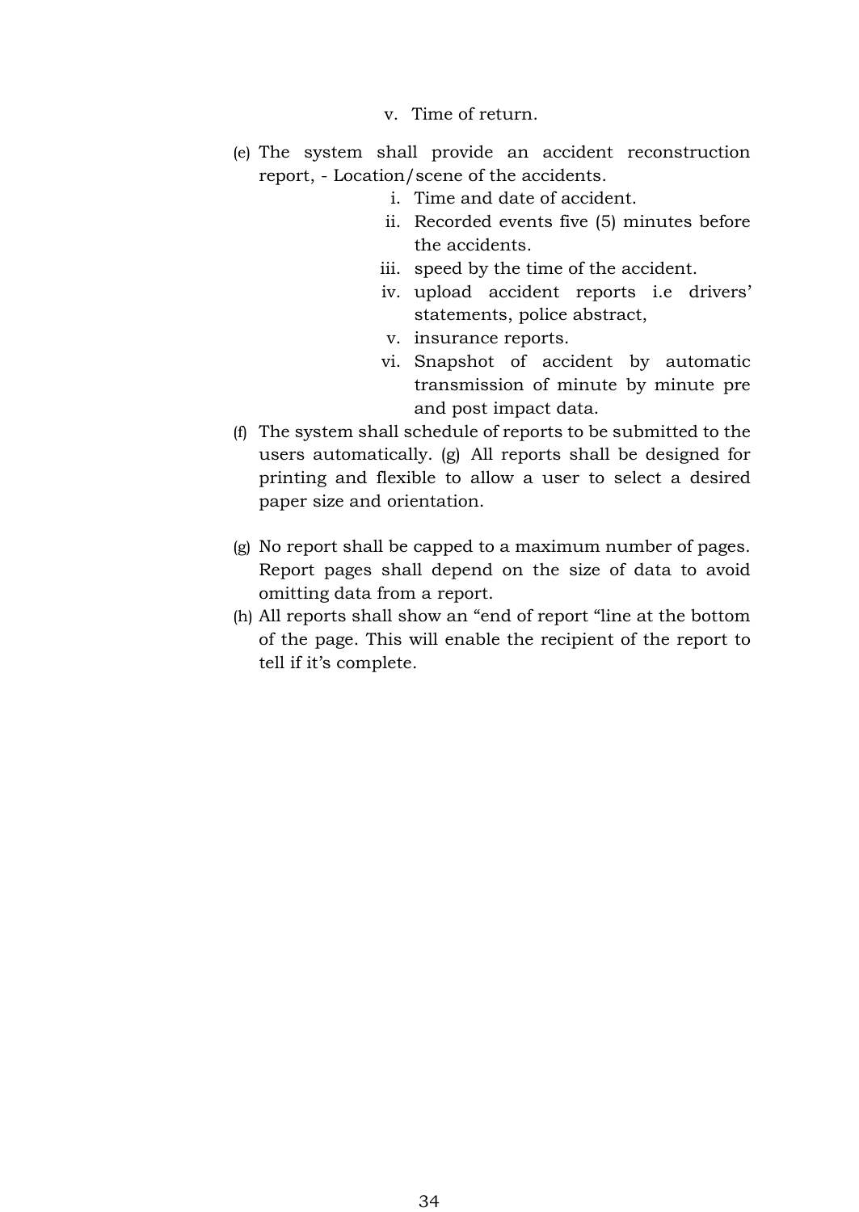v. Time of return.

(e) The system shall provide an accident reconstruction report, - Location/scene of the accidents.

   i. Time and date of accident.
   ii. Recorded events five (5) minutes before the accidents.
   iii. speed by the time of the accident.
   iv. upload accident reports i.e drivers' statements, police abstract,
   v. insurance reports.
   vi. Snapshot of accident by automatic transmission of minute by minute pre and post impact data.

(f) The system shall schedule of reports to be submitted to the users automatically. (g) All reports shall be designed for printing and flexible to allow a user to select a desired paper size and orientation.

(g) No report shall be capped to a maximum number of pages. Report pages shall depend on the size of data to avoid omitting data from a report.

(h) All reports shall show an "end of report "line at the bottom of the page. This will enable the recipient of the report to tell if it's complete.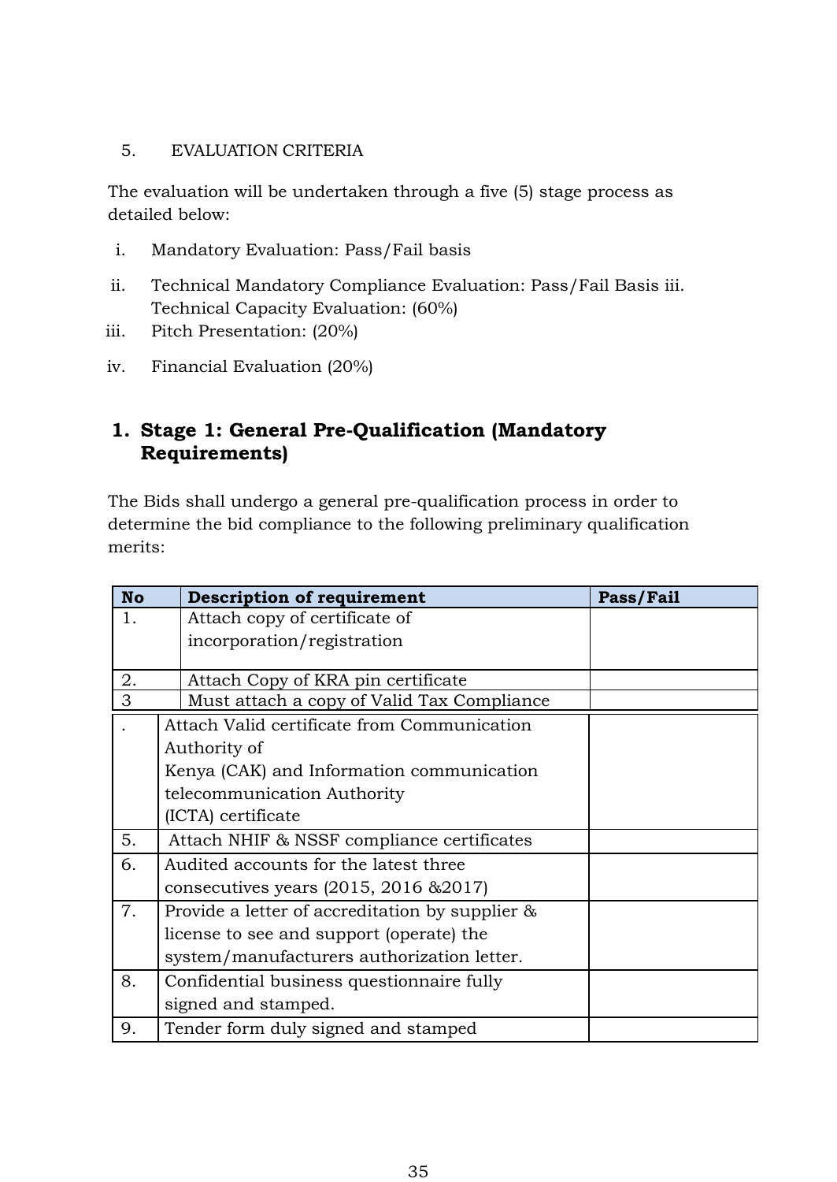5. EVALUATION CRITERIA

The evaluation will be undertaken through a five (5) stage process as detailed below:

i. Mandatory Evaluation: Pass/Fail basis

ii. Technical Mandatory Compliance Evaluation: Pass/Fail Basis iii. Technical Capacity Evaluation: (60%)

iii. Pitch Presentation: (20%)

iv. Financial Evaluation (20%)

## 1. Stage 1: General Pre-Qualification (Mandatory Requirements)

The Bids shall undergo a general pre-qualification process in order to determine the bid compliance to the following preliminary qualification merits:

| No | Description of requirement | Pass/Fail |
|---|---|---|
| 1. | Attach copy of certificate of incorporation/registration | |
| 2. | Attach Copy of KRA pin certificate | |
| 3 | Must attach a copy of Valid Tax Compliance | |
| . | Attach Valid certificate from Communication Authority of Kenya (CAK) and Information communication telecommunication Authority (ICTA) certificate | |
| 5. | Attach NHIF & NSSF compliance certificates | |
| 6. | Audited accounts for the latest three consecutives years (2015, 2016 &2017) | |
| 7. | Provide a letter of accreditation by supplier & license to see and support (operate) the system/manufacturers authorization letter. | |
| 8. | Confidential business questionnaire fully signed and stamped. | |
| 9. | Tender form duly signed and stamped | |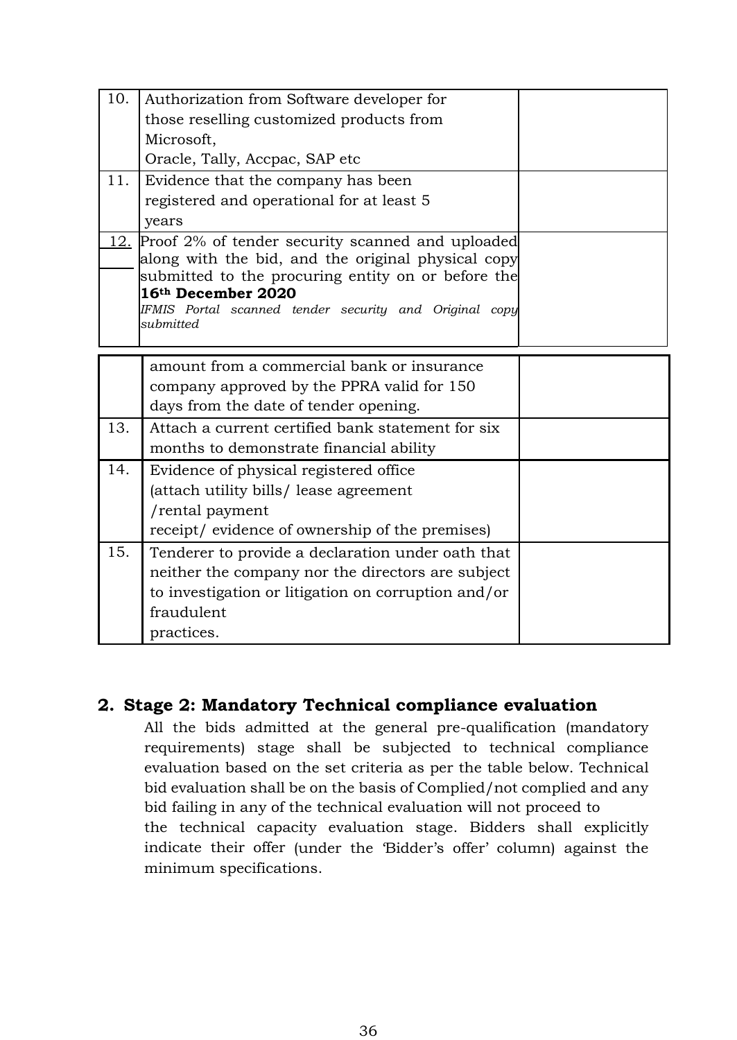| | | |
|---|---|---|
| 10. | Authorization from Software developer for those reselling customized products from Microsoft, Oracle, Tally, Accpac, SAP etc | |
| 11. | Evidence that the company has been registered and operational for at least 5 years | |
| 12. | Proof 2% of tender security scanned and uploaded along with the bid, and the original physical copy submitted to the procuring entity on or before the **16th December 2020** *IFMIS Portal scanned tender security and Original copy submitted* amount from a commercial bank or insurance company approved by the PPRA valid for 150 days from the date of tender opening. | |
| 13. | Attach a current certified bank statement for six months to demonstrate financial ability | |
| 14. | Evidence of physical registered office (attach utility bills/ lease agreement /rental payment receipt/ evidence of ownership of the premises) | |
| 15. | Tenderer to provide a declaration under oath that neither the company nor the directors are subject to investigation or litigation on corruption and/or fraudulent practices. | |

## 2. Stage 2: Mandatory Technical compliance evaluation

All the bids admitted at the general pre-qualification (mandatory requirements) stage shall be subjected to technical compliance evaluation based on the set criteria as per the table below. Technical bid evaluation shall be on the basis of Complied/not complied and any bid failing in any of the technical evaluation will not proceed to the technical capacity evaluation stage. Bidders shall explicitly indicate their offer (under the 'Bidder's offer' column) against the minimum specifications.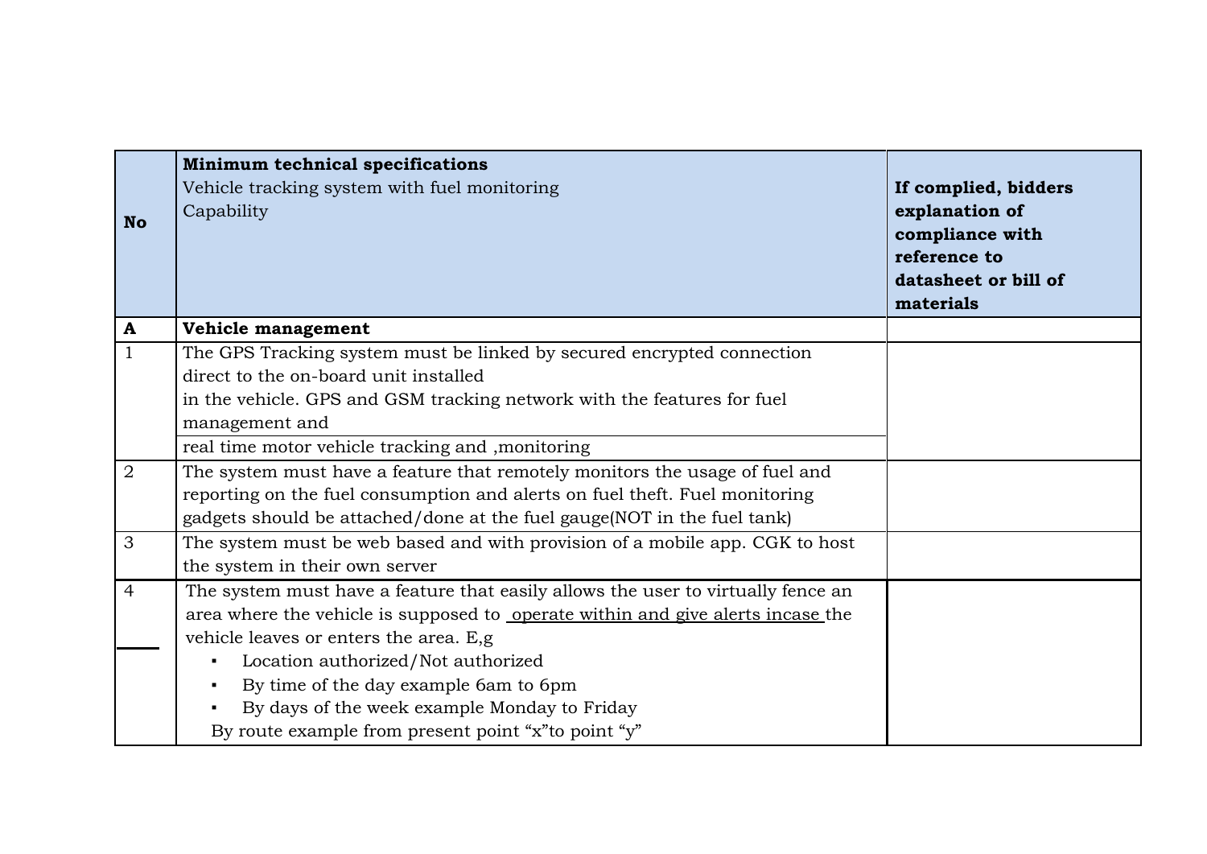| No | **Minimum technical specifications**<br>Vehicle tracking system with fuel monitoring<br>Capability | **If complied, bidders explanation of compliance with reference to datasheet or bill of materials** |
|---|---|---|
| **A** | **Vehicle management** | |
| 1 | The GPS Tracking system must be linked by secured encrypted connection direct to the on-board unit installed in the vehicle. GPS and GSM tracking network with the features for fuel management and<br>real time motor vehicle tracking and ,monitoring | |
| 2 | The system must have a feature that remotely monitors the usage of fuel and reporting on the fuel consumption and alerts on fuel theft. Fuel monitoring gadgets should be attached/done at the fuel gauge(NOT in the fuel tank) | |
| 3 | The system must be web based and with provision of a mobile app. CGK to host the system in their own server | |
| 4 | The system must have a feature that easily allows the user to virtually fence an area where the vehicle is supposed to operate within and give alerts incase the vehicle leaves or enters the area. E,g<br>▪ Location authorized/Not authorized<br>▪ By time of the day example 6am to 6pm<br>▪ By days of the week example Monday to Friday<br>By route example from present point "x"to point "y" | |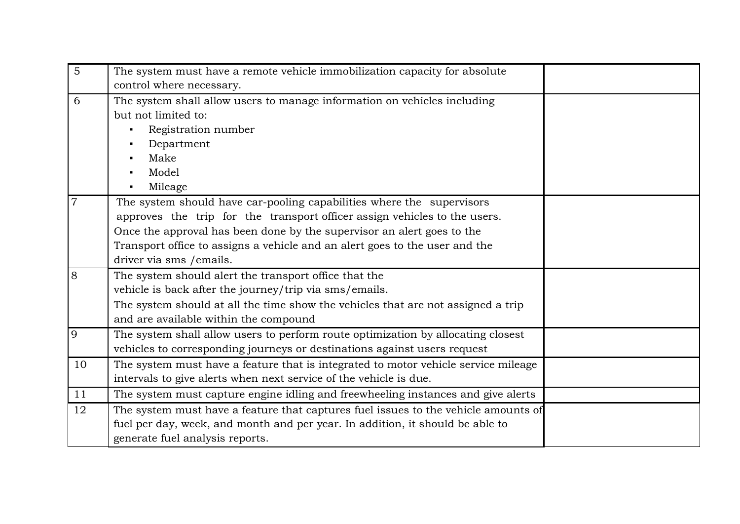| | | |
|---|---|---|
| 5 | The system must have a remote vehicle immobilization capacity for absolute control where necessary. | |
| 6 | The system shall allow users to manage information on vehicles including but not limited to:<br>▪ Registration number<br>▪ Department<br>▪ Make<br>▪ Model<br>▪ Mileage | |
| 7 | The system should have car-pooling capabilities where the supervisors approves the trip for the transport officer assign vehicles to the users. Once the approval has been done by the supervisor an alert goes to the Transport office to assigns a vehicle and an alert goes to the user and the driver via sms /emails. | |
| 8 | The system should alert the transport office that the vehicle is back after the journey/trip via sms/emails.<br>The system should at all the time show the vehicles that are not assigned a trip and are available within the compound | |
| 9 | The system shall allow users to perform route optimization by allocating closest vehicles to corresponding journeys or destinations against users request | |
| 10 | The system must have a feature that is integrated to motor vehicle service mileage intervals to give alerts when next service of the vehicle is due. | |
| 11 | The system must capture engine idling and freewheeling instances and give alerts | |
| 12 | The system must have a feature that captures fuel issues to the vehicle amounts of fuel per day, week, and month and per year. In addition, it should be able to generate fuel analysis reports. | |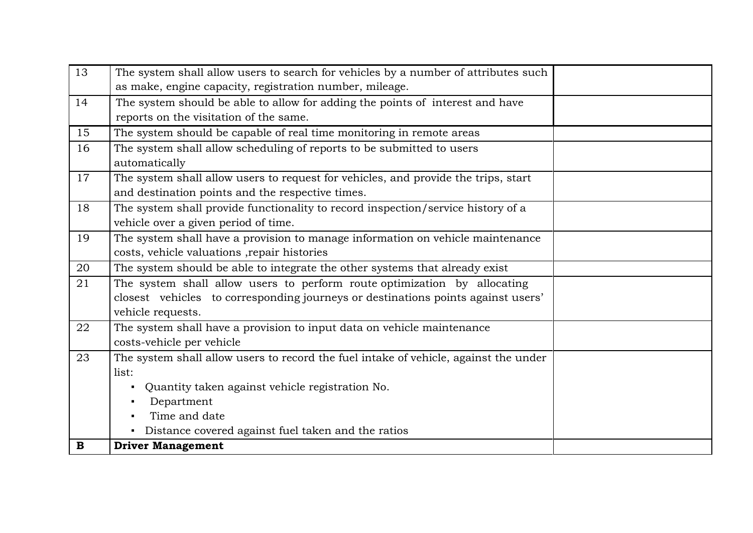| | | |
|---|---|---|
| 13 | The system shall allow users to search for vehicles by a number of attributes such as make, engine capacity, registration number, mileage. | |
| 14 | The system should be able to allow for adding the points of interest and have reports on the visitation of the same. | |
| 15 | The system should be capable of real time monitoring in remote areas | |
| 16 | The system shall allow scheduling of reports to be submitted to users automatically | |
| 17 | The system shall allow users to request for vehicles, and provide the trips, start and destination points and the respective times. | |
| 18 | The system shall provide functionality to record inspection/service history of a vehicle over a given period of time. | |
| 19 | The system shall have a provision to manage information on vehicle maintenance costs, vehicle valuations ,repair histories | |
| 20 | The system should be able to integrate the other systems that already exist | |
| 21 | The system shall allow users to perform route optimization by allocating closest vehicles to corresponding journeys or destinations points against users' vehicle requests. | |
| 22 | The system shall have a provision to input data on vehicle maintenance costs-vehicle per vehicle | |
| 23 | The system shall allow users to record the fuel intake of vehicle, against the under list:<br>▪ Quantity taken against vehicle registration No.<br>▪ Department<br>▪ Time and date<br>▪ Distance covered against fuel taken and the ratios | |
| **B** | **Driver Management** | |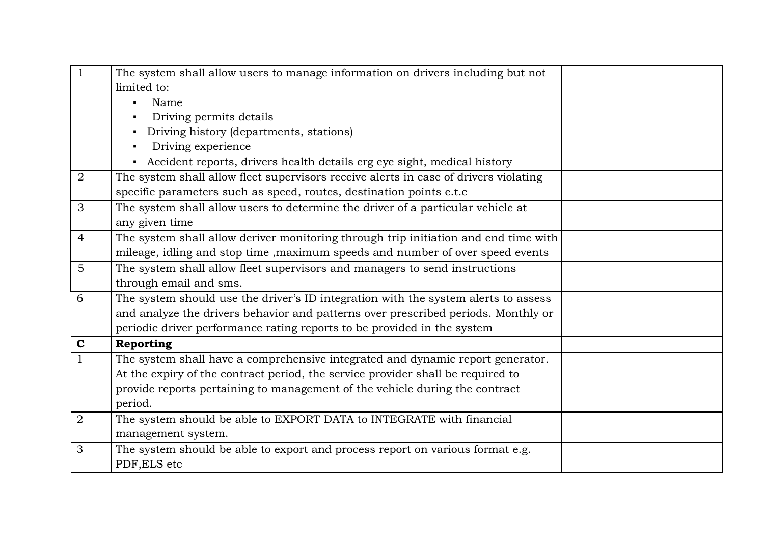| | | |
|---|---|---|
| 1 | The system shall allow users to manage information on drivers including but not limited to:<br>▪ Name<br>▪ Driving permits details<br>▪ Driving history (departments, stations)<br>▪ Driving experience<br>▪ Accident reports, drivers health details erg eye sight, medical history | |
| 2 | The system shall allow fleet supervisors receive alerts in case of drivers violating specific parameters such as speed, routes, destination points e.t.c | |
| 3 | The system shall allow users to determine the driver of a particular vehicle at any given time | |
| 4 | The system shall allow deriver monitoring through trip initiation and end time with mileage, idling and stop time ,maximum speeds and number of over speed events | |
| 5 | The system shall allow fleet supervisors and managers to send instructions through email and sms. | |
| 6 | The system should use the driver's ID integration with the system alerts to assess and analyze the drivers behavior and patterns over prescribed periods. Monthly or periodic driver performance rating reports to be provided in the system | |
| **C** | **Reporting** | |
| 1 | The system shall have a comprehensive integrated and dynamic report generator. At the expiry of the contract period, the service provider shall be required to provide reports pertaining to management of the vehicle during the contract period. | |
| 2 | The system should be able to EXPORT DATA to INTEGRATE with financial management system. | |
| 3 | The system should be able to export and process report on various format e.g. PDF,ELS etc | |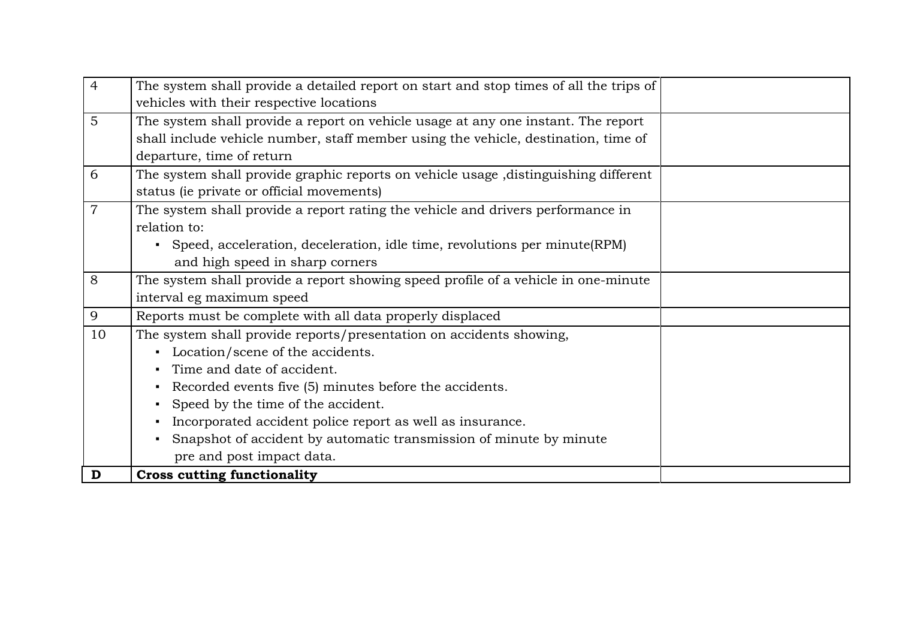| | | |
|---|---|---|
| 4 | The system shall provide a detailed report on start and stop times of all the trips of vehicles with their respective locations | |
| 5 | The system shall provide a report on vehicle usage at any one instant. The report shall include vehicle number, staff member using the vehicle, destination, time of departure, time of return | |
| 6 | The system shall provide graphic reports on vehicle usage ,distinguishing different status (ie private or official movements) | |
| 7 | The system shall provide a report rating the vehicle and drivers performance in relation to:<br>▪ Speed, acceleration, deceleration, idle time, revolutions per minute(RPM) and high speed in sharp corners | |
| 8 | The system shall provide a report showing speed profile of a vehicle in one-minute interval eg maximum speed | |
| 9 | Reports must be complete with all data properly displaced | |
| 10 | The system shall provide reports/presentation on accidents showing,<br>▪ Location/scene of the accidents.<br>▪ Time and date of accident.<br>▪ Recorded events five (5) minutes before the accidents.<br>▪ Speed by the time of the accident.<br>▪ Incorporated accident police report as well as insurance.<br>▪ Snapshot of accident by automatic transmission of minute by minute pre and post impact data. | |
| **D** | **Cross cutting functionality** | |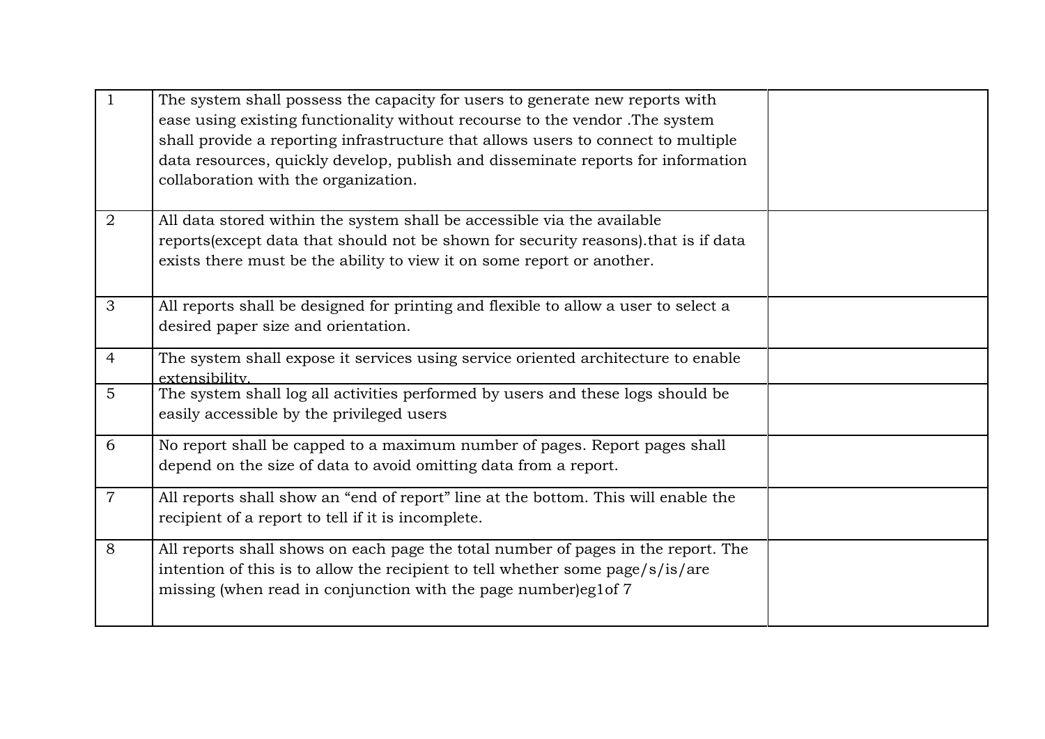| | | |
|---|---|---|
| 1 | The system shall possess the capacity for users to generate new reports with ease using existing functionality without recourse to the vendor .The system shall provide a reporting infrastructure that allows users to connect to multiple data resources, quickly develop, publish and disseminate reports for information collaboration with the organization. | |
| 2 | All data stored within the system shall be accessible via the available reports(except data that should not be shown for security reasons).that is if data exists there must be the ability to view it on some report or another. | |
| 3 | All reports shall be designed for printing and flexible to allow a user to select a desired paper size and orientation. | |
| 4 | The system shall expose it services using service oriented architecture to enable extensibility. | |
| 5 | The system shall log all activities performed by users and these logs should be easily accessible by the privileged users | |
| 6 | No report shall be capped to a maximum number of pages. Report pages shall depend on the size of data to avoid omitting data from a report. | |
| 7 | All reports shall show an "end of report" line at the bottom. This will enable the recipient of a report to tell if it is incomplete. | |
| 8 | All reports shall shows on each page the total number of pages in the report. The intention of this is to allow the recipient to tell whether some page/s/is/are missing (when read in conjunction with the page number)eg1of 7 | |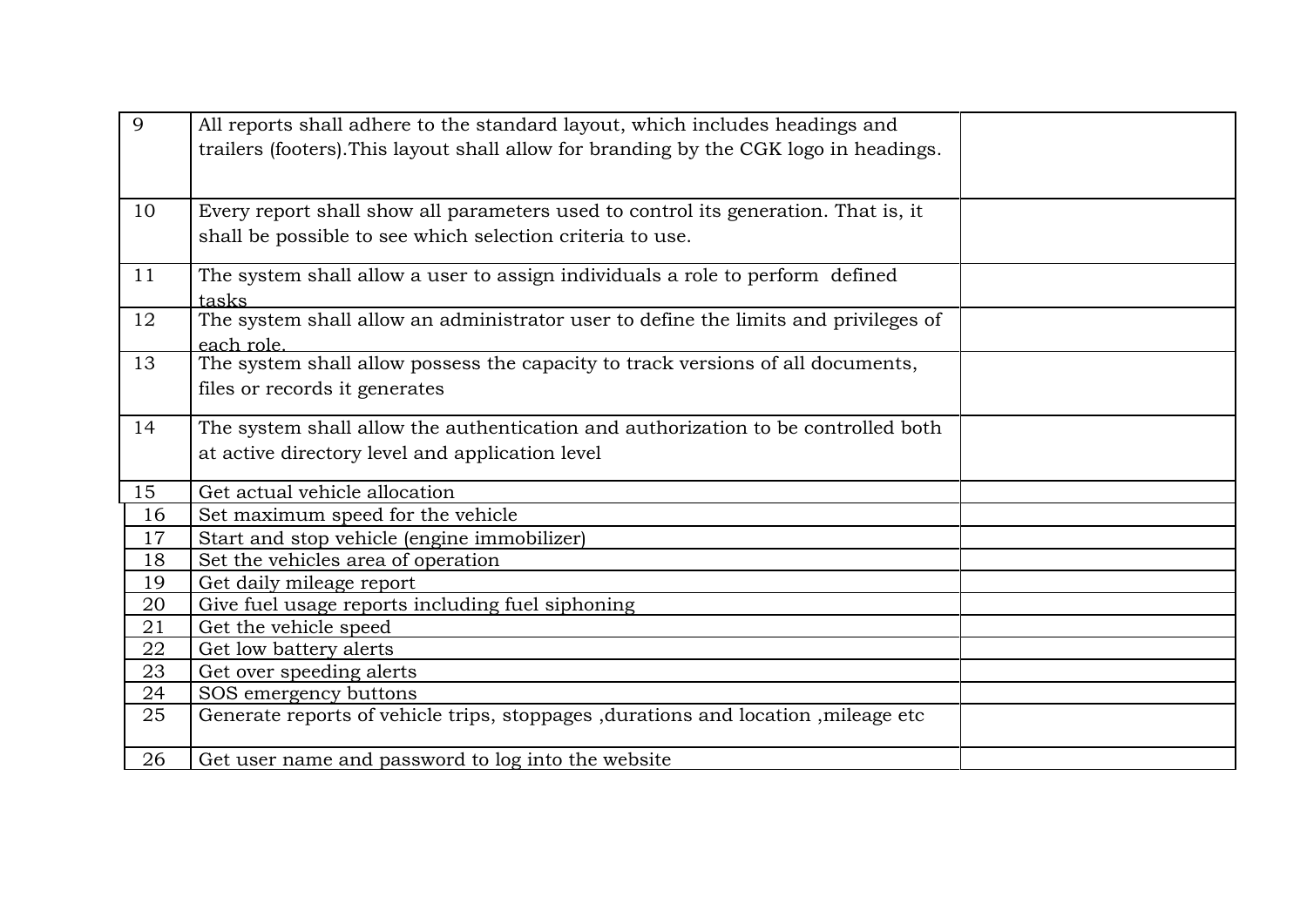| | | |
|---|---|---|
| 9 | All reports shall adhere to the standard layout, which includes headings and trailers (footers).This layout shall allow for branding by the CGK logo in headings. | |
| 10 | Every report shall show all parameters used to control its generation. That is, it shall be possible to see which selection criteria to use. | |
| 11 | The system shall allow a user to assign individuals a role to perform defined tasks | |
| 12 | The system shall allow an administrator user to define the limits and privileges of each role. | |
| 13 | The system shall allow possess the capacity to track versions of all documents, files or records it generates | |
| 14 | The system shall allow the authentication and authorization to be controlled both at active directory level and application level | |
| 15 | Get actual vehicle allocation | |
| 16 | Set maximum speed for the vehicle | |
| 17 | Start and stop vehicle (engine immobilizer) | |
| 18 | Set the vehicles area of operation | |
| 19 | Get daily mileage report | |
| 20 | Give fuel usage reports including fuel siphoning | |
| 21 | Get the vehicle speed | |
| 22 | Get low battery alerts | |
| 23 | Get over speeding alerts | |
| 24 | SOS emergency buttons | |
| 25 | Generate reports of vehicle trips, stoppages ,durations and location ,mileage etc | |
| 26 | Get user name and password to log into the website | |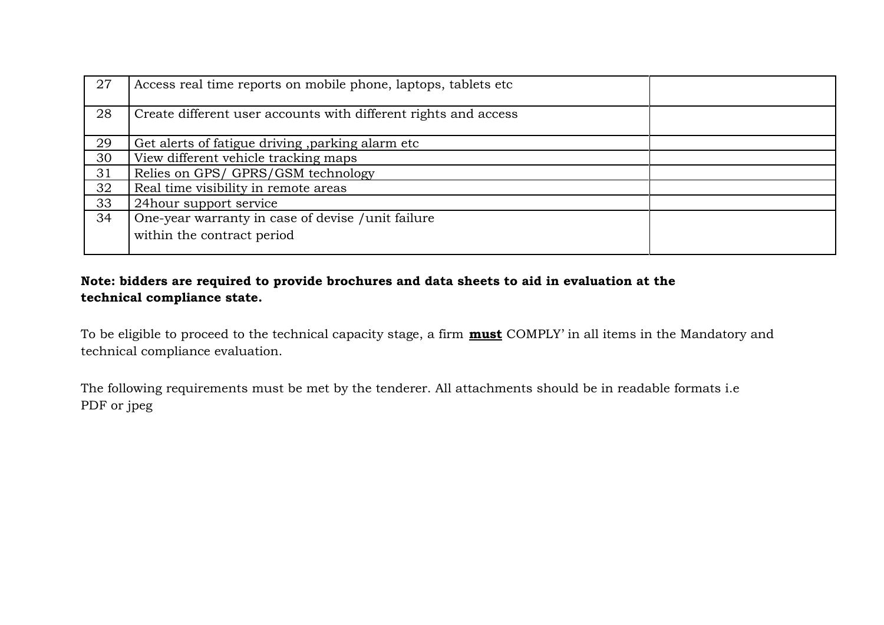| 27 | Access real time reports on mobile phone, laptops, tablets etc | |
|---|---|---|
| 28 | Create different user accounts with different rights and access | |
| 29 | Get alerts of fatigue driving ,parking alarm etc | |
| 30 | View different vehicle tracking maps | |
| 31 | Relies on GPS/ GPRS/GSM technology | |
| 32 | Real time visibility in remote areas | |
| 33 | 24hour support service | |
| 34 | One-year warranty in case of devise /unit failure within the contract period | |

**Note: bidders are required to provide brochures and data sheets to aid in evaluation at the technical compliance state.**

To be eligible to proceed to the technical capacity stage, a firm **must** COMPLY' in all items in the Mandatory and technical compliance evaluation.

The following requirements must be met by the tenderer. All attachments should be in readable formats i.e PDF or jpeg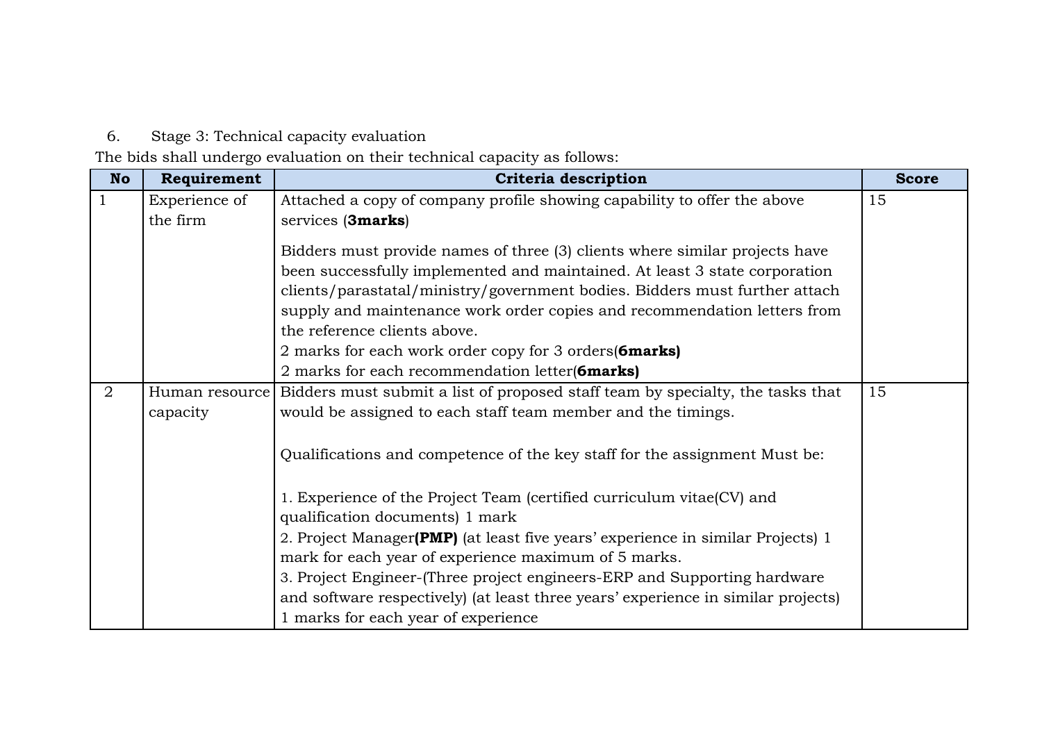6. Stage 3: Technical capacity evaluation

The bids shall undergo evaluation on their technical capacity as follows:

| No | Requirement | Criteria description | Score |
|---|---|---|---|
| 1 | Experience of the firm | Attached a copy of company profile showing capability to offer the above services (**3marks**)<br><br>Bidders must provide names of three (3) clients where similar projects have been successfully implemented and maintained. At least 3 state corporation clients/parastatal/ministry/government bodies. Bidders must further attach supply and maintenance work order copies and recommendation letters from the reference clients above.<br>2 marks for each work order copy for 3 orders(**6marks)**<br>2 marks for each recommendation letter(**6marks)** | 15 |
| 2 | Human resource capacity | Bidders must submit a list of proposed staff team by specialty, the tasks that would be assigned to each staff team member and the timings.<br><br>Qualifications and competence of the key staff for the assignment Must be:<br><br>1. Experience of the Project Team (certified curriculum vitae(CV) and qualification documents) 1 mark<br>2. Project Manager**(PMP)** (at least five years' experience in similar Projects) 1 mark for each year of experience maximum of 5 marks.<br>3. Project Engineer-(Three project engineers-ERP and Supporting hardware and software respectively) (at least three years' experience in similar projects) 1 marks for each year of experience | 15 |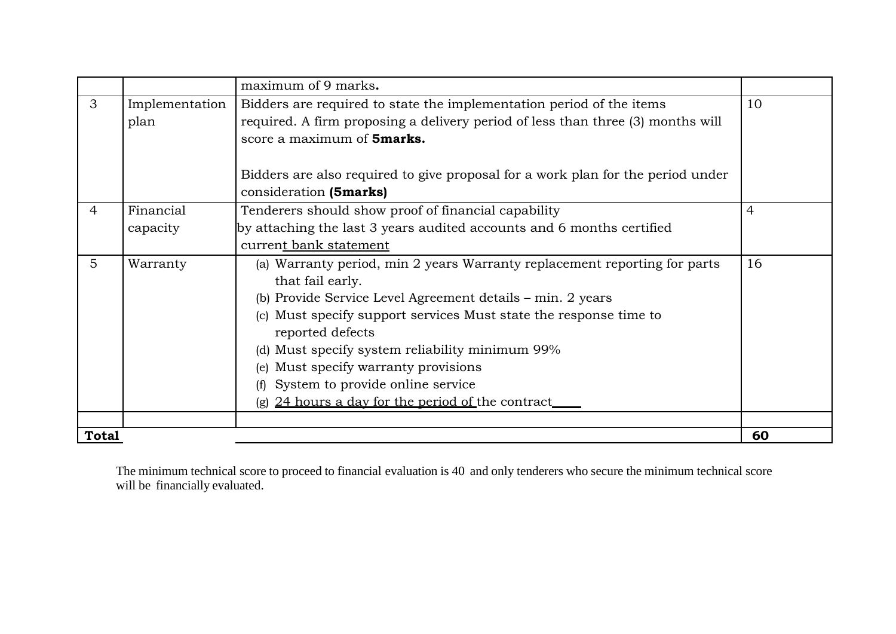| | | | |
|---|---|---|---|
| | | maximum of 9 marks**.** | |
| 3 | Implementation plan | Bidders are required to state the implementation period of the items required. A firm proposing a delivery period of less than three (3) months will score a maximum of **5marks.**<br><br>Bidders are also required to give proposal for a work plan for the period under consideration **(5marks)** | 10 |
| 4 | Financial capacity | Tenderers should show proof of financial capability by attaching the last 3 years audited accounts and 6 months certified current bank statement | 4 |
| 5 | Warranty | (a) Warranty period, min 2 years Warranty replacement reporting for parts that fail early.<br>(b) Provide Service Level Agreement details – min. 2 years<br>(c) Must specify support services Must state the response time to reported defects<br>(d) Must specify system reliability minimum 99%<br>(e) Must specify warranty provisions<br>(f) System to provide online service<br>(g) 24 hours a day for the period of the contract | 16 |
| | | | |
| **Total** | | | **60** |

The minimum technical score to proceed to financial evaluation is 40 and only tenderers who secure the minimum technical score will be financially evaluated.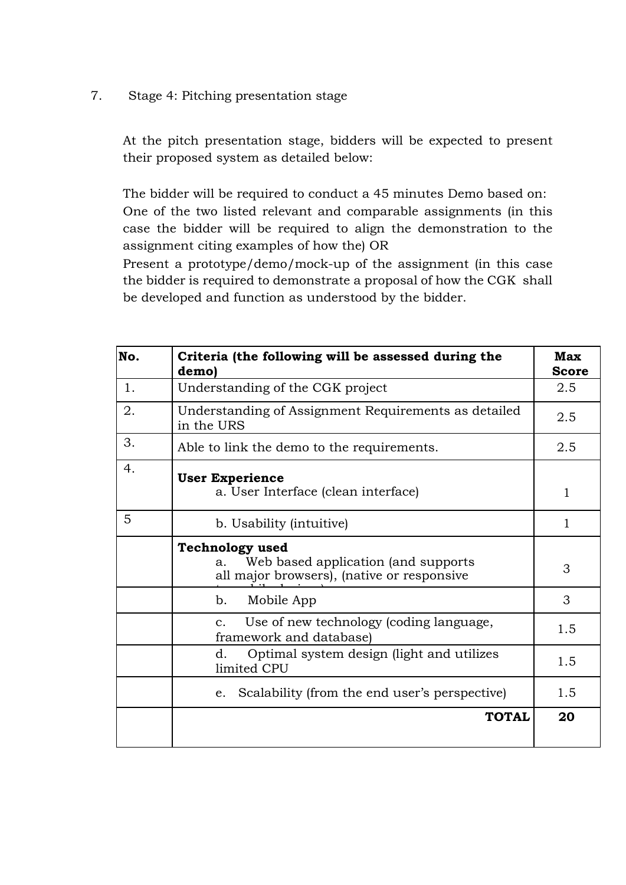7. Stage 4: Pitching presentation stage

At the pitch presentation stage, bidders will be expected to present their proposed system as detailed below:

The bidder will be required to conduct a 45 minutes Demo based on:
One of the two listed relevant and comparable assignments (in this case the bidder will be required to align the demonstration to the assignment citing examples of how the) OR
Present a prototype/demo/mock-up of the assignment (in this case the bidder is required to demonstrate a proposal of how the CGK shall be developed and function as understood by the bidder.

| No. | Criteria (the following will be assessed during the demo) | Max Score |
|---|---|---|
| 1. | Understanding of the CGK project | 2.5 |
| 2. | Understanding of Assignment Requirements as detailed in the URS | 2.5 |
| 3. | Able to link the demo to the requirements. | 2.5 |
| 4. | **User Experience**<br>a. User Interface (clean interface) | 1 |
| 5 | b. Usability (intuitive) | 1 |
| | **Technology used**<br>a. Web based application (and supports all major browsers), (native or responsive to mobile devices) | 3 |
| | b. Mobile App | 3 |
| | c. Use of new technology (coding language, framework and database) | 1.5 |
| | d. Optimal system design (light and utilizes limited CPU | 1.5 |
| | e. Scalability (from the end user's perspective) | 1.5 |
| | **TOTAL** | **20** |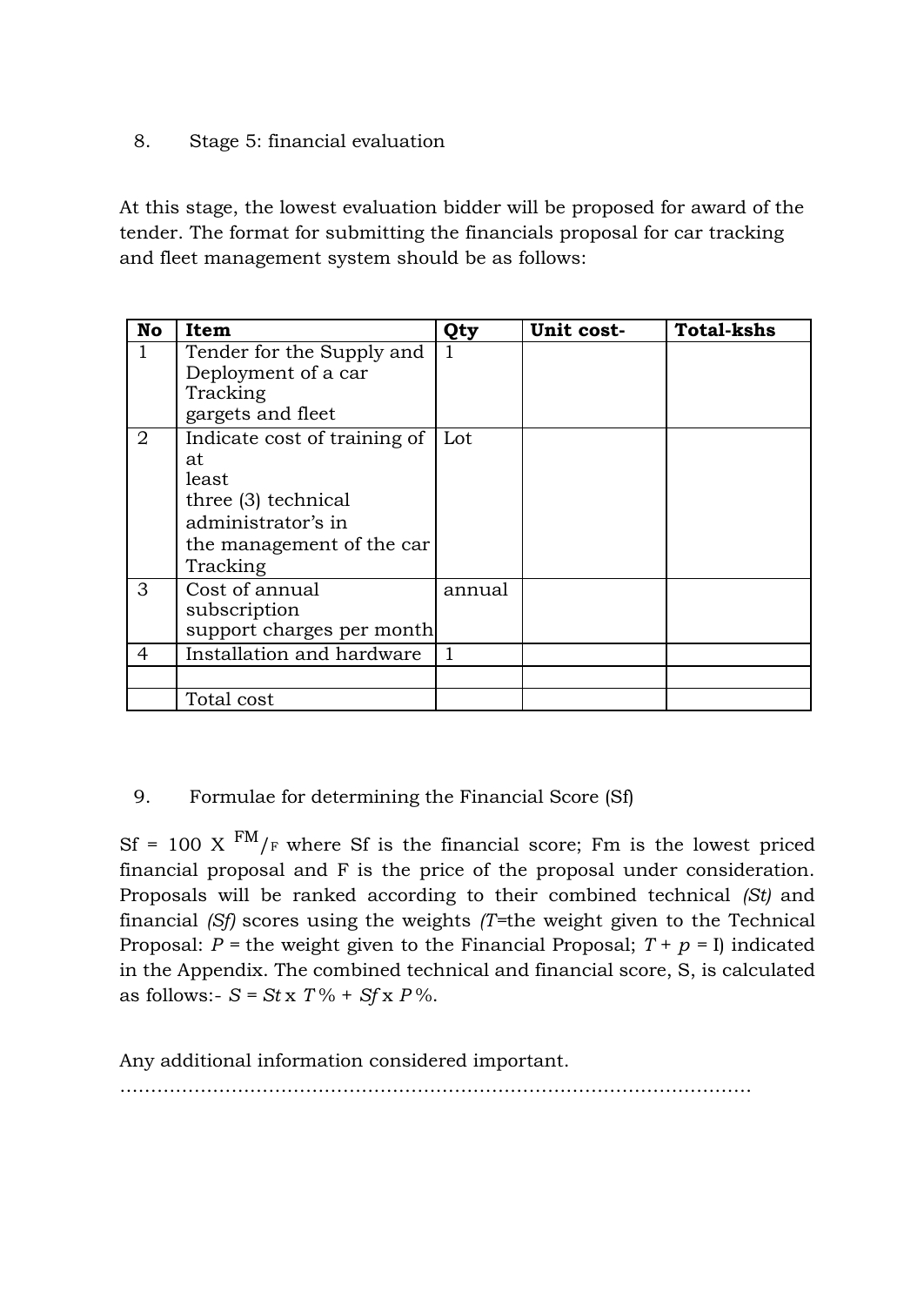8. Stage 5: financial evaluation

At this stage, the lowest evaluation bidder will be proposed for award of the tender. The format for submitting the financials proposal for car tracking and fleet management system should be as follows:

| No | Item | Qty | Unit cost- | Total-kshs |
|---|---|---|---|---|
| 1 | Tender for the Supply and Deployment of a car Tracking gargets and fleet | 1 | | |
| 2 | Indicate cost of training of at least three (3) technical administrator's in the management of the car Tracking | Lot | | |
| 3 | Cost of annual subscription support charges per month | annual | | |
| 4 | Installation and hardware | 1 | | |
| | | | | |
| | Total cost | | | |

9. Formulae for determining the Financial Score (Sf)

Sf = 100 X $^{FM}/_{F}$ where Sf is the financial score; Fm is the lowest priced financial proposal and F is the price of the proposal under consideration. Proposals will be ranked according to their combined technical *(St)* and financial *(Sf)* scores using the weights *(T*=the weight given to the Technical Proposal: *P* = the weight given to the Financial Proposal; *T* + *p* = I) indicated in the Appendix. The combined technical and financial score, S, is calculated as follows:- *S* = *St* x *T* % + *Sf* x *P* %.

Any additional information considered important.

……………………………………………………………………………………………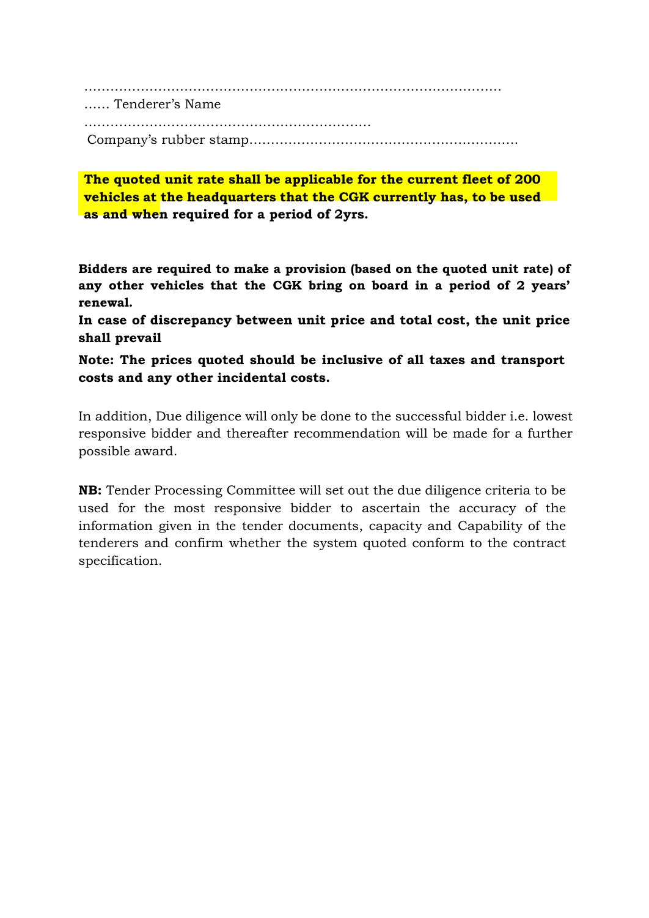……………………………………………………………………………………

…… Tenderer's Name

…………………………………………………………

Company's rubber stamp……………………………………………………

**The quoted unit rate shall be applicable for the current fleet of 200 vehicles at the headquarters that the CGK currently has, to be used as and when required for a period of 2yrs.**

**Bidders are required to make a provision (based on the quoted unit rate) of any other vehicles that the CGK bring on board in a period of 2 years' renewal.**

**In case of discrepancy between unit price and total cost, the unit price shall prevail**

**Note: The prices quoted should be inclusive of all taxes and transport costs and any other incidental costs.**

In addition, Due diligence will only be done to the successful bidder i.e. lowest responsive bidder and thereafter recommendation will be made for a further possible award.

**NB:** Tender Processing Committee will set out the due diligence criteria to be used for the most responsive bidder to ascertain the accuracy of the information given in the tender documents, capacity and Capability of the tenderers and confirm whether the system quoted conform to the contract specification.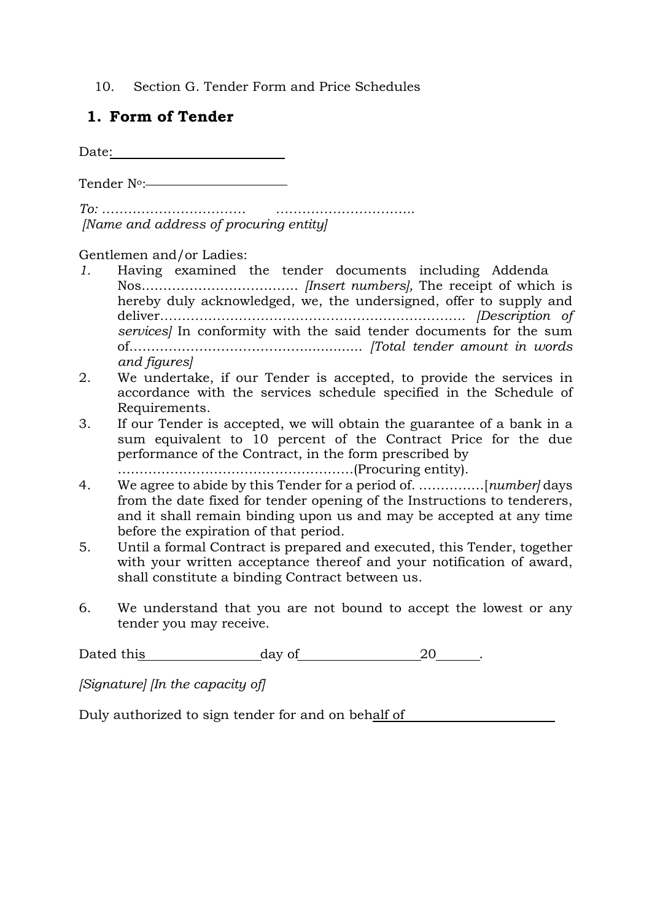10. Section G. Tender Form and Price Schedules

## 1. Form of Tender

Date:\_\_\_\_\_\_\_\_\_\_\_\_\_\_\_\_\_\_\_\_\_\_\_\_\_\_\_\_

Tender No:\_\_\_\_\_\_\_\_\_\_\_\_\_\_\_\_\_\_\_\_\_\_\_\_

*To: ……………………………  …………………………….*
*[Name and address of procuring entity]*

Gentlemen and/or Ladies:

1. Having examined the tender documents including Addenda Nos……………………………… *[Insert numbers],* The receipt of which is hereby duly acknowledged, we, the undersigned, offer to supply and deliver……………………………………………………………… *[Description of services]* In conformity with the said tender documents for the sum of……………………………………………… *[Total tender amount in words and figures]*
2. We undertake, if our Tender is accepted, to provide the services in accordance with the services schedule specified in the Schedule of Requirements.
3. If our Tender is accepted, we will obtain the guarantee of a bank in a sum equivalent to 10 percent of the Contract Price for the due performance of the Contract, in the form prescribed by ……………………………………………(Procuring entity).
4. We agree to abide by this Tender for a period of. ……………[*number]* days from the date fixed for tender opening of the Instructions to tenderers, and it shall remain binding upon us and may be accepted at any time before the expiration of that period.
5. Until a formal Contract is prepared and executed, this Tender, together with your written acceptance thereof and your notification of award, shall constitute a binding Contract between us.
6. We understand that you are not bound to accept the lowest or any tender you may receive.

Dated this\_\_\_\_\_\_\_\_\_\_\_\_\_\_\_\_\_\_day of\_\_\_\_\_\_\_\_\_\_\_\_\_\_\_\_\_\_20\_\_\_\_\_\_.

*[Signature] [In the capacity of]*

Duly authorized to sign tender for and on behalf of\_\_\_\_\_\_\_\_\_\_\_\_\_\_\_\_\_\_\_\_\_\_\_\_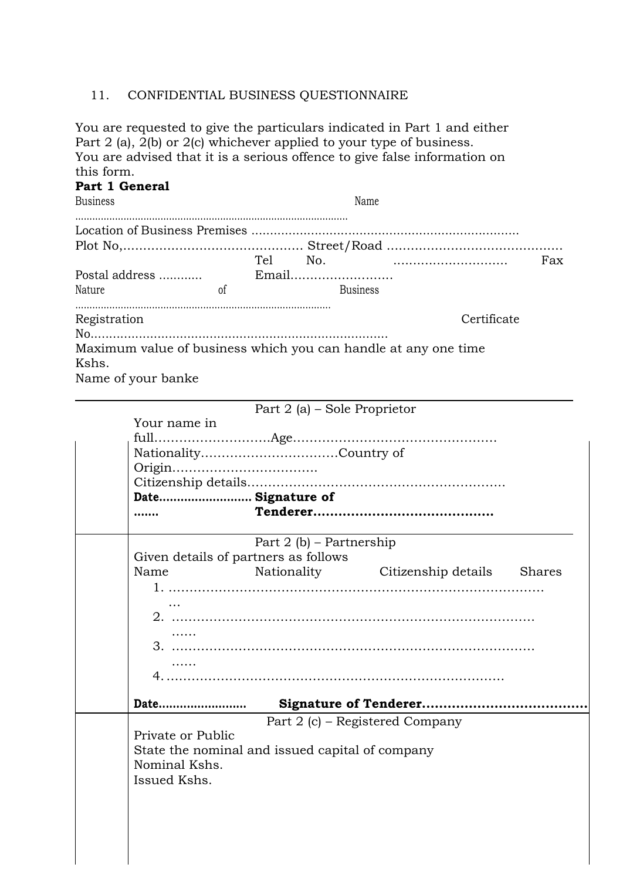11. CONFIDENTIAL BUSINESS QUESTIONNAIRE

You are requested to give the particulars indicated in Part 1 and either Part 2 (a), 2(b) or 2(c) whichever applied to your type of business.
You are advised that it is a serious offence to give false information on this form.

**Part 1 General**

Business Name ……………………………………………………………………………………

Location of Business Premises ……………………………………………………………

Plot No,……………………………………… Street/Road ………………………………………

Postal address ………… Tel No. ……………………… Fax Email……………………

Nature of Business ……………………………………………………………………………

Registration Certificate No.……………………………………………………………………

Maximum value of business which you can handle at any one time Kshs.

Name of your banke

| | |
|---|---|
| | Part 2 (a) – Sole Proprietor<br>Your name in full………………………Age…………………………………………<br>Nationality……………………………Country of Origin…………………………….<br>Citizenship details…………………………………………………….<br>**Date……………………. Signature of Tenderer……………………………………** |
| | Part 2 (b) – Partnership<br>Given details of partners as follows<br>Name Nationality Citizenship details Shares<br>1. …………………………………………………………………………<br>2. …………………………………………………………………………<br>3. …………………………………………………………………………<br>4. …………………………………………………………………………<br>**Date……………………. Signature of Tenderer…………………………………** |
| | Part 2 (c) – Registered Company<br>Private or Public<br>State the nominal and issued capital of company<br>Nominal Kshs.<br>Issued Kshs. |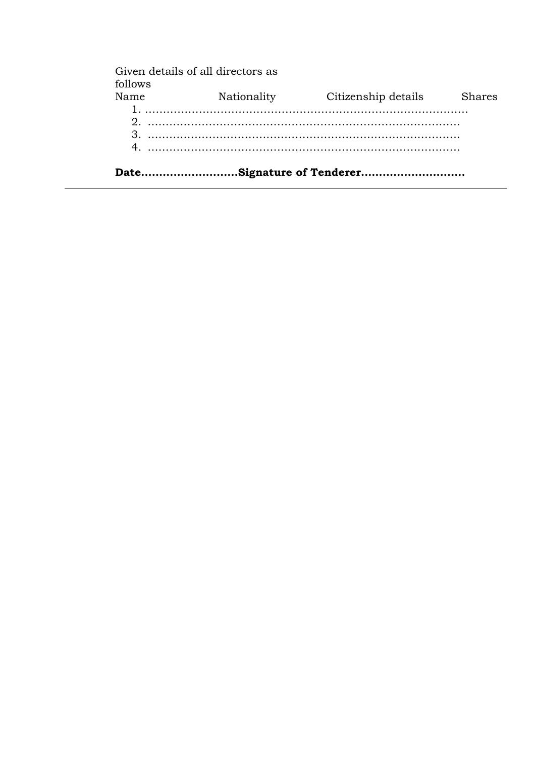Given details of all directors as follows

Name Nationality Citizenship details Shares

1. ………………………………………………………………………………
2. ……………………………………………………………………………
3. ……………………………………………………………………………
4. ……………………………………………………………………………

**Date……………………Signature of Tenderer………………………**

---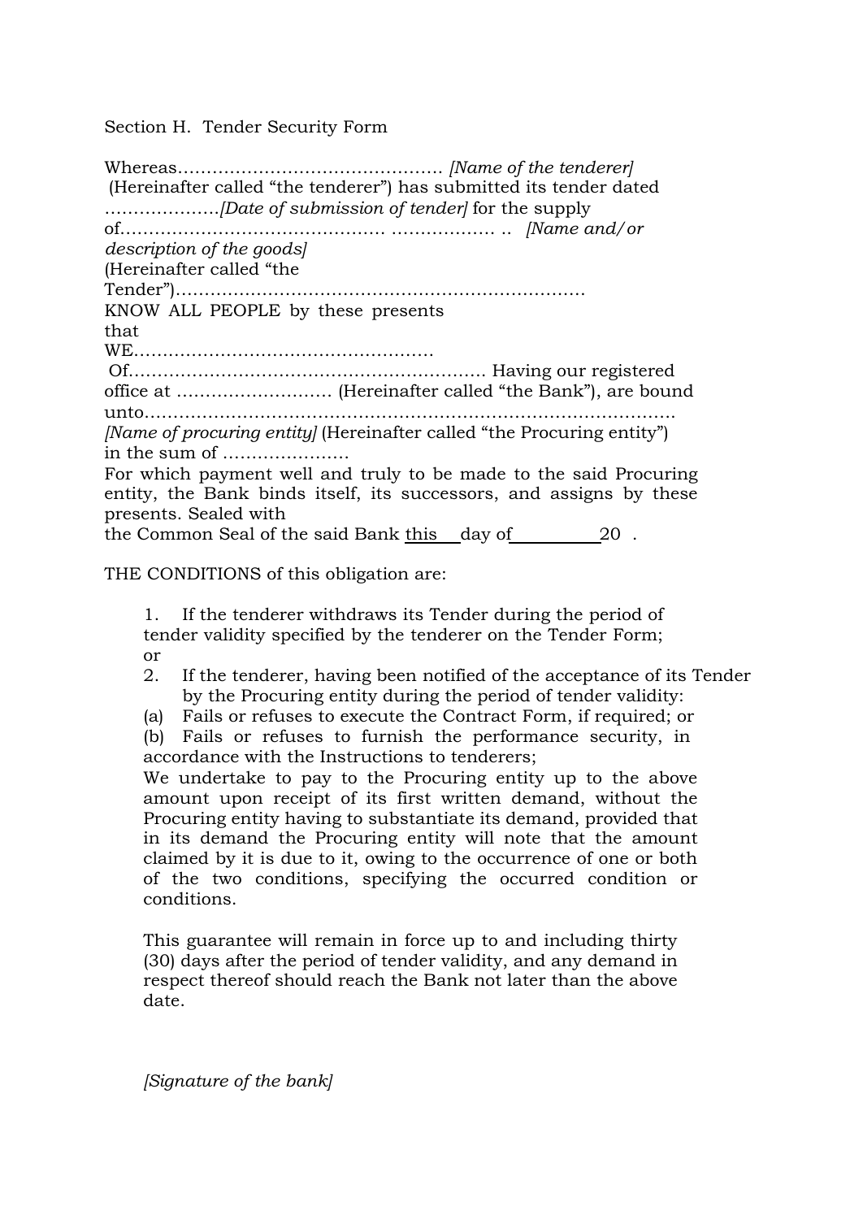Section H. Tender Security Form

Whereas………………………………………. *[Name of the tenderer]* (Hereinafter called "the tenderer") has submitted its tender dated ………………..*[Date of submission of tender]* for the supply of……………………………………. ……………… .. *[Name and/or description of the goods]* (Hereinafter called "the Tender")………………………………………………………………
KNOW ALL PEOPLE by these presents that WE……………………………………………
Of…………………………………………………… Having our registered office at ……………………… (Hereinafter called "the Bank"), are bound unto………………………………………………………………………………… *[Name of procuring entity]* (Hereinafter called "the Procuring entity") in the sum of ………………….
For which payment well and truly to be made to the said Procuring entity, the Bank binds itself, its successors, and assigns by these presents. Sealed with the Common Seal of the said Bank this \_\_\_day of\_\_\_\_\_\_\_\_\_\_20 .

THE CONDITIONS of this obligation are:

1. If the tenderer withdraws its Tender during the period of tender validity specified by the tenderer on the Tender Form; or
2. If the tenderer, having been notified of the acceptance of its Tender by the Procuring entity during the period of tender validity:
   (a) Fails or refuses to execute the Contract Form, if required; or
   (b) Fails or refuses to furnish the performance security, in accordance with the Instructions to tenderers;

We undertake to pay to the Procuring entity up to the above amount upon receipt of its first written demand, without the Procuring entity having to substantiate its demand, provided that in its demand the Procuring entity will note that the amount claimed by it is due to it, owing to the occurrence of one or both of the two conditions, specifying the occurred condition or conditions.

This guarantee will remain in force up to and including thirty (30) days after the period of tender validity, and any demand in respect thereof should reach the Bank not later than the above date.

*[Signature of the bank]*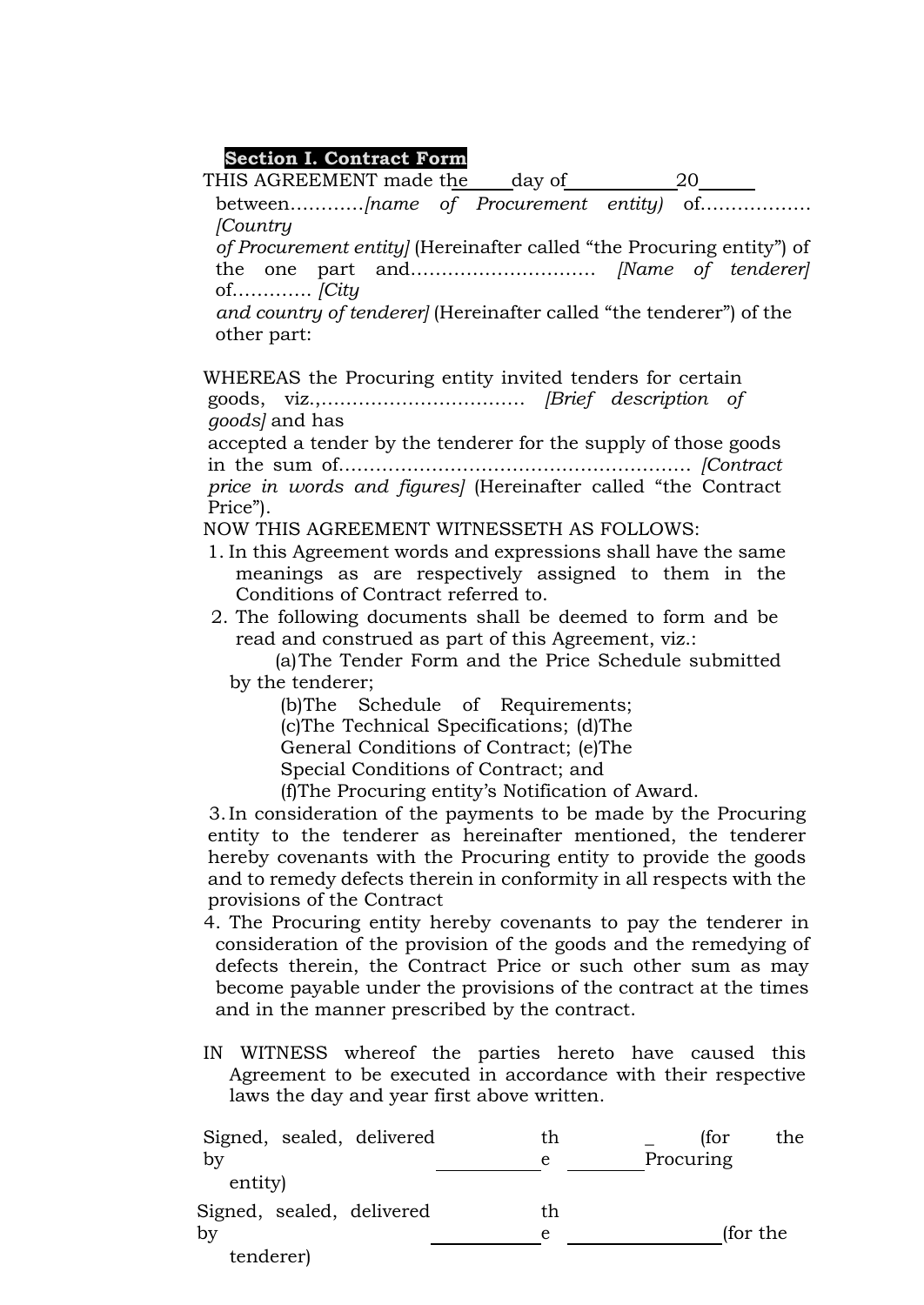## Section I. Contract Form

THIS AGREEMENT made the ____ day of __________ 20____ between…………*[name of Procurement entity)* of……………… *[Country of Procurement entity]* (Hereinafter called "the Procuring entity") of the one part and………………………… *[Name of tenderer]* of………… *[City and country of tenderer]* (Hereinafter called "the tenderer") of the other part:

WHEREAS the Procuring entity invited tenders for certain goods, viz.,…………………………… *[Brief description of goods]* and has accepted a tender by the tenderer for the supply of those goods in the sum of………………………………………………… *[Contract price in words and figures]* (Hereinafter called "the Contract Price").

NOW THIS AGREEMENT WITNESSETH AS FOLLOWS:

1. In this Agreement words and expressions shall have the same meanings as are respectively assigned to them in the Conditions of Contract referred to.
2. The following documents shall be deemed to form and be read and construed as part of this Agreement, viz.:
   (a) The Tender Form and the Price Schedule submitted by the tenderer;
   (b) The Schedule of Requirements;
   (c) The Technical Specifications;
   (d) The General Conditions of Contract;
   (e) The Special Conditions of Contract; and
   (f) The Procuring entity's Notification of Award.
3. In consideration of the payments to be made by the Procuring entity to the tenderer as hereinafter mentioned, the tenderer hereby covenants with the Procuring entity to provide the goods and to remedy defects therein in conformity in all respects with the provisions of the Contract
4. The Procuring entity hereby covenants to pay the tenderer in consideration of the provision of the goods and the remedying of defects therein, the Contract Price or such other sum as may become payable under the provisions of the contract at the times and in the manner prescribed by the contract.

IN WITNESS whereof the parties hereto have caused this Agreement to be executed in accordance with their respective laws the day and year first above written.

Signed, sealed, delivered by __________ the __________ (for the Procuring entity)

Signed, sealed, delivered by __________ the __________ (for the tenderer)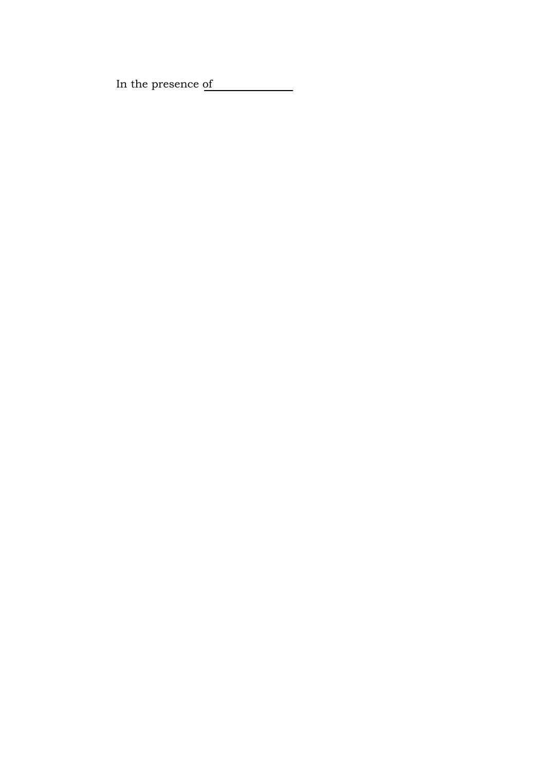In the presence of \_\_\_\_\_\_\_\_\_\_\_\_\_\_

In the presence of ______________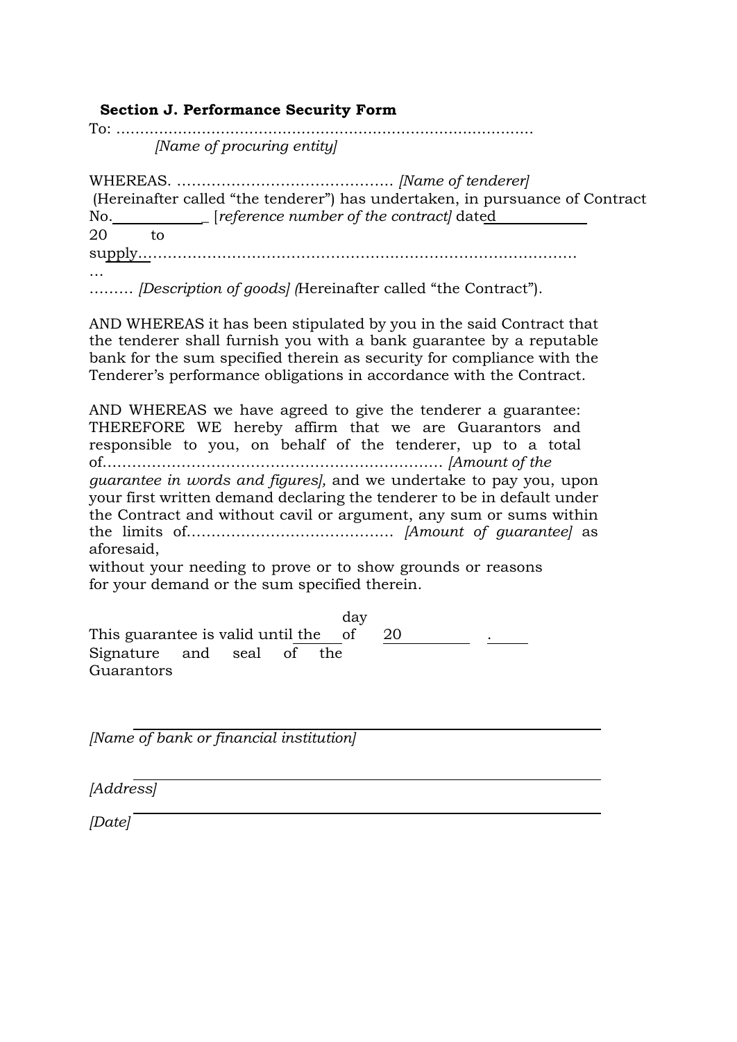**Section J. Performance Security Form**

To: ………………………………………………………………………………
[Name of procuring entity]

WHEREAS. ……………………………………… *[Name of tenderer]*
(Hereinafter called "the tenderer") has undertaken, in pursuance of Contract No.____________ [*reference number of the contract]* dated____________ 20 to supply………………………………………………………………………………… … ……… *[Description of goods] (*Hereinafter called "the Contract").

AND WHEREAS it has been stipulated by you in the said Contract that the tenderer shall furnish you with a bank guarantee by a reputable bank for the sum specified therein as security for compliance with the Tenderer's performance obligations in accordance with the Contract.

AND WHEREAS we have agreed to give the tenderer a guarantee: THEREFORE WE hereby affirm that we are Guarantors and responsible to you, on behalf of the tenderer, up to a total of…………………………………………………………… *[Amount of the guarantee in words and figures],* and we undertake to pay you, upon your first written demand declaring the tenderer to be in default under the Contract and without cavil or argument, any sum or sums within the limits of…………………………………… *[Amount of guarantee]* as aforesaid,
without your needing to prove or to show grounds or reasons for your demand or the sum specified therein.

This guarantee is valid until the ____ day of ____ 20____.

Signature and seal of the Guarantors

_______________________________________
*[Name of bank or financial institution]*

_______________________________________
*[Address]*

*[Date]* _______________________________________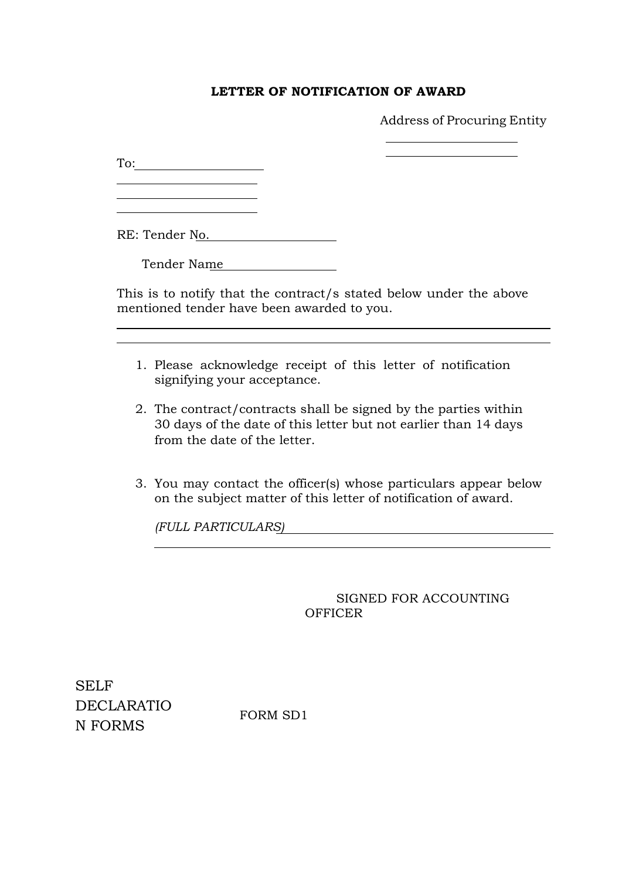## LETTER OF NOTIFICATION OF AWARD

Address of Procuring Entity

\_\_\_\_\_\_\_\_\_\_\_\_\_\_\_\_\_\_\_\_

\_\_\_\_\_\_\_\_\_\_\_\_\_\_\_\_\_\_\_\_

To: \_\_\_\_\_\_\_\_\_\_\_\_\_\_\_\_\_\_\_\_

\_\_\_\_\_\_\_\_\_\_\_\_\_\_\_\_\_\_\_\_

\_\_\_\_\_\_\_\_\_\_\_\_\_\_\_\_\_\_\_\_

\_\_\_\_\_\_\_\_\_\_\_\_\_\_\_\_\_\_\_\_

RE: Tender No. \_\_\_\_\_\_\_\_\_\_\_\_\_\_\_\_\_\_\_\_

Tender Name \_\_\_\_\_\_\_\_\_\_\_\_\_\_\_\_\_\_\_\_

This is to notify that the contract/s stated below under the above mentioned tender have been awarded to you.

\_\_\_\_\_\_\_\_\_\_\_\_\_\_\_\_\_\_\_\_\_\_\_\_\_\_\_\_\_\_\_\_\_\_\_\_\_\_\_\_\_\_\_\_\_\_\_\_\_\_\_\_\_\_\_\_\_\_

\_\_\_\_\_\_\_\_\_\_\_\_\_\_\_\_\_\_\_\_\_\_\_\_\_\_\_\_\_\_\_\_\_\_\_\_\_\_\_\_\_\_\_\_\_\_\_\_\_\_\_\_\_\_\_\_\_\_

1. Please acknowledge receipt of this letter of notification signifying your acceptance.
2. The contract/contracts shall be signed by the parties within 30 days of the date of this letter but not earlier than 14 days from the date of the letter.
3. You may contact the officer(s) whose particulars appear below on the subject matter of this letter of notification of award.

   *(FULL PARTICULARS)* \_\_\_\_\_\_\_\_\_\_\_\_\_\_\_\_\_\_\_\_\_\_\_\_\_\_\_\_\_\_\_\_\_\_\_\_\_\_\_\_

   \_\_\_\_\_\_\_\_\_\_\_\_\_\_\_\_\_\_\_\_\_\_\_\_\_\_\_\_\_\_\_\_\_\_\_\_\_\_\_\_\_\_\_\_\_\_\_\_\_\_\_\_\_\_\_\_

SIGNED FOR ACCOUNTING OFFICER

## SELF DECLARATION FORMS

FORM SD1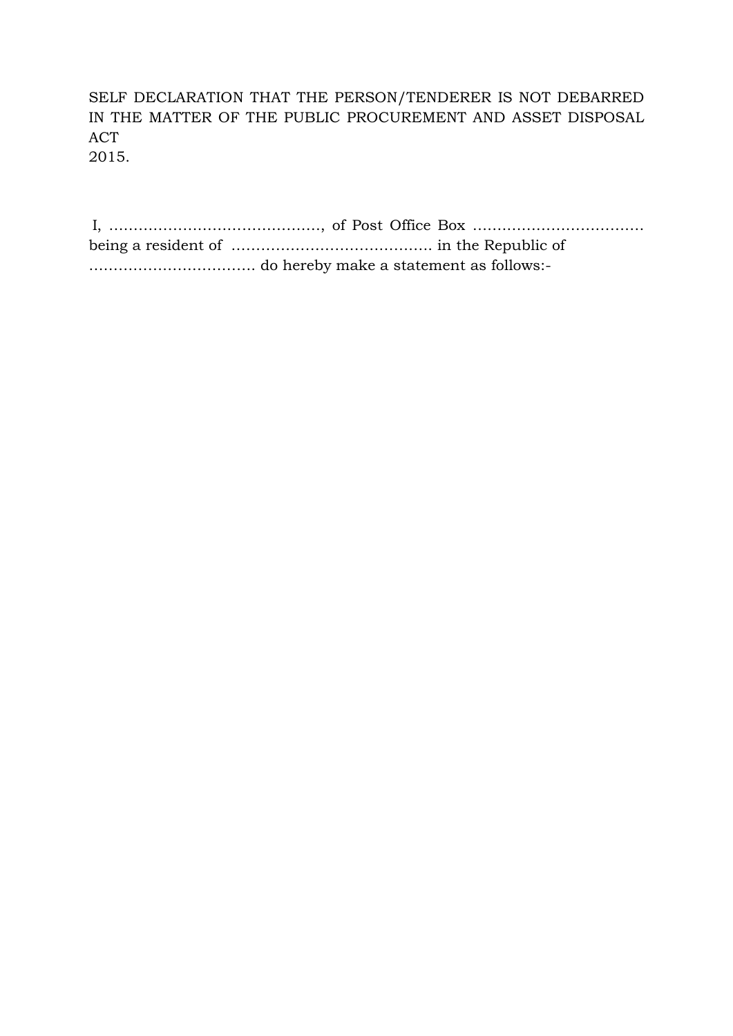SELF DECLARATION THAT THE PERSON/TENDERER IS NOT DEBARRED IN THE MATTER OF THE PUBLIC PROCUREMENT AND ASSET DISPOSAL ACT
2015.

I, ……………………………………., of Post Office Box ……………………………… being a resident of …………………………………. in the Republic of ……………………………. do hereby make a statement as follows:-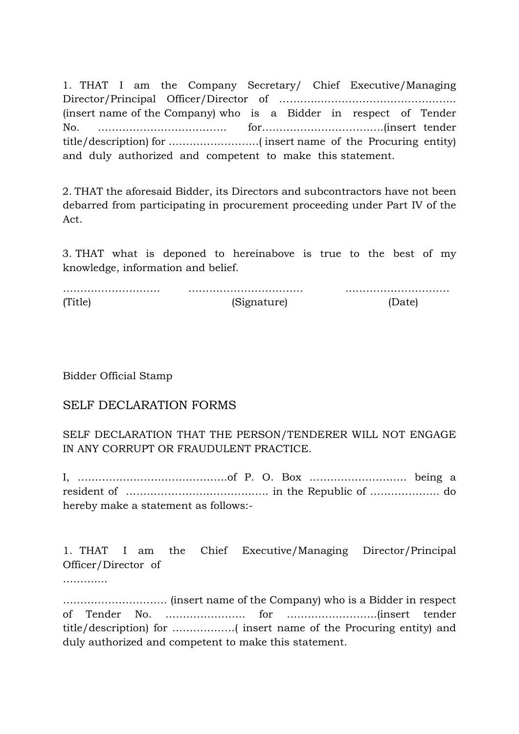1. THAT I am the Company Secretary/ Chief Executive/Managing Director/Principal Officer/Director of …………………………………………. (insert name of the Company) who is a Bidder in respect of Tender No. ………………………………. for…………………………….(insert tender title/description) for ……………………( insert name of the Procuring entity) and duly authorized and competent to make this statement.

2. THAT the aforesaid Bidder, its Directors and subcontractors have not been debarred from participating in procurement proceeding under Part IV of the Act.

3. THAT what is deponed to hereinabove is true to the best of my knowledge, information and belief.

……………………… ………………………….. …………………………
(Title) (Signature) (Date)

Bidder Official Stamp

## SELF DECLARATION FORMS

SELF DECLARATION THAT THE PERSON/TENDERER WILL NOT ENGAGE IN ANY CORRUPT OR FRAUDULENT PRACTICE.

I, …………………………………….of P. O. Box ………………………. being a resident of …………………………………. in the Republic of ………………. do hereby make a statement as follows:-

1. THAT I am the Chief Executive/Managing Director/Principal Officer/Director of
………..

………………………… (insert name of the Company) who is a Bidder in respect of Tender No. ………………….. for …………………….(insert tender title/description) for ………………( insert name of the Procuring entity) and duly authorized and competent to make this statement.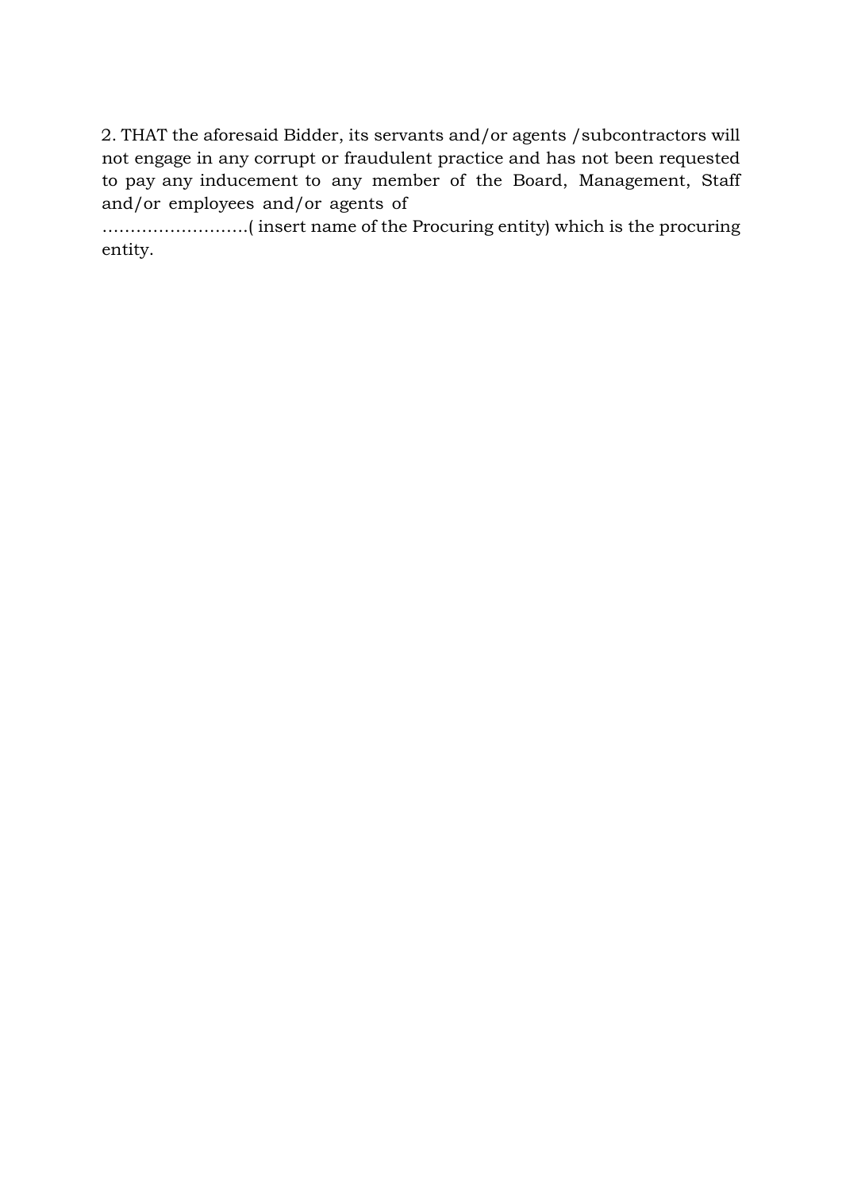2. THAT the aforesaid Bidder, its servants and/or agents /subcontractors will not engage in any corrupt or fraudulent practice and has not been requested to pay any inducement to any member of the Board, Management, Staff and/or employees and/or agents of ……………………..( insert name of the Procuring entity) which is the procuring entity.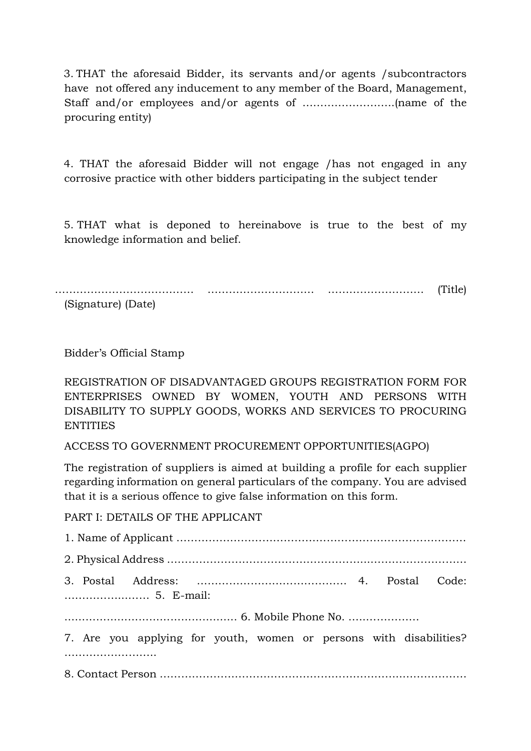3. THAT the aforesaid Bidder, its servants and/or agents /subcontractors have not offered any inducement to any member of the Board, Management, Staff and/or employees and/or agents of ……………………..(name of the procuring entity)

4. THAT the aforesaid Bidder will not engage /has not engaged in any corrosive practice with other bidders participating in the subject tender

5. THAT what is deponed to hereinabove is true to the best of my knowledge information and belief.

………………………………… ………………………… ……………………… (Title) (Signature) (Date)

Bidder's Official Stamp

REGISTRATION OF DISADVANTAGED GROUPS REGISTRATION FORM FOR ENTERPRISES OWNED BY WOMEN, YOUTH AND PERSONS WITH DISABILITY TO SUPPLY GOODS, WORKS AND SERVICES TO PROCURING ENTITIES

ACCESS TO GOVERNMENT PROCUREMENT OPPORTUNITIES(AGPO)

The registration of suppliers is aimed at building a profile for each supplier regarding information on general particulars of the company. You are advised that it is a serious offence to give false information on this form.

PART I: DETAILS OF THE APPLICANT

1. Name of Applicant ………………………………………………………………………

2. Physical Address …………………………………………………………………………

3. Postal Address: …………………………………… 4. Postal Code: …………………… 5. E-mail:

………………………………………… 6. Mobile Phone No. ………………..

7. Are you applying for youth, women or persons with disabilities? ……………………..

8. Contact Person ……………………………………………………………………………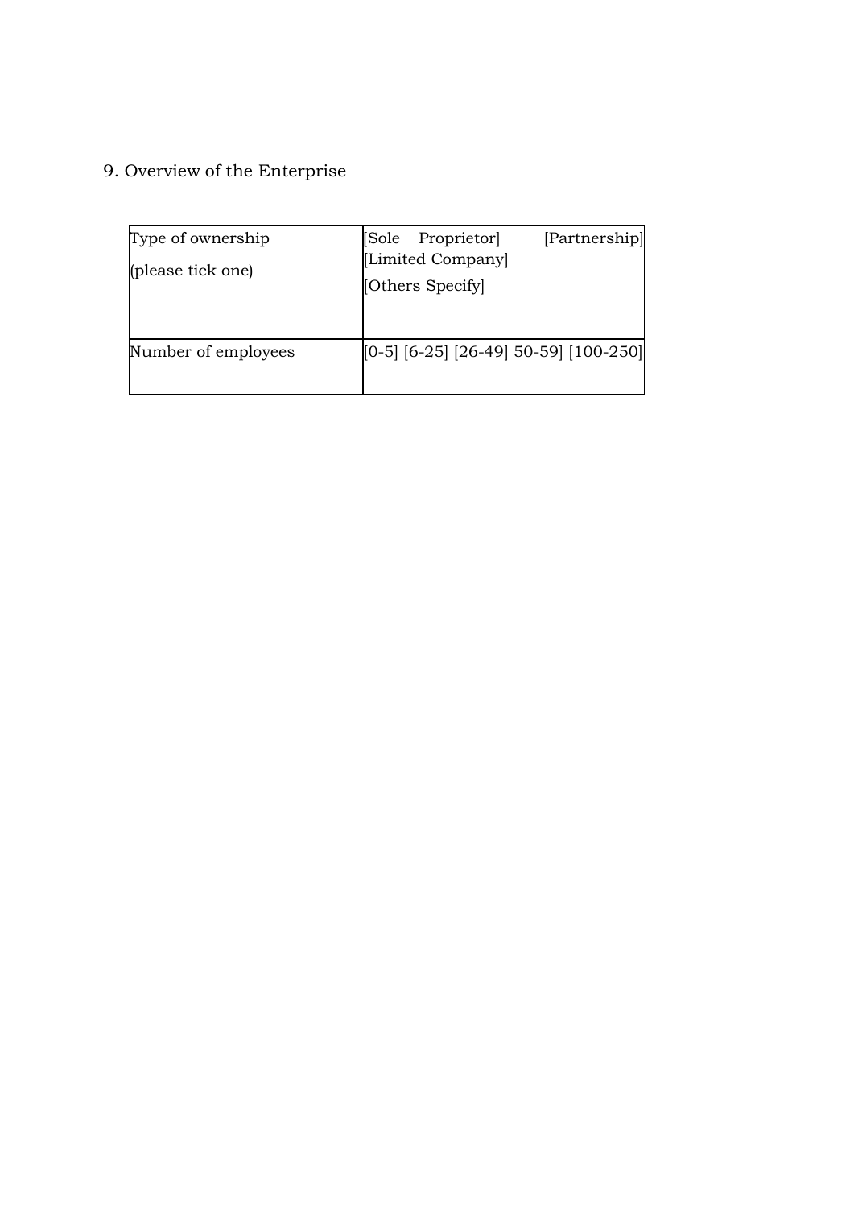9. Overview of the Enterprise

| Type of ownership (please tick one) | [Sole Proprietor] [Partnership] [Limited Company] [Others Specify] |
|---|---|
| Number of employees | [0-5] [6-25] [26-49] 50-59] [100-250] |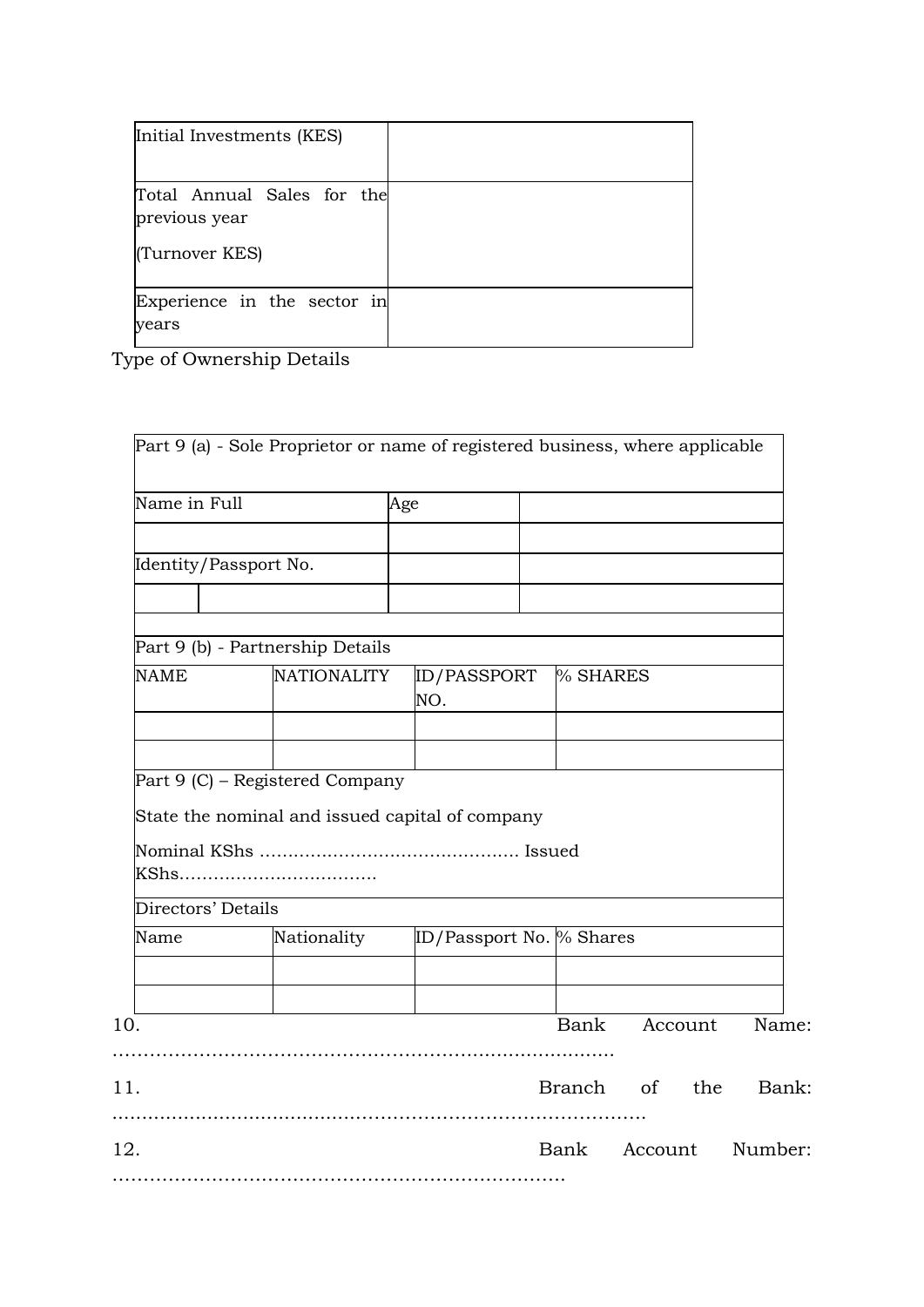| Initial Investments (KES) | |
| --- | --- |
| Total Annual Sales for the previous year<br><br>(Turnover KES) | |
| Experience in the sector in years | |

Type of Ownership Details

| Part 9 (a) - Sole Proprietor or name of registered business, where applicable | | | |
| --- | --- | --- | --- |
| Name in Full | | Age | |
| | | | |
| Identity/Passport No. | | | |
| | | | |
| | | | |

| Part 9 (b) - Partnership Details | | | |
| --- | --- | --- | --- |
| NAME | NATIONALITY | ID/PASSPORT NO. | % SHARES |
| | | | |
| | | | |

Part 9 (C) – Registered Company

State the nominal and issued capital of company

Nominal KShs ……………………………………… Issued KShs…………………………….

| Directors' Details | | | |
| --- | --- | --- | --- |
| Name | Nationality | ID/Passport No. | % Shares |
| | | | |
| | | | |

10. Bank Account Name: ……………………………………………………………………….

11. Branch of the Bank: ……………………………………………………………………….

12. Bank Account Number: ……………………………………………………………….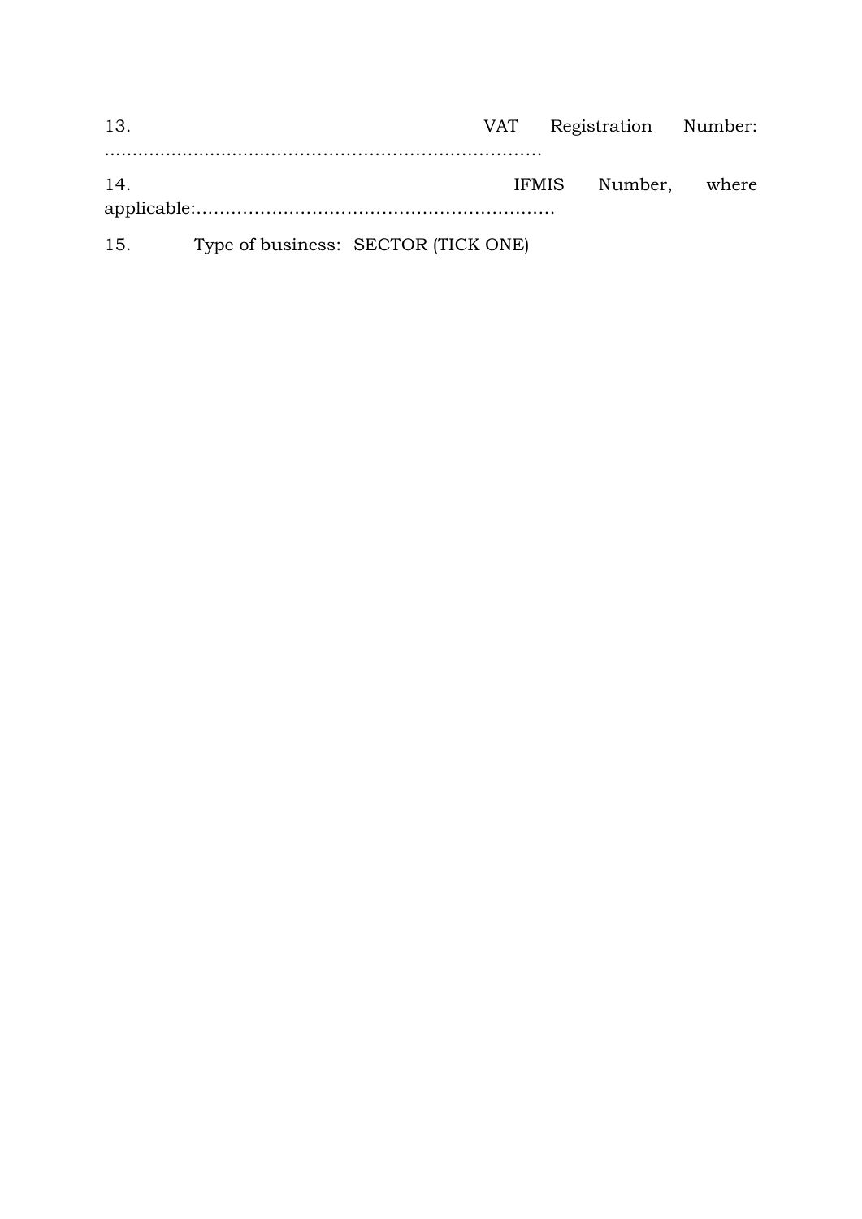13. VAT Registration Number: …………………………………………………………………

14. IFMIS Number, where applicable:……………………………………………………

15. Type of business: SECTOR (TICK ONE)